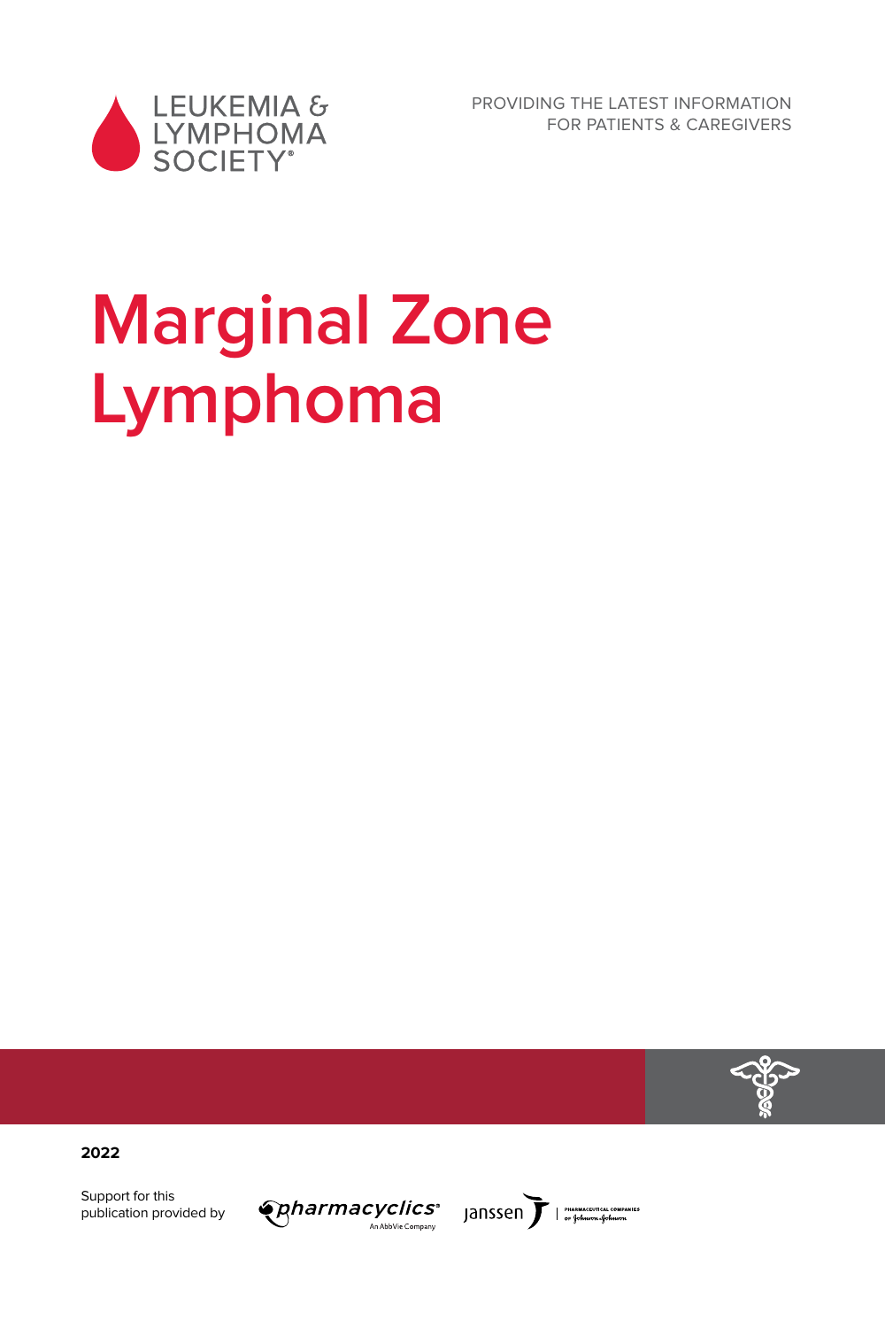LEUKEMIA & LYMPHOMA SOCIETY®

PROVIDING THE LATEST INFORMATION FOR PATIENTS & CAREGIVERS

# Marginal Zone Lymphoma

**2022**

Support for this publication provided by pharmacyclics® An AbbVie Company, Janssen Pharmaceutical Companies of Johnson & Johnson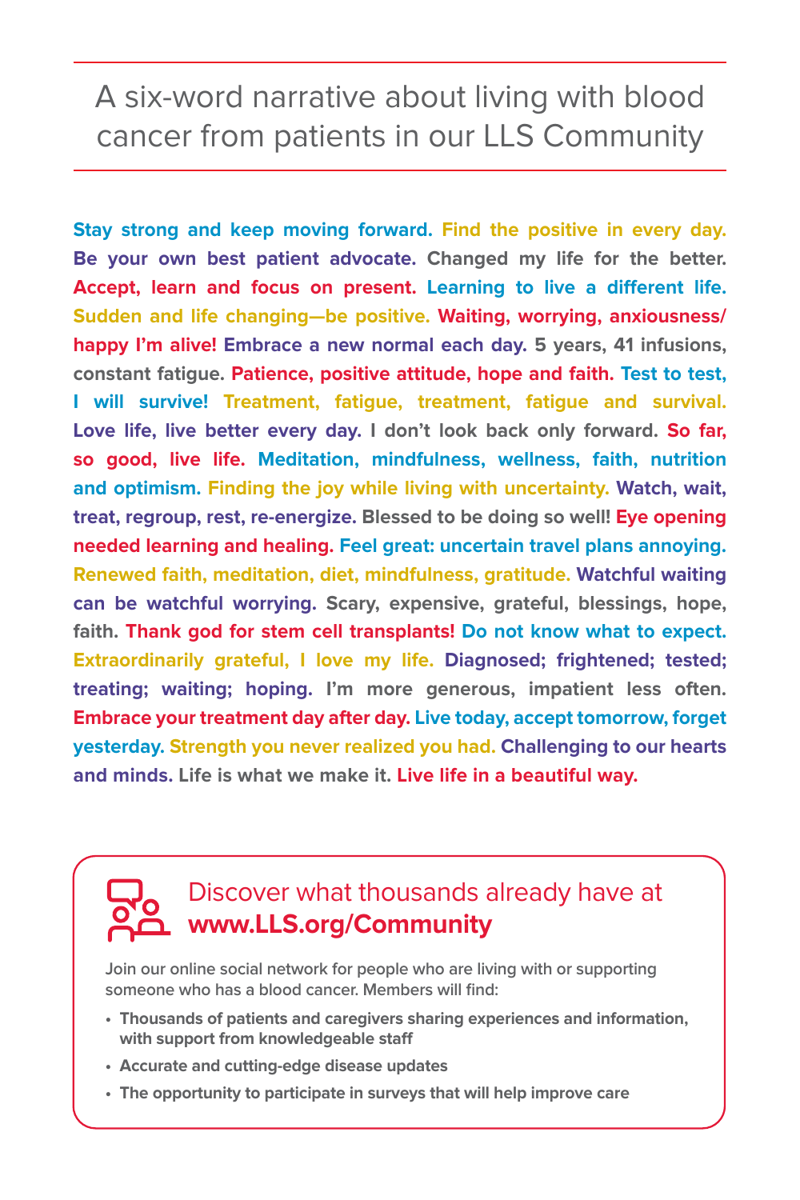# A six-word narrative about living with blood cancer from patients in our LLS Community

Stay strong and keep moving forward. Find the positive in every day. Be your own best patient advocate. Changed my life for the better. Accept, learn and focus on present. Learning to live a different life. Sudden and life changing—be positive. Waiting, worrying, anxiousness/happy I'm alive! Embrace a new normal each day. 5 years, 41 infusions, constant fatigue. Patience, positive attitude, hope and faith. Test to test, I will survive! Treatment, fatigue, treatment, fatigue and survival. Love life, live better every day. I don't look back only forward. So far, so good, live life. Meditation, mindfulness, wellness, faith, nutrition and optimism. Finding the joy while living with uncertainty. Watch, wait, treat, regroup, rest, re-energize. Blessed to be doing so well! Eye opening needed learning and healing. Feel great: uncertain travel plans annoying. Renewed faith, meditation, diet, mindfulness, gratitude. Watchful waiting can be watchful worrying. Scary, expensive, grateful, blessings, hope, faith. Thank god for stem cell transplants! Do not know what to expect. Extraordinarily grateful, I love my life. Diagnosed; frightened; tested; treating; waiting; hoping. I'm more generous, impatient less often. Embrace your treatment day after day. Live today, accept tomorrow, forget yesterday. Strength you never realized you had. Challenging to our hearts and minds. Life is what we make it. Live life in a beautiful way.

## Discover what thousands already have at **www.LLS.org/Community**

Join our online social network for people who are living with or supporting someone who has a blood cancer. Members will find:

- **Thousands of patients and caregivers sharing experiences and information, with support from knowledgeable staff**
- **Accurate and cutting-edge disease updates**
- **The opportunity to participate in surveys that will help improve care**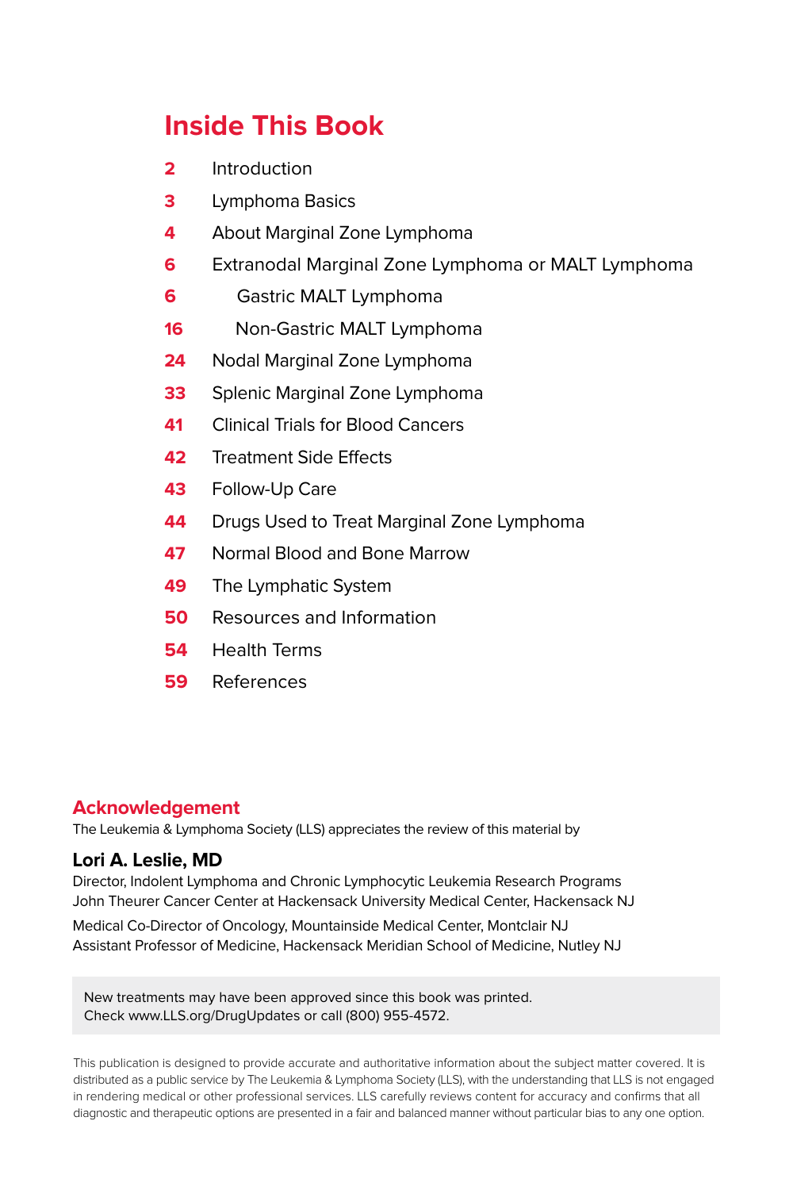# Inside This Book

| | |
|---|---|
| **2** | Introduction |
| **3** | Lymphoma Basics |
| **4** | About Marginal Zone Lymphoma |
| **6** | Extranodal Marginal Zone Lymphoma or MALT Lymphoma |
| **6** | Gastric MALT Lymphoma |
| **16** | Non-Gastric MALT Lymphoma |
| **24** | Nodal Marginal Zone Lymphoma |
| **33** | Splenic Marginal Zone Lymphoma |
| **41** | Clinical Trials for Blood Cancers |
| **42** | Treatment Side Effects |
| **43** | Follow-Up Care |
| **44** | Drugs Used to Treat Marginal Zone Lymphoma |
| **47** | Normal Blood and Bone Marrow |
| **49** | The Lymphatic System |
| **50** | Resources and Information |
| **54** | Health Terms |
| **59** | References |

## Acknowledgement

The Leukemia & Lymphoma Society (LLS) appreciates the review of this material by

**Lori A. Leslie, MD**

Director, Indolent Lymphoma and Chronic Lymphocytic Leukemia Research Programs
John Theurer Cancer Center at Hackensack University Medical Center, Hackensack NJ

Medical Co-Director of Oncology, Mountainside Medical Center, Montclair NJ
Assistant Professor of Medicine, Hackensack Meridian School of Medicine, Nutley NJ

New treatments may have been approved since this book was printed.
Check www.LLS.org/DrugUpdates or call (800) 955-4572.

This publication is designed to provide accurate and authoritative information about the subject matter covered. It is distributed as a public service by The Leukemia & Lymphoma Society (LLS), with the understanding that LLS is not engaged in rendering medical or other professional services. LLS carefully reviews content for accuracy and confirms that all diagnostic and therapeutic options are presented in a fair and balanced manner without particular bias to any one option.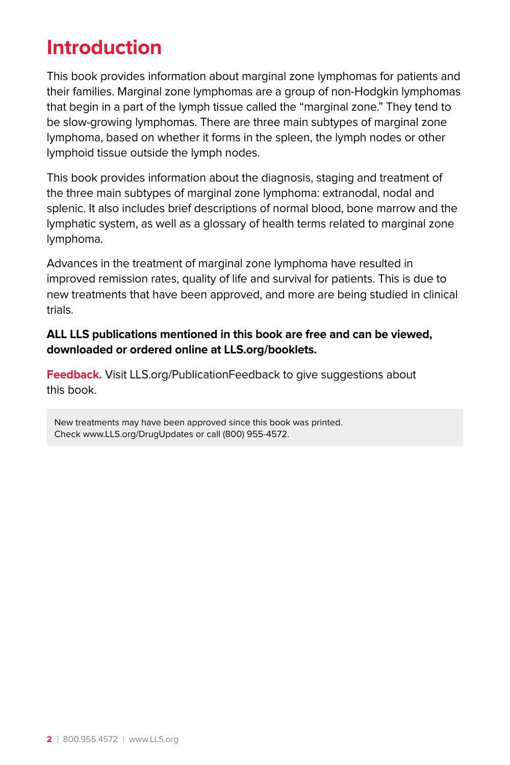# Introduction

This book provides information about marginal zone lymphomas for patients and their families. Marginal zone lymphomas are a group of non-Hodgkin lymphomas that begin in a part of the lymph tissue called the "marginal zone." They tend to be slow-growing lymphomas. There are three main subtypes of marginal zone lymphoma, based on whether it forms in the spleen, the lymph nodes or other lymphoid tissue outside the lymph nodes.

This book provides information about the diagnosis, staging and treatment of the three main subtypes of marginal zone lymphoma: extranodal, nodal and splenic. It also includes brief descriptions of normal blood, bone marrow and the lymphatic system, as well as a glossary of health terms related to marginal zone lymphoma.

Advances in the treatment of marginal zone lymphoma have resulted in improved remission rates, quality of life and survival for patients. This is due to new treatments that have been approved, and more are being studied in clinical trials.

**ALL LLS publications mentioned in this book are free and can be viewed, downloaded or ordered online at LLS.org/booklets.**

**Feedback.** Visit LLS.org/PublicationFeedback to give suggestions about this book.

New treatments may have been approved since this book was printed. Check www.LLS.org/DrugUpdates or call (800) 955-4572.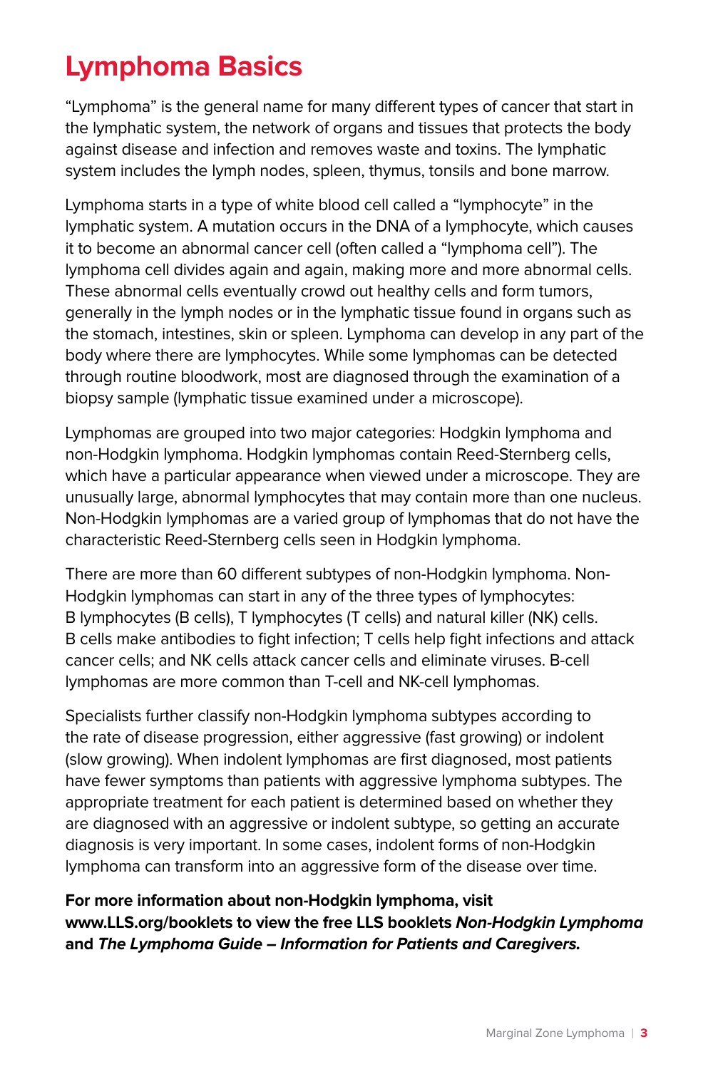# Lymphoma Basics

"Lymphoma" is the general name for many different types of cancer that start in the lymphatic system, the network of organs and tissues that protects the body against disease and infection and removes waste and toxins. The lymphatic system includes the lymph nodes, spleen, thymus, tonsils and bone marrow.

Lymphoma starts in a type of white blood cell called a "lymphocyte" in the lymphatic system. A mutation occurs in the DNA of a lymphocyte, which causes it to become an abnormal cancer cell (often called a "lymphoma cell"). The lymphoma cell divides again and again, making more and more abnormal cells. These abnormal cells eventually crowd out healthy cells and form tumors, generally in the lymph nodes or in the lymphatic tissue found in organs such as the stomach, intestines, skin or spleen. Lymphoma can develop in any part of the body where there are lymphocytes. While some lymphomas can be detected through routine bloodwork, most are diagnosed through the examination of a biopsy sample (lymphatic tissue examined under a microscope).

Lymphomas are grouped into two major categories: Hodgkin lymphoma and non-Hodgkin lymphoma. Hodgkin lymphomas contain Reed-Sternberg cells, which have a particular appearance when viewed under a microscope. They are unusually large, abnormal lymphocytes that may contain more than one nucleus. Non-Hodgkin lymphomas are a varied group of lymphomas that do not have the characteristic Reed-Sternberg cells seen in Hodgkin lymphoma.

There are more than 60 different subtypes of non-Hodgkin lymphoma. Non-Hodgkin lymphomas can start in any of the three types of lymphocytes: B lymphocytes (B cells), T lymphocytes (T cells) and natural killer (NK) cells. B cells make antibodies to fight infection; T cells help fight infections and attack cancer cells; and NK cells attack cancer cells and eliminate viruses. B-cell lymphomas are more common than T-cell and NK-cell lymphomas.

Specialists further classify non-Hodgkin lymphoma subtypes according to the rate of disease progression, either aggressive (fast growing) or indolent (slow growing). When indolent lymphomas are first diagnosed, most patients have fewer symptoms than patients with aggressive lymphoma subtypes. The appropriate treatment for each patient is determined based on whether they are diagnosed with an aggressive or indolent subtype, so getting an accurate diagnosis is very important. In some cases, indolent forms of non-Hodgkin lymphoma can transform into an aggressive form of the disease over time.

**For more information about non-Hodgkin lymphoma, visit www.LLS.org/booklets to view the free LLS booklets *Non-Hodgkin Lymphoma* and *The Lymphoma Guide – Information for Patients and Caregivers.***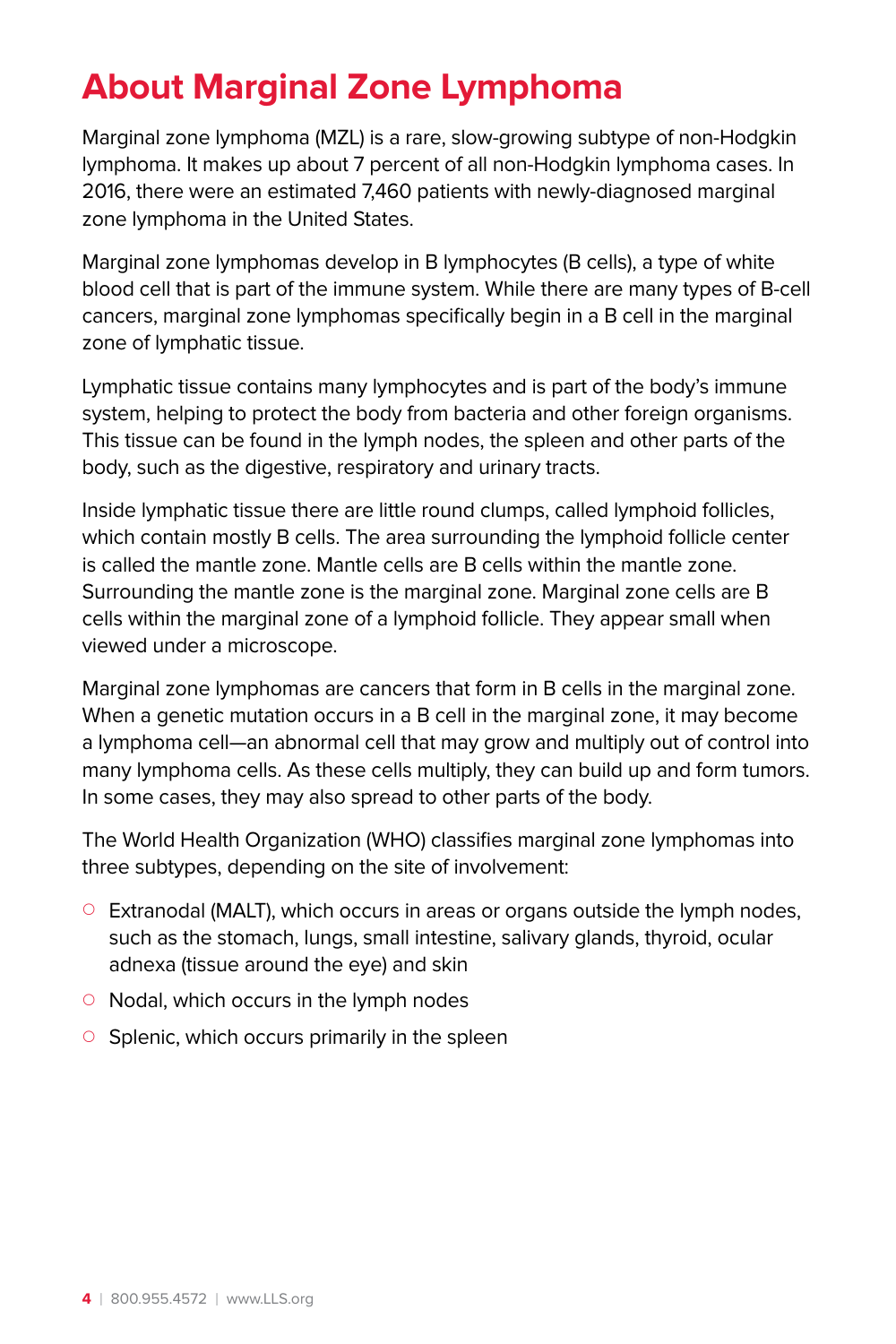# About Marginal Zone Lymphoma

Marginal zone lymphoma (MZL) is a rare, slow-growing subtype of non-Hodgkin lymphoma. It makes up about 7 percent of all non-Hodgkin lymphoma cases. In 2016, there were an estimated 7,460 patients with newly-diagnosed marginal zone lymphoma in the United States.

Marginal zone lymphomas develop in B lymphocytes (B cells), a type of white blood cell that is part of the immune system. While there are many types of B-cell cancers, marginal zone lymphomas specifically begin in a B cell in the marginal zone of lymphatic tissue.

Lymphatic tissue contains many lymphocytes and is part of the body's immune system, helping to protect the body from bacteria and other foreign organisms. This tissue can be found in the lymph nodes, the spleen and other parts of the body, such as the digestive, respiratory and urinary tracts.

Inside lymphatic tissue there are little round clumps, called lymphoid follicles, which contain mostly B cells. The area surrounding the lymphoid follicle center is called the mantle zone. Mantle cells are B cells within the mantle zone. Surrounding the mantle zone is the marginal zone. Marginal zone cells are B cells within the marginal zone of a lymphoid follicle. They appear small when viewed under a microscope.

Marginal zone lymphomas are cancers that form in B cells in the marginal zone. When a genetic mutation occurs in a B cell in the marginal zone, it may become a lymphoma cell—an abnormal cell that may grow and multiply out of control into many lymphoma cells. As these cells multiply, they can build up and form tumors. In some cases, they may also spread to other parts of the body.

The World Health Organization (WHO) classifies marginal zone lymphomas into three subtypes, depending on the site of involvement:

- Extranodal (MALT), which occurs in areas or organs outside the lymph nodes, such as the stomach, lungs, small intestine, salivary glands, thyroid, ocular adnexa (tissue around the eye) and skin
- Nodal, which occurs in the lymph nodes
- Splenic, which occurs primarily in the spleen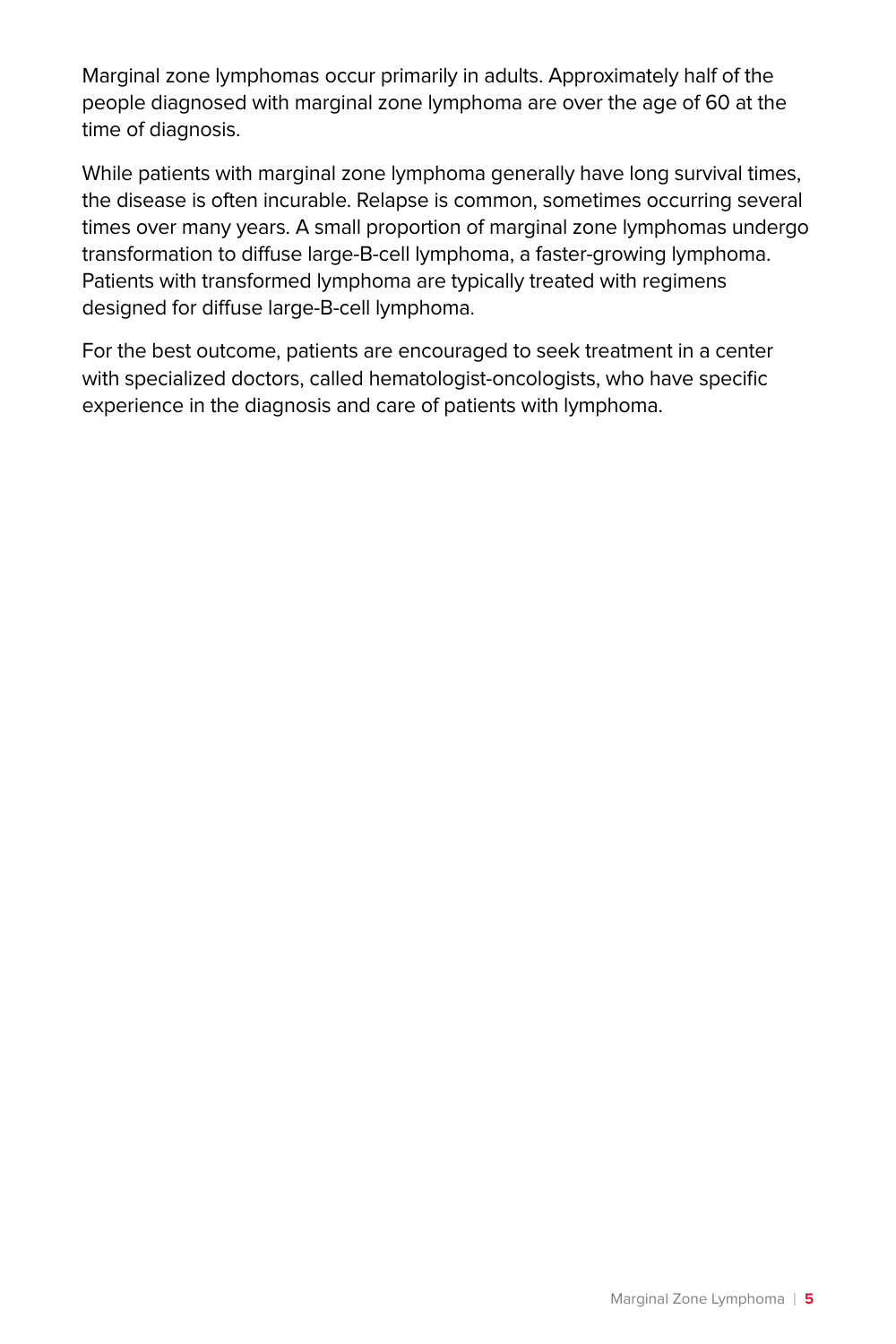Marginal zone lymphomas occur primarily in adults. Approximately half of the people diagnosed with marginal zone lymphoma are over the age of 60 at the time of diagnosis.

While patients with marginal zone lymphoma generally have long survival times, the disease is often incurable. Relapse is common, sometimes occurring several times over many years. A small proportion of marginal zone lymphomas undergo transformation to diffuse large-B-cell lymphoma, a faster-growing lymphoma. Patients with transformed lymphoma are typically treated with regimens designed for diffuse large-B-cell lymphoma.

For the best outcome, patients are encouraged to seek treatment in a center with specialized doctors, called hematologist-oncologists, who have specific experience in the diagnosis and care of patients with lymphoma.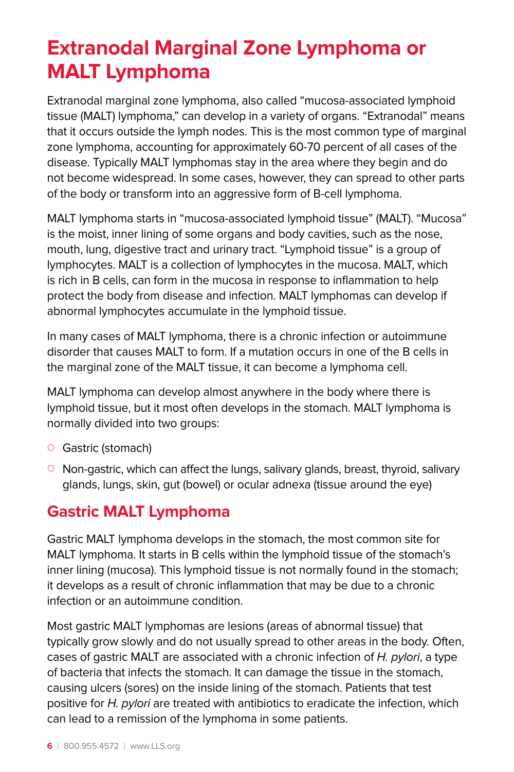# Extranodal Marginal Zone Lymphoma or MALT Lymphoma

Extranodal marginal zone lymphoma, also called "mucosa-associated lymphoid tissue (MALT) lymphoma," can develop in a variety of organs. "Extranodal" means that it occurs outside the lymph nodes. This is the most common type of marginal zone lymphoma, accounting for approximately 60-70 percent of all cases of the disease. Typically MALT lymphomas stay in the area where they begin and do not become widespread. In some cases, however, they can spread to other parts of the body or transform into an aggressive form of B-cell lymphoma.

MALT lymphoma starts in "mucosa-associated lymphoid tissue" (MALT). "Mucosa" is the moist, inner lining of some organs and body cavities, such as the nose, mouth, lung, digestive tract and urinary tract. "Lymphoid tissue" is a group of lymphocytes. MALT is a collection of lymphocytes in the mucosa. MALT, which is rich in B cells, can form in the mucosa in response to inflammation to help protect the body from disease and infection. MALT lymphomas can develop if abnormal lymphocytes accumulate in the lymphoid tissue.

In many cases of MALT lymphoma, there is a chronic infection or autoimmune disorder that causes MALT to form. If a mutation occurs in one of the B cells in the marginal zone of the MALT tissue, it can become a lymphoma cell.

MALT lymphoma can develop almost anywhere in the body where there is lymphoid tissue, but it most often develops in the stomach. MALT lymphoma is normally divided into two groups:

- Gastric (stomach)
- Non-gastric, which can affect the lungs, salivary glands, breast, thyroid, salivary glands, lungs, skin, gut (bowel) or ocular adnexa (tissue around the eye)

## Gastric MALT Lymphoma

Gastric MALT lymphoma develops in the stomach, the most common site for MALT lymphoma. It starts in B cells within the lymphoid tissue of the stomach's inner lining (mucosa). This lymphoid tissue is not normally found in the stomach; it develops as a result of chronic inflammation that may be due to a chronic infection or an autoimmune condition.

Most gastric MALT lymphomas are lesions (areas of abnormal tissue) that typically grow slowly and do not usually spread to other areas in the body. Often, cases of gastric MALT are associated with a chronic infection of *H. pylori*, a type of bacteria that infects the stomach. It can damage the tissue in the stomach, causing ulcers (sores) on the inside lining of the stomach. Patients that test positive for *H. pylori* are treated with antibiotics to eradicate the infection, which can lead to a remission of the lymphoma in some patients.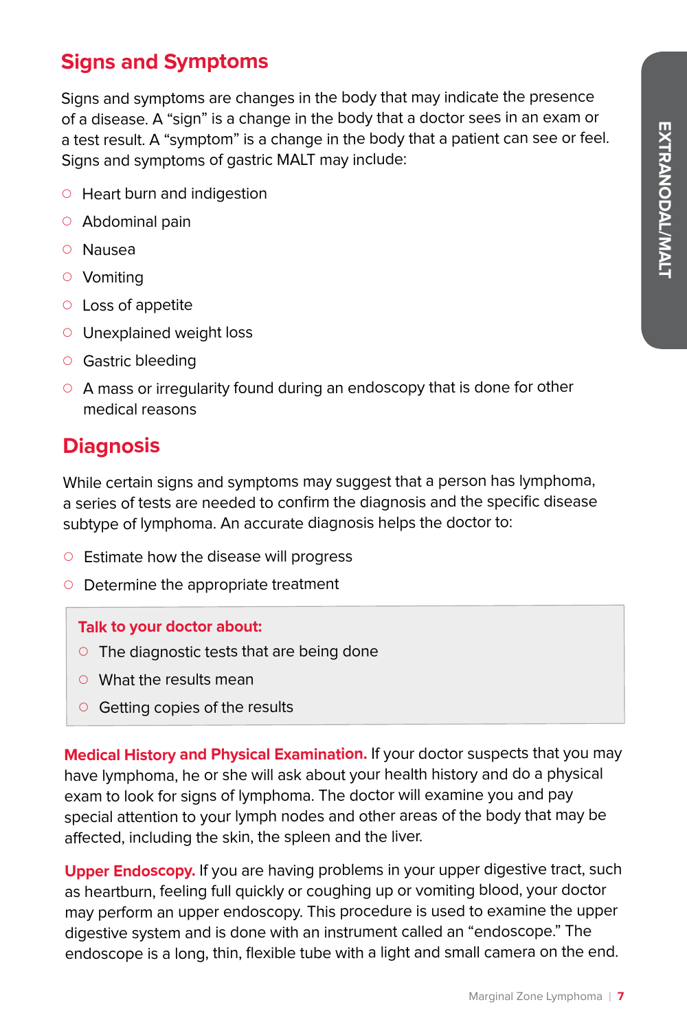## Signs and Symptoms

Signs and symptoms are changes in the body that may indicate the presence of a disease. A "sign" is a change in the body that a doctor sees in an exam or a test result. A "symptom" is a change in the body that a patient can see or feel. Signs and symptoms of gastric MALT may include:

- Heart burn and indigestion
- Abdominal pain
- Nausea
- Vomiting
- Loss of appetite
- Unexplained weight loss
- Gastric bleeding
- A mass or irregularity found during an endoscopy that is done for other medical reasons

## Diagnosis

While certain signs and symptoms may suggest that a person has lymphoma, a series of tests are needed to confirm the diagnosis and the specific disease subtype of lymphoma. An accurate diagnosis helps the doctor to:

- Estimate how the disease will progress
- Determine the appropriate treatment

**Talk to your doctor about:**

- The diagnostic tests that are being done
- What the results mean
- Getting copies of the results

**Medical History and Physical Examination.** If your doctor suspects that you may have lymphoma, he or she will ask about your health history and do a physical exam to look for signs of lymphoma. The doctor will examine you and pay special attention to your lymph nodes and other areas of the body that may be affected, including the skin, the spleen and the liver.

**Upper Endoscopy.** If you are having problems in your upper digestive tract, such as heartburn, feeling full quickly or coughing up or vomiting blood, your doctor may perform an upper endoscopy. This procedure is used to examine the upper digestive system and is done with an instrument called an "endoscope." The endoscope is a long, thin, flexible tube with a light and small camera on the end.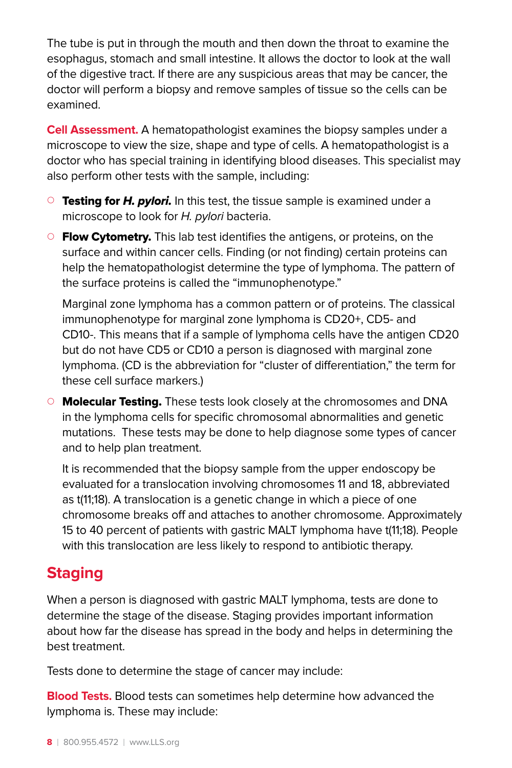The tube is put in through the mouth and then down the throat to examine the esophagus, stomach and small intestine. It allows the doctor to look at the wall of the digestive tract. If there are any suspicious areas that may be cancer, the doctor will perform a biopsy and remove samples of tissue so the cells can be examined.

**Cell Assessment.** A hematopathologist examines the biopsy samples under a microscope to view the size, shape and type of cells. A hematopathologist is a doctor who has special training in identifying blood diseases. This specialist may also perform other tests with the sample, including:

- **Testing for *H. pylori*.** In this test, the tissue sample is examined under a microscope to look for *H. pylori* bacteria.
- **Flow Cytometry.** This lab test identifies the antigens, or proteins, on the surface and within cancer cells. Finding (or not finding) certain proteins can help the hematopathologist determine the type of lymphoma. The pattern of the surface proteins is called the "immunophenotype."

  Marginal zone lymphoma has a common pattern or of proteins. The classical immunophenotype for marginal zone lymphoma is CD20+, CD5- and CD10-. This means that if a sample of lymphoma cells have the antigen CD20 but do not have CD5 or CD10 a person is diagnosed with marginal zone lymphoma. (CD is the abbreviation for "cluster of differentiation," the term for these cell surface markers.)
- **Molecular Testing.** These tests look closely at the chromosomes and DNA in the lymphoma cells for specific chromosomal abnormalities and genetic mutations. These tests may be done to help diagnose some types of cancer and to help plan treatment.

  It is recommended that the biopsy sample from the upper endoscopy be evaluated for a translocation involving chromosomes 11 and 18, abbreviated as t(11;18). A translocation is a genetic change in which a piece of one chromosome breaks off and attaches to another chromosome. Approximately 15 to 40 percent of patients with gastric MALT lymphoma have t(11;18). People with this translocation are less likely to respond to antibiotic therapy.

## Staging

When a person is diagnosed with gastric MALT lymphoma, tests are done to determine the stage of the disease. Staging provides important information about how far the disease has spread in the body and helps in determining the best treatment.

Tests done to determine the stage of cancer may include:

**Blood Tests.** Blood tests can sometimes help determine how advanced the lymphoma is. These may include: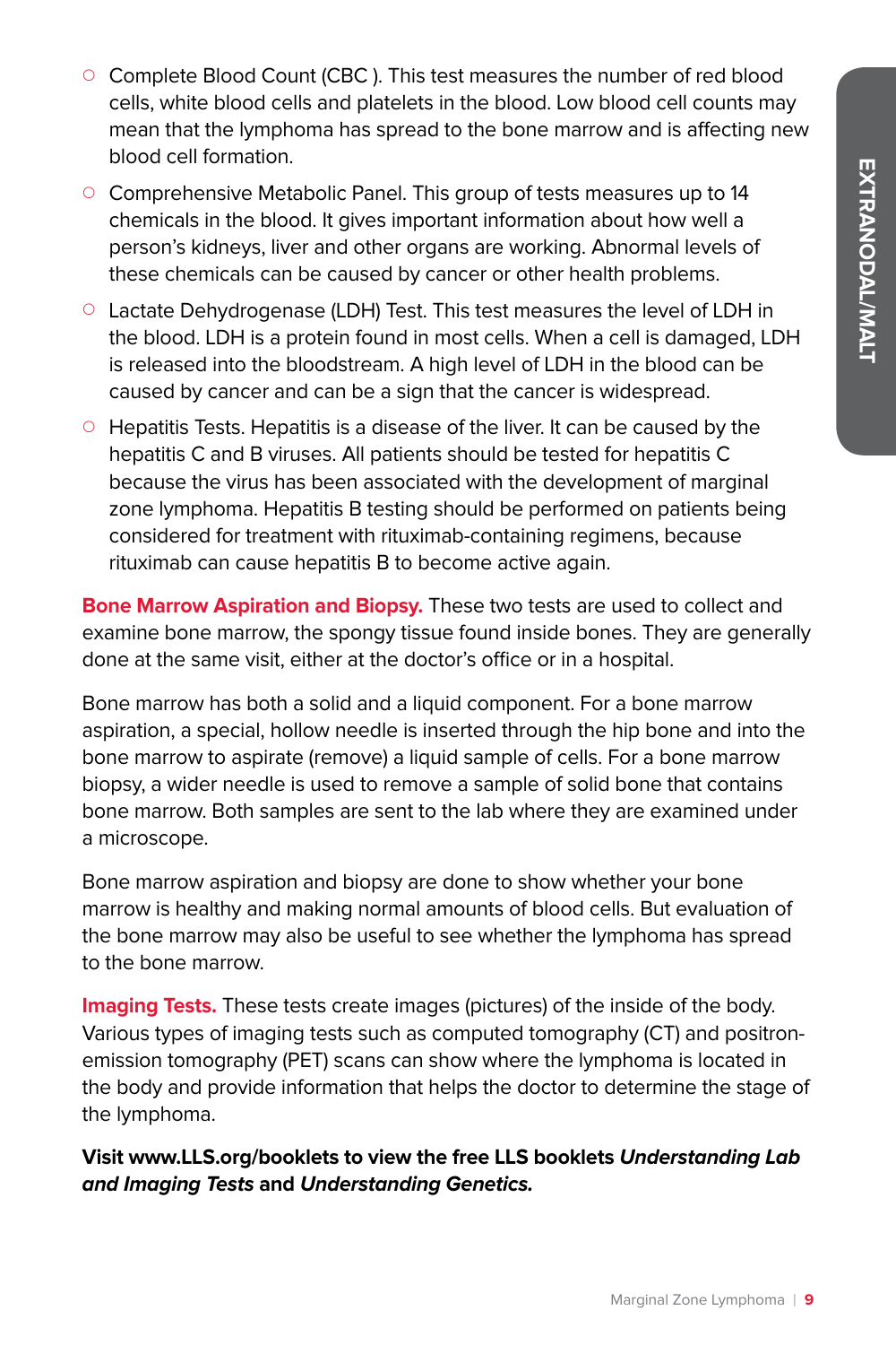- Complete Blood Count (CBC ). This test measures the number of red blood cells, white blood cells and platelets in the blood. Low blood cell counts may mean that the lymphoma has spread to the bone marrow and is affecting new blood cell formation.
- Comprehensive Metabolic Panel. This group of tests measures up to 14 chemicals in the blood. It gives important information about how well a person's kidneys, liver and other organs are working. Abnormal levels of these chemicals can be caused by cancer or other health problems.
- Lactate Dehydrogenase (LDH) Test. This test measures the level of LDH in the blood. LDH is a protein found in most cells. When a cell is damaged, LDH is released into the bloodstream. A high level of LDH in the blood can be caused by cancer and can be a sign that the cancer is widespread.
- Hepatitis Tests. Hepatitis is a disease of the liver. It can be caused by the hepatitis C and B viruses. All patients should be tested for hepatitis C because the virus has been associated with the development of marginal zone lymphoma. Hepatitis B testing should be performed on patients being considered for treatment with rituximab-containing regimens, because rituximab can cause hepatitis B to become active again.

**Bone Marrow Aspiration and Biopsy.** These two tests are used to collect and examine bone marrow, the spongy tissue found inside bones. They are generally done at the same visit, either at the doctor's office or in a hospital.

Bone marrow has both a solid and a liquid component. For a bone marrow aspiration, a special, hollow needle is inserted through the hip bone and into the bone marrow to aspirate (remove) a liquid sample of cells. For a bone marrow biopsy, a wider needle is used to remove a sample of solid bone that contains bone marrow. Both samples are sent to the lab where they are examined under a microscope.

Bone marrow aspiration and biopsy are done to show whether your bone marrow is healthy and making normal amounts of blood cells. But evaluation of the bone marrow may also be useful to see whether the lymphoma has spread to the bone marrow.

**Imaging Tests.** These tests create images (pictures) of the inside of the body. Various types of imaging tests such as computed tomography (CT) and positron-emission tomography (PET) scans can show where the lymphoma is located in the body and provide information that helps the doctor to determine the stage of the lymphoma.

**Visit www.LLS.org/booklets to view the free LLS booklets *Understanding Lab and Imaging Tests* and *Understanding Genetics.***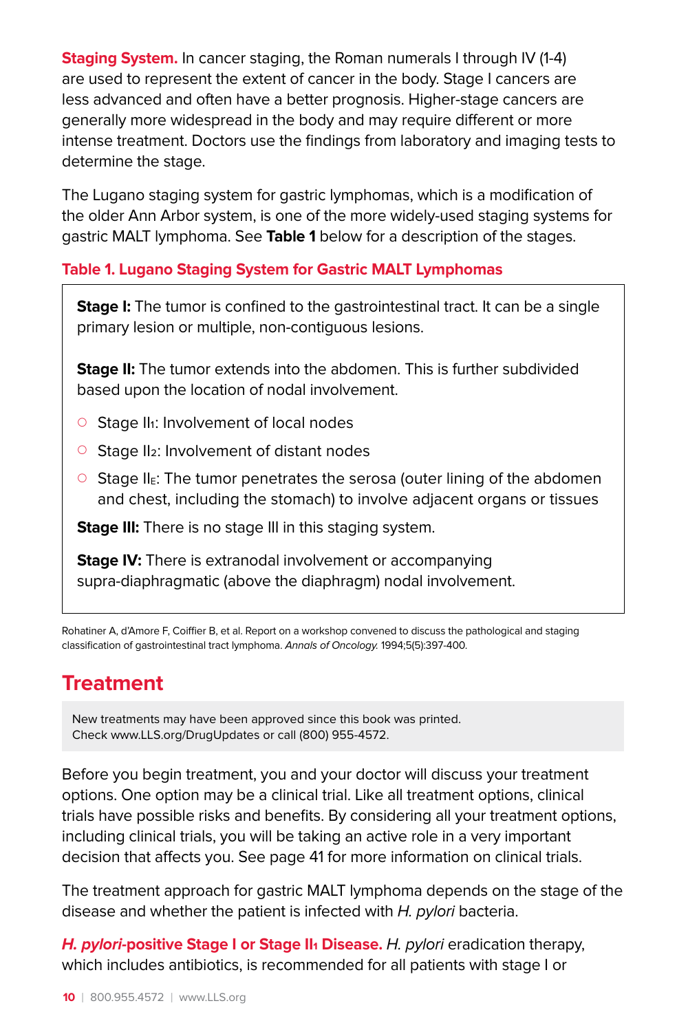**Staging System.** In cancer staging, the Roman numerals I through IV (1-4) are used to represent the extent of cancer in the body. Stage I cancers are less advanced and often have a better prognosis. Higher-stage cancers are generally more widespread in the body and may require different or more intense treatment. Doctors use the findings from laboratory and imaging tests to determine the stage.

The Lugano staging system for gastric lymphomas, which is a modification of the older Ann Arbor system, is one of the more widely-used staging systems for gastric MALT lymphoma. See **Table 1** below for a description of the stages.

**Table 1. Lugano Staging System for Gastric MALT Lymphomas**

**Stage I:** The tumor is confined to the gastrointestinal tract. It can be a single primary lesion or multiple, non-contiguous lesions.

**Stage II:** The tumor extends into the abdomen. This is further subdivided based upon the location of nodal involvement.

- Stage $II_1$: Involvement of local nodes
- Stage $II_2$: Involvement of distant nodes
- Stage $II_E$: The tumor penetrates the serosa (outer lining of the abdomen and chest, including the stomach) to involve adjacent organs or tissues

**Stage III:** There is no stage III in this staging system.

**Stage IV:** There is extranodal involvement or accompanying supra-diaphragmatic (above the diaphragm) nodal involvement.

Rohatiner A, d'Amore F, Coiffier B, et al. Report on a workshop convened to discuss the pathological and staging classification of gastrointestinal tract lymphoma. *Annals of Oncology.* 1994;5(5):397-400.

## Treatment

New treatments may have been approved since this book was printed. Check www.LLS.org/DrugUpdates or call (800) 955-4572.

Before you begin treatment, you and your doctor will discuss your treatment options. One option may be a clinical trial. Like all treatment options, clinical trials have possible risks and benefits. By considering all your treatment options, including clinical trials, you will be taking an active role in a very important decision that affects you. See page 41 for more information on clinical trials.

The treatment approach for gastric MALT lymphoma depends on the stage of the disease and whether the patient is infected with *H. pylori* bacteria.

***H. pylori*-positive Stage I or Stage $II_1$ Disease.** *H. pylori* eradication therapy, which includes antibiotics, is recommended for all patients with stage I or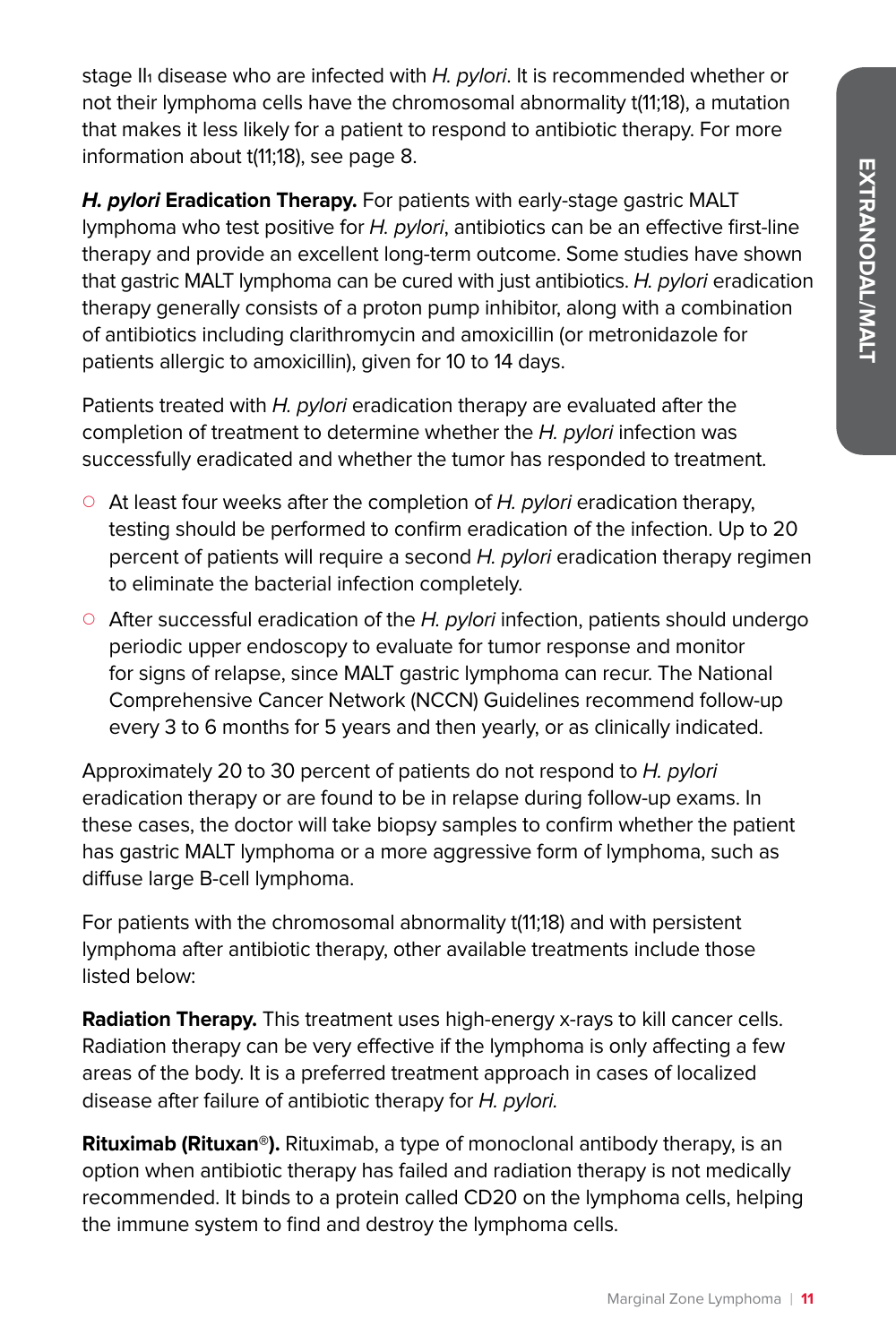stage $II_1$ disease who are infected with *H. pylori*. It is recommended whether or not their lymphoma cells have the chromosomal abnormality t(11;18), a mutation that makes it less likely for a patient to respond to antibiotic therapy. For more information about t(11;18), see page 8.

***H. pylori* Eradication Therapy.** For patients with early-stage gastric MALT lymphoma who test positive for *H. pylori*, antibiotics can be an effective first-line therapy and provide an excellent long-term outcome. Some studies have shown that gastric MALT lymphoma can be cured with just antibiotics. *H. pylori* eradication therapy generally consists of a proton pump inhibitor, along with a combination of antibiotics including clarithromycin and amoxicillin (or metronidazole for patients allergic to amoxicillin), given for 10 to 14 days.

Patients treated with *H. pylori* eradication therapy are evaluated after the completion of treatment to determine whether the *H. pylori* infection was successfully eradicated and whether the tumor has responded to treatment.

- At least four weeks after the completion of *H. pylori* eradication therapy, testing should be performed to confirm eradication of the infection. Up to 20 percent of patients will require a second *H. pylori* eradication therapy regimen to eliminate the bacterial infection completely.
- After successful eradication of the *H. pylori* infection, patients should undergo periodic upper endoscopy to evaluate for tumor response and monitor for signs of relapse, since MALT gastric lymphoma can recur. The National Comprehensive Cancer Network (NCCN) Guidelines recommend follow-up every 3 to 6 months for 5 years and then yearly, or as clinically indicated.

Approximately 20 to 30 percent of patients do not respond to *H. pylori* eradication therapy or are found to be in relapse during follow-up exams. In these cases, the doctor will take biopsy samples to confirm whether the patient has gastric MALT lymphoma or a more aggressive form of lymphoma, such as diffuse large B-cell lymphoma.

For patients with the chromosomal abnormality t(11;18) and with persistent lymphoma after antibiotic therapy, other available treatments include those listed below:

**Radiation Therapy.** This treatment uses high-energy x-rays to kill cancer cells. Radiation therapy can be very effective if the lymphoma is only affecting a few areas of the body. It is a preferred treatment approach in cases of localized disease after failure of antibiotic therapy for *H. pylori.*

**Rituximab (Rituxan®).** Rituximab, a type of monoclonal antibody therapy, is an option when antibiotic therapy has failed and radiation therapy is not medically recommended. It binds to a protein called CD20 on the lymphoma cells, helping the immune system to find and destroy the lymphoma cells.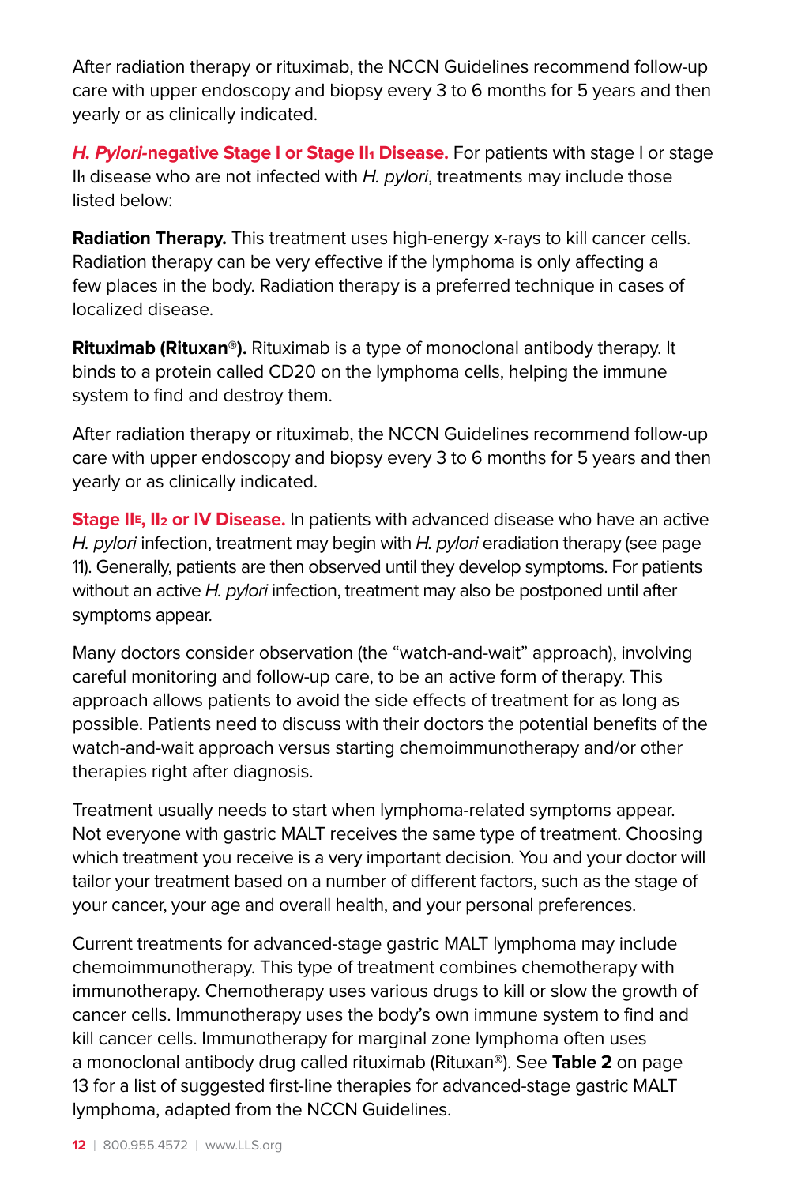After radiation therapy or rituximab, the NCCN Guidelines recommend follow-up care with upper endoscopy and biopsy every 3 to 6 months for 5 years and then yearly or as clinically indicated.

***H. Pylori*-negative Stage I or Stage II$_1$ Disease.** For patients with stage I or stage II$_1$ disease who are not infected with *H. pylori*, treatments may include those listed below:

**Radiation Therapy.** This treatment uses high-energy x-rays to kill cancer cells. Radiation therapy can be very effective if the lymphoma is only affecting a few places in the body. Radiation therapy is a preferred technique in cases of localized disease.

**Rituximab (Rituxan®).** Rituximab is a type of monoclonal antibody therapy. It binds to a protein called CD20 on the lymphoma cells, helping the immune system to find and destroy them.

After radiation therapy or rituximab, the NCCN Guidelines recommend follow-up care with upper endoscopy and biopsy every 3 to 6 months for 5 years and then yearly or as clinically indicated.

**Stage II$_E$, II$_2$ or IV Disease.** In patients with advanced disease who have an active *H. pylori* infection, treatment may begin with *H. pylori* eradiation therapy (see page 11). Generally, patients are then observed until they develop symptoms. For patients without an active *H. pylori* infection, treatment may also be postponed until after symptoms appear.

Many doctors consider observation (the "watch-and-wait" approach), involving careful monitoring and follow-up care, to be an active form of therapy. This approach allows patients to avoid the side effects of treatment for as long as possible. Patients need to discuss with their doctors the potential benefits of the watch-and-wait approach versus starting chemoimmunotherapy and/or other therapies right after diagnosis.

Treatment usually needs to start when lymphoma-related symptoms appear. Not everyone with gastric MALT receives the same type of treatment. Choosing which treatment you receive is a very important decision. You and your doctor will tailor your treatment based on a number of different factors, such as the stage of your cancer, your age and overall health, and your personal preferences.

Current treatments for advanced-stage gastric MALT lymphoma may include chemoimmunotherapy. This type of treatment combines chemotherapy with immunotherapy. Chemotherapy uses various drugs to kill or slow the growth of cancer cells. Immunotherapy uses the body's own immune system to find and kill cancer cells. Immunotherapy for marginal zone lymphoma often uses a monoclonal antibody drug called rituximab (Rituxan®). See **Table 2** on page 13 for a list of suggested first-line therapies for advanced-stage gastric MALT lymphoma, adapted from the NCCN Guidelines.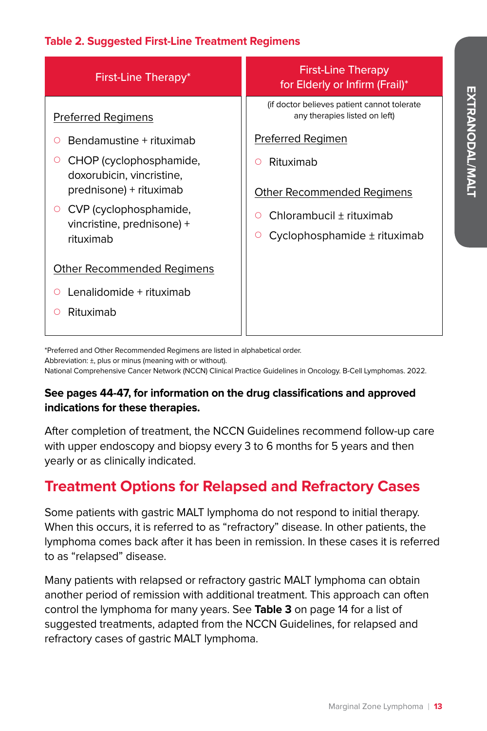**Table 2. Suggested First-Line Treatment Regimens**

| First-Line Therapy* | First-Line Therapy for Elderly or Infirm (Frail)* |
| --- | --- |
| | (if doctor believes patient cannot tolerate any therapies listed on left) |
| Preferred Regimens<br>○ Bendamustine + rituximab<br>○ CHOP (cyclophosphamide, doxorubicin, vincristine, prednisone) + rituximab<br>○ CVP (cyclophosphamide, vincristine, prednisone) + rituximab | Preferred Regimen<br>○ Rituximab |
| Other Recommended Regimens<br>○ Lenalidomide + rituximab<br>○ Rituximab | Other Recommended Regimens<br>○ Chlorambucil ± rituximab<br>○ Cyclophosphamide ± rituximab |

*Preferred and Other Recommended Regimens are listed in alphabetical order.
Abbreviation: ±, plus or minus (meaning with or without).
National Comprehensive Cancer Network (NCCN) Clinical Practice Guidelines in Oncology. B-Cell Lymphomas. 2022.

**See pages 44-47, for information on the drug classifications and approved indications for these therapies.**

After completion of treatment, the NCCN Guidelines recommend follow-up care with upper endoscopy and biopsy every 3 to 6 months for 5 years and then yearly or as clinically indicated.

## Treatment Options for Relapsed and Refractory Cases

Some patients with gastric MALT lymphoma do not respond to initial therapy. When this occurs, it is referred to as "refractory" disease. In other patients, the lymphoma comes back after it has been in remission. In these cases it is referred to as "relapsed" disease.

Many patients with relapsed or refractory gastric MALT lymphoma can obtain another period of remission with additional treatment. This approach can often control the lymphoma for many years. See **Table 3** on page 14 for a list of suggested treatments, adapted from the NCCN Guidelines, for relapsed and refractory cases of gastric MALT lymphoma.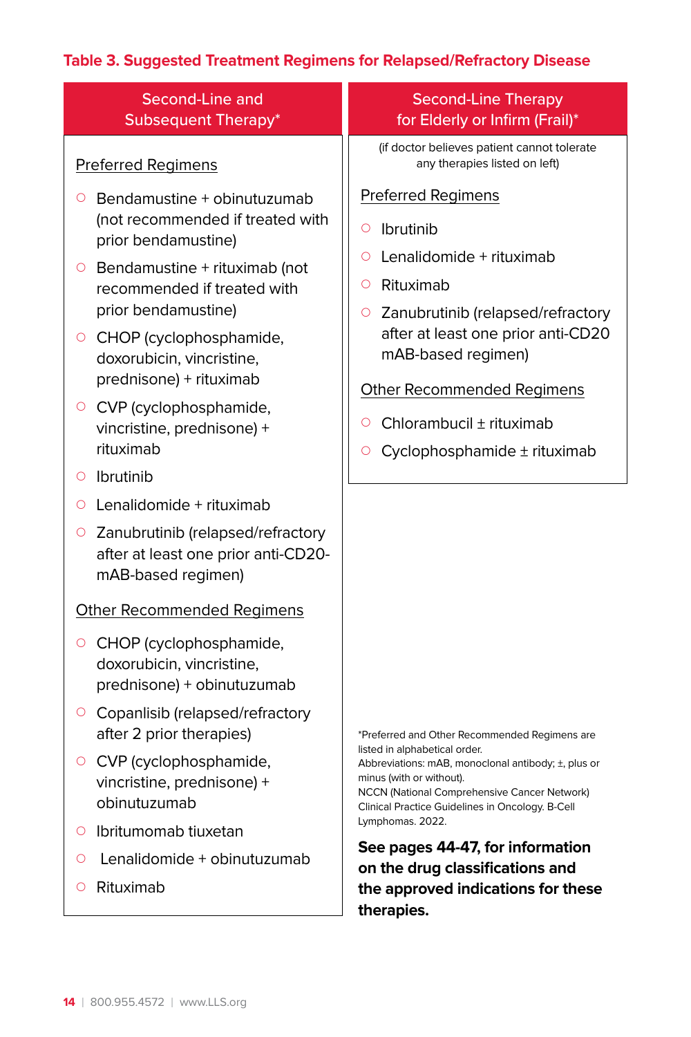**Table 3. Suggested Treatment Regimens for Relapsed/Refractory Disease**

| Second-Line and Subsequent Therapy* | Second-Line Therapy for Elderly or Infirm (Frail)* |
|---|---|
| | (if doctor believes patient cannot tolerate any therapies listed on left) |
| <u>Preferred Regimens</u> | <u>Preferred Regimens</u> |
| Bendamustine + obinutuzumab (not recommended if treated with prior bendamustine) | Ibrutinib |
| Bendamustine + rituximab (not recommended if treated with prior bendamustine) | Lenalidomide + rituximab |
| CHOP (cyclophosphamide, doxorubicin, vincristine, prednisone) + rituximab | Rituximab |
| CVP (cyclophosphamide, vincristine, prednisone) + rituximab | Zanubrutinib (relapsed/refractory after at least one prior anti-CD20 mAB-based regimen) |
| Ibrutinib | |
| Lenalidomide + rituximab | |
| Zanubrutinib (relapsed/refractory after at least one prior anti-CD20-mAB-based regimen) | |
| <u>Other Recommended Regimens</u> | <u>Other Recommended Regimens</u> |
| CHOP (cyclophosphamide, doxorubicin, vincristine, prednisone) + obinutuzumab | Chlorambucil ± rituximab |
| Copanlisib (relapsed/refractory after 2 prior therapies) | Cyclophosphamide ± rituximab |
| CVP (cyclophosphamide, vincristine, prednisone) + obinutuzumab | |
| Ibritumomab tiuxetan | |
| Lenalidomide + obinutuzumab | |
| Rituximab | |

*Preferred and Other Recommended Regimens are listed in alphabetical order.
Abbreviations: mAB, monoclonal antibody; ±, plus or minus (with or without).
NCCN (National Comprehensive Cancer Network) Clinical Practice Guidelines in Oncology. B-Cell Lymphomas. 2022.

**See pages 44-47, for information on the drug classifications and the approved indications for these therapies.**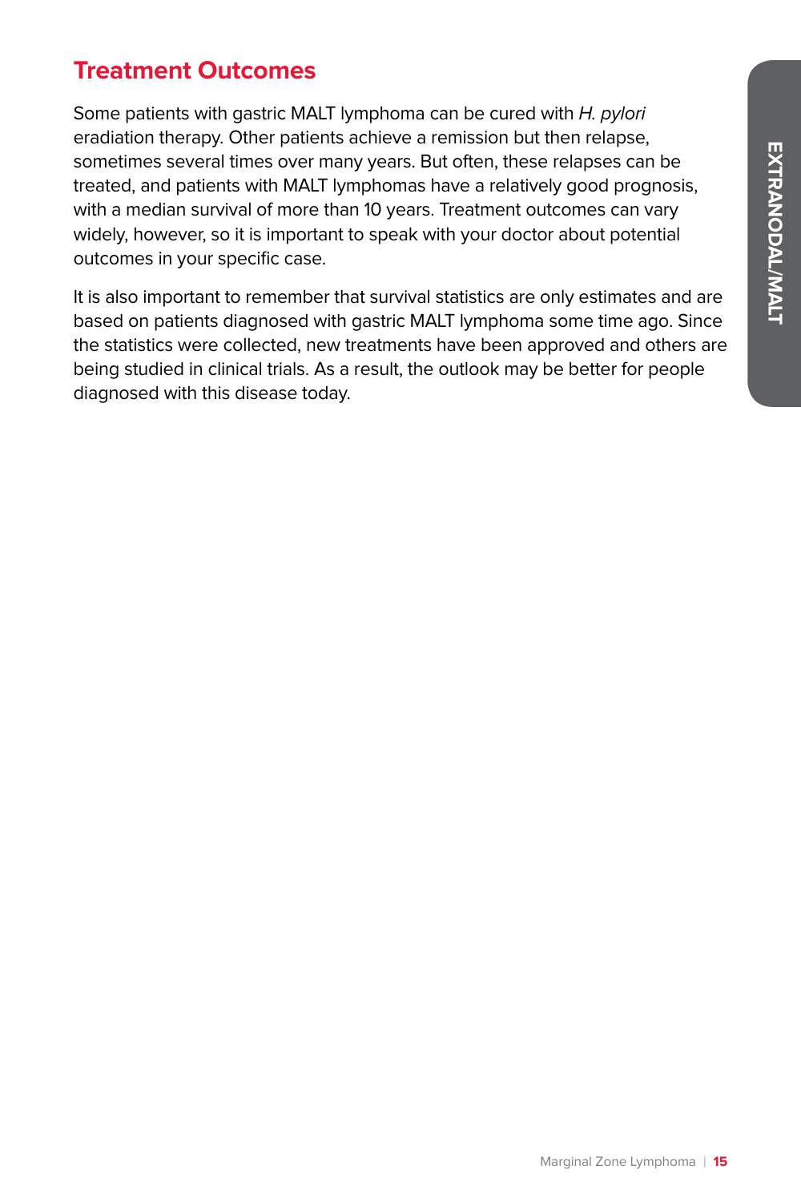## Treatment Outcomes

Some patients with gastric MALT lymphoma can be cured with *H. pylori* eradiation therapy. Other patients achieve a remission but then relapse, sometimes several times over many years. But often, these relapses can be treated, and patients with MALT lymphomas have a relatively good prognosis, with a median survival of more than 10 years. Treatment outcomes can vary widely, however, so it is important to speak with your doctor about potential outcomes in your specific case.

It is also important to remember that survival statistics are only estimates and are based on patients diagnosed with gastric MALT lymphoma some time ago. Since the statistics were collected, new treatments have been approved and others are being studied in clinical trials. As a result, the outlook may be better for people diagnosed with this disease today.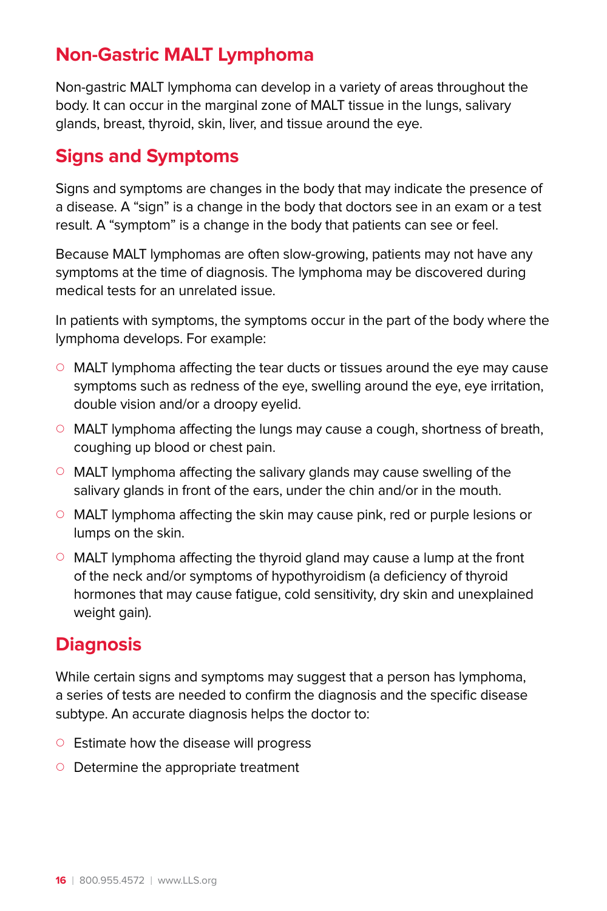## Non-Gastric MALT Lymphoma

Non-gastric MALT lymphoma can develop in a variety of areas throughout the body. It can occur in the marginal zone of MALT tissue in the lungs, salivary glands, breast, thyroid, skin, liver, and tissue around the eye.

## Signs and Symptoms

Signs and symptoms are changes in the body that may indicate the presence of a disease. A "sign" is a change in the body that doctors see in an exam or a test result. A "symptom" is a change in the body that patients can see or feel.

Because MALT lymphomas are often slow-growing, patients may not have any symptoms at the time of diagnosis. The lymphoma may be discovered during medical tests for an unrelated issue.

In patients with symptoms, the symptoms occur in the part of the body where the lymphoma develops. For example:

- MALT lymphoma affecting the tear ducts or tissues around the eye may cause symptoms such as redness of the eye, swelling around the eye, eye irritation, double vision and/or a droopy eyelid.
- MALT lymphoma affecting the lungs may cause a cough, shortness of breath, coughing up blood or chest pain.
- MALT lymphoma affecting the salivary glands may cause swelling of the salivary glands in front of the ears, under the chin and/or in the mouth.
- MALT lymphoma affecting the skin may cause pink, red or purple lesions or lumps on the skin.
- MALT lymphoma affecting the thyroid gland may cause a lump at the front of the neck and/or symptoms of hypothyroidism (a deficiency of thyroid hormones that may cause fatigue, cold sensitivity, dry skin and unexplained weight gain).

## Diagnosis

While certain signs and symptoms may suggest that a person has lymphoma, a series of tests are needed to confirm the diagnosis and the specific disease subtype. An accurate diagnosis helps the doctor to:

- Estimate how the disease will progress
- Determine the appropriate treatment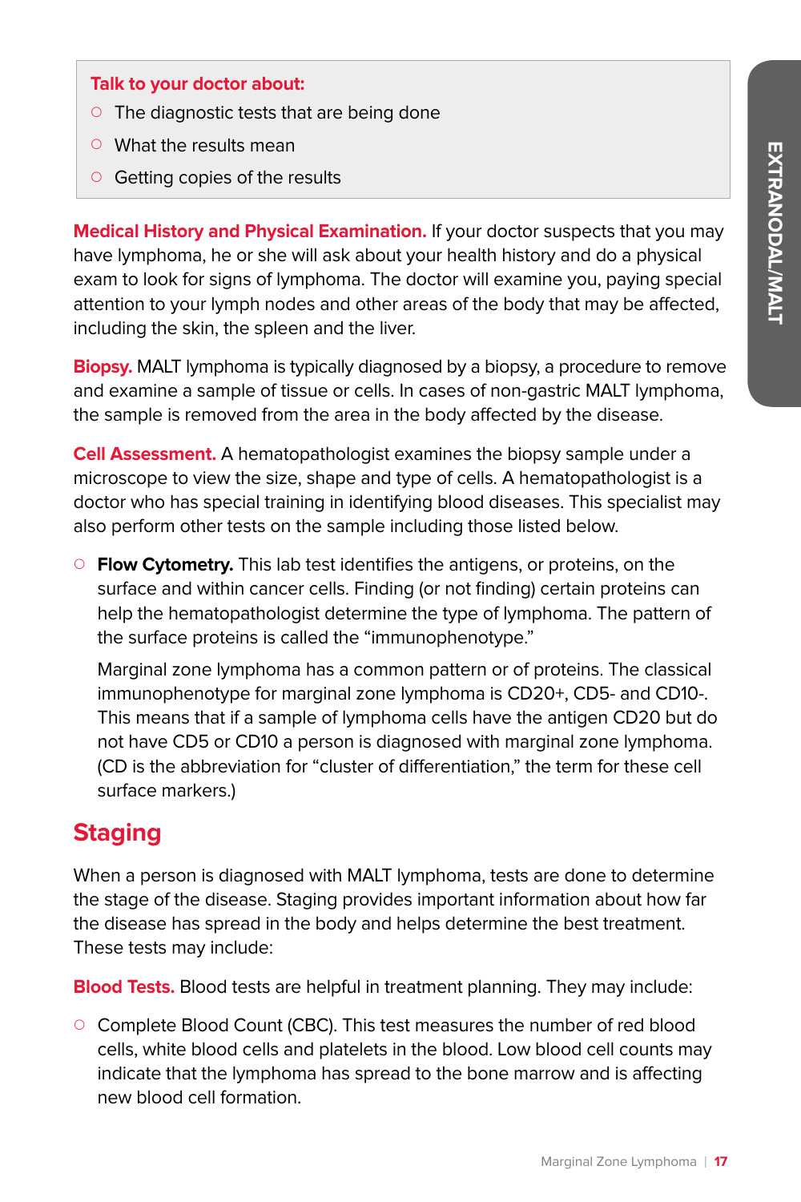**Talk to your doctor about:**

- The diagnostic tests that are being done
- What the results mean
- Getting copies of the results

**Medical History and Physical Examination.** If your doctor suspects that you may have lymphoma, he or she will ask about your health history and do a physical exam to look for signs of lymphoma. The doctor will examine you, paying special attention to your lymph nodes and other areas of the body that may be affected, including the skin, the spleen and the liver.

**Biopsy.** MALT lymphoma is typically diagnosed by a biopsy, a procedure to remove and examine a sample of tissue or cells. In cases of non-gastric MALT lymphoma, the sample is removed from the area in the body affected by the disease.

**Cell Assessment.** A hematopathologist examines the biopsy sample under a microscope to view the size, shape and type of cells. A hematopathologist is a doctor who has special training in identifying blood diseases. This specialist may also perform other tests on the sample including those listed below.

- **Flow Cytometry.** This lab test identifies the antigens, or proteins, on the surface and within cancer cells. Finding (or not finding) certain proteins can help the hematopathologist determine the type of lymphoma. The pattern of the surface proteins is called the "immunophenotype."

  Marginal zone lymphoma has a common pattern or of proteins. The classical immunophenotype for marginal zone lymphoma is CD20+, CD5- and CD10-. This means that if a sample of lymphoma cells have the antigen CD20 but do not have CD5 or CD10 a person is diagnosed with marginal zone lymphoma. (CD is the abbreviation for "cluster of differentiation," the term for these cell surface markers.)

## Staging

When a person is diagnosed with MALT lymphoma, tests are done to determine the stage of the disease. Staging provides important information about how far the disease has spread in the body and helps determine the best treatment. These tests may include:

**Blood Tests.** Blood tests are helpful in treatment planning. They may include:

- Complete Blood Count (CBC). This test measures the number of red blood cells, white blood cells and platelets in the blood. Low blood cell counts may indicate that the lymphoma has spread to the bone marrow and is affecting new blood cell formation.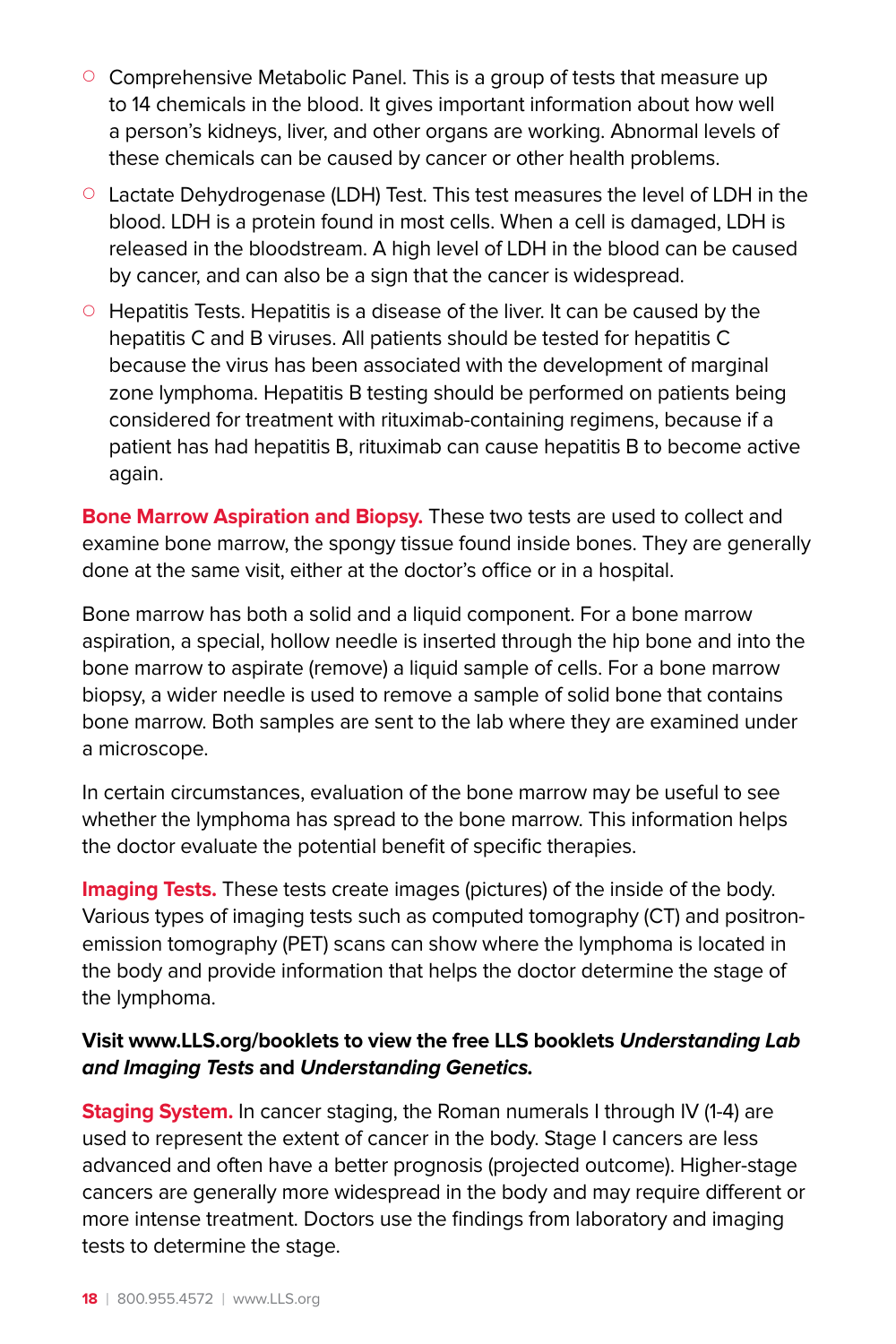- Comprehensive Metabolic Panel. This is a group of tests that measure up to 14 chemicals in the blood. It gives important information about how well a person's kidneys, liver, and other organs are working. Abnormal levels of these chemicals can be caused by cancer or other health problems.
- Lactate Dehydrogenase (LDH) Test. This test measures the level of LDH in the blood. LDH is a protein found in most cells. When a cell is damaged, LDH is released in the bloodstream. A high level of LDH in the blood can be caused by cancer, and can also be a sign that the cancer is widespread.
- Hepatitis Tests. Hepatitis is a disease of the liver. It can be caused by the hepatitis C and B viruses. All patients should be tested for hepatitis C because the virus has been associated with the development of marginal zone lymphoma. Hepatitis B testing should be performed on patients being considered for treatment with rituximab-containing regimens, because if a patient has had hepatitis B, rituximab can cause hepatitis B to become active again.

**Bone Marrow Aspiration and Biopsy.** These two tests are used to collect and examine bone marrow, the spongy tissue found inside bones. They are generally done at the same visit, either at the doctor's office or in a hospital.

Bone marrow has both a solid and a liquid component. For a bone marrow aspiration, a special, hollow needle is inserted through the hip bone and into the bone marrow to aspirate (remove) a liquid sample of cells. For a bone marrow biopsy, a wider needle is used to remove a sample of solid bone that contains bone marrow. Both samples are sent to the lab where they are examined under a microscope.

In certain circumstances, evaluation of the bone marrow may be useful to see whether the lymphoma has spread to the bone marrow. This information helps the doctor evaluate the potential benefit of specific therapies.

**Imaging Tests.** These tests create images (pictures) of the inside of the body. Various types of imaging tests such as computed tomography (CT) and positron-emission tomography (PET) scans can show where the lymphoma is located in the body and provide information that helps the doctor determine the stage of the lymphoma.

**Visit www.LLS.org/booklets to view the free LLS booklets *Understanding Lab and Imaging Tests* and *Understanding Genetics.***

**Staging System.** In cancer staging, the Roman numerals I through IV (1-4) are used to represent the extent of cancer in the body. Stage I cancers are less advanced and often have a better prognosis (projected outcome). Higher-stage cancers are generally more widespread in the body and may require different or more intense treatment. Doctors use the findings from laboratory and imaging tests to determine the stage.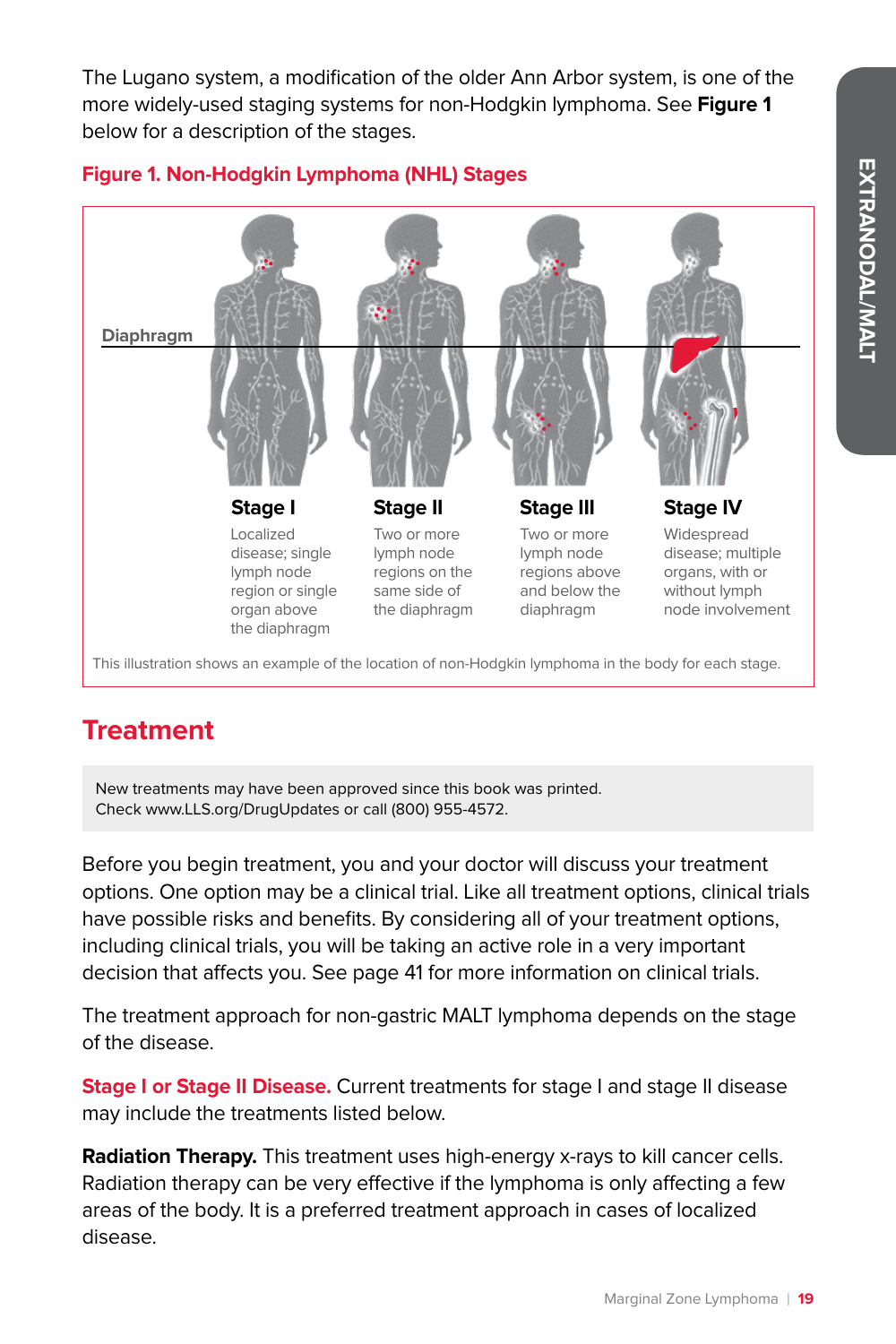The Lugano system, a modification of the older Ann Arbor system, is one of the more widely-used staging systems for non-Hodgkin lymphoma. See **Figure 1** below for a description of the stages.

**Figure 1. Non-Hodgkin Lymphoma (NHL) Stages**

Diaphragm

**Stage I**
Localized disease; single lymph node region or single organ above the diaphragm

**Stage II**
Two or more lymph node regions on the same side of the diaphragm

**Stage III**
Two or more lymph node regions above and below the diaphragm

**Stage IV**
Widespread disease; multiple organs, with or without lymph node involvement

This illustration shows an example of the location of non-Hodgkin lymphoma in the body for each stage.

## Treatment

New treatments may have been approved since this book was printed. Check www.LLS.org/DrugUpdates or call (800) 955-4572.

Before you begin treatment, you and your doctor will discuss your treatment options. One option may be a clinical trial. Like all treatment options, clinical trials have possible risks and benefits. By considering all of your treatment options, including clinical trials, you will be taking an active role in a very important decision that affects you. See page 41 for more information on clinical trials.

The treatment approach for non-gastric MALT lymphoma depends on the stage of the disease.

**Stage I or Stage II Disease.** Current treatments for stage I and stage II disease may include the treatments listed below.

**Radiation Therapy.** This treatment uses high-energy x-rays to kill cancer cells. Radiation therapy can be very effective if the lymphoma is only affecting a few areas of the body. It is a preferred treatment approach in cases of localized disease.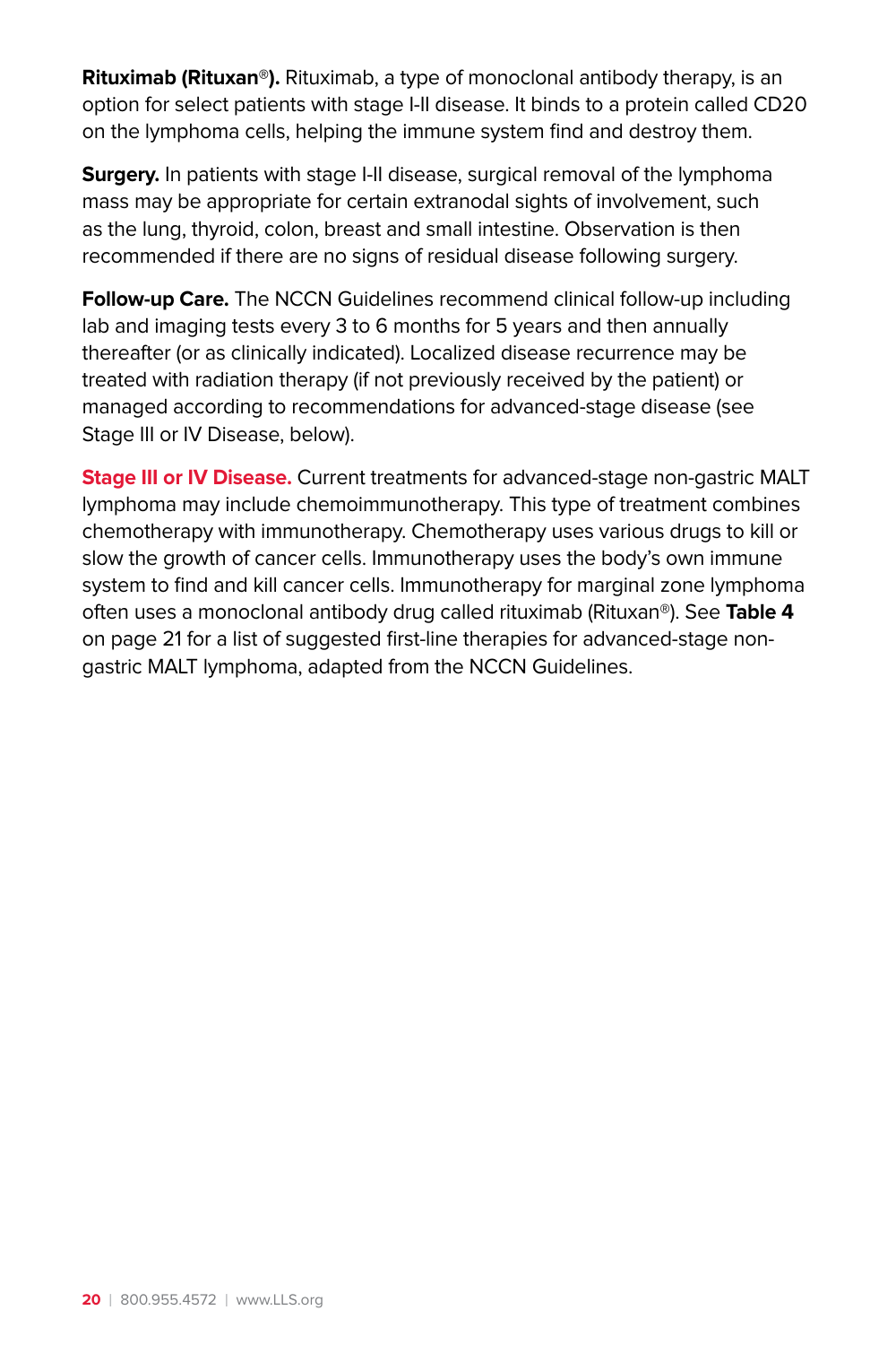**Rituximab (Rituxan®).** Rituximab, a type of monoclonal antibody therapy, is an option for select patients with stage I-II disease. It binds to a protein called CD20 on the lymphoma cells, helping the immune system find and destroy them.

**Surgery.** In patients with stage I-II disease, surgical removal of the lymphoma mass may be appropriate for certain extranodal sights of involvement, such as the lung, thyroid, colon, breast and small intestine. Observation is then recommended if there are no signs of residual disease following surgery.

**Follow-up Care.** The NCCN Guidelines recommend clinical follow-up including lab and imaging tests every 3 to 6 months for 5 years and then annually thereafter (or as clinically indicated). Localized disease recurrence may be treated with radiation therapy (if not previously received by the patient) or managed according to recommendations for advanced-stage disease (see Stage III or IV Disease, below).

**Stage III or IV Disease.** Current treatments for advanced-stage non-gastric MALT lymphoma may include chemoimmunotherapy. This type of treatment combines chemotherapy with immunotherapy. Chemotherapy uses various drugs to kill or slow the growth of cancer cells. Immunotherapy uses the body's own immune system to find and kill cancer cells. Immunotherapy for marginal zone lymphoma often uses a monoclonal antibody drug called rituximab (Rituxan®). See **Table 4** on page 21 for a list of suggested first-line therapies for advanced-stage non-gastric MALT lymphoma, adapted from the NCCN Guidelines.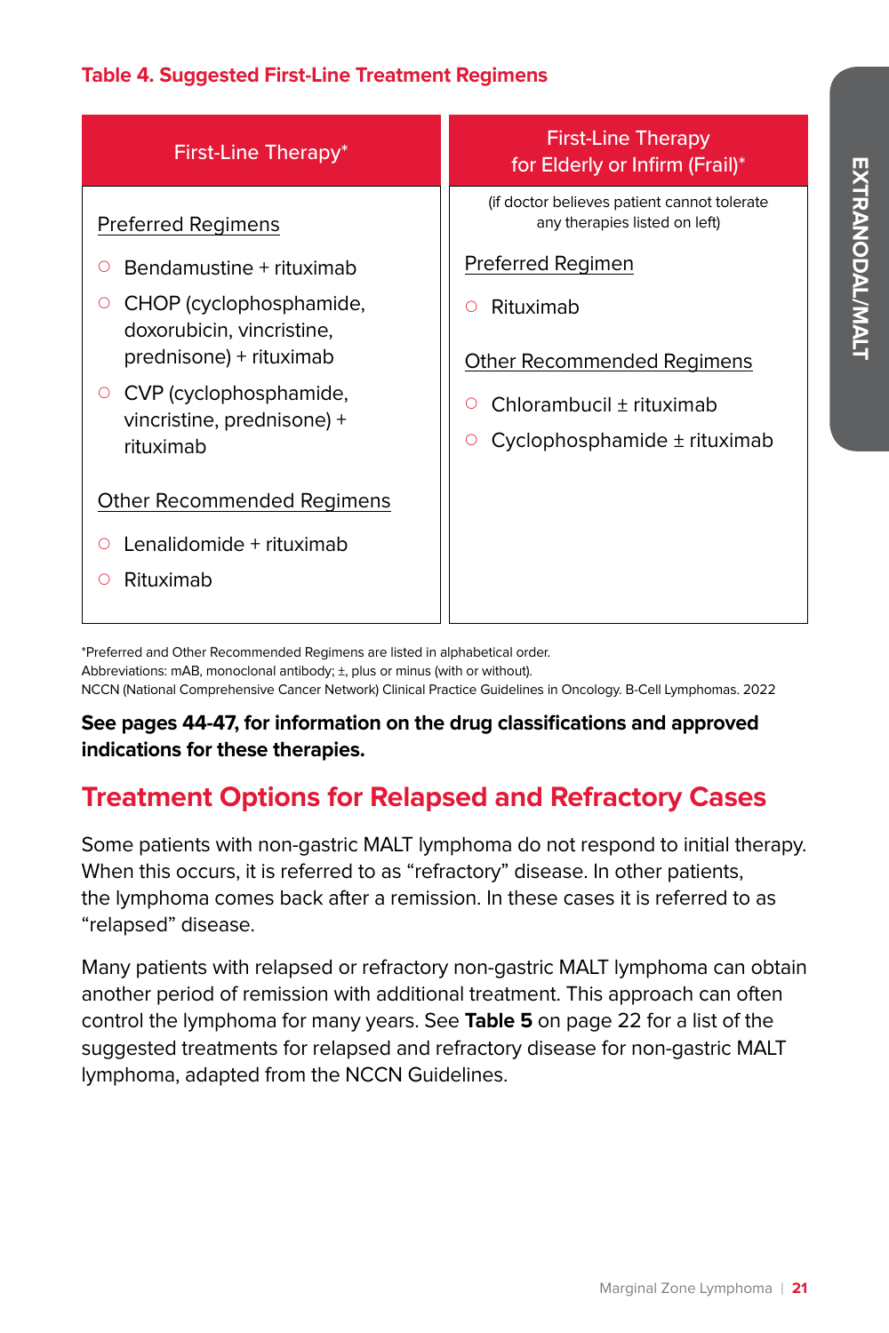**Table 4. Suggested First-Line Treatment Regimens**

| First-Line Therapy* | First-Line Therapy for Elderly or Infirm (Frail)* |
|---|---|
| | (if doctor believes patient cannot tolerate any therapies listed on left) |
| Preferred Regimens | Preferred Regimen |
| Bendamustine + rituximab | Rituximab |
| CHOP (cyclophosphamide, doxorubicin, vincristine, prednisone) + rituximab | |
| CVP (cyclophosphamide, vincristine, prednisone) + rituximab | |
| Other Recommended Regimens | Other Recommended Regimens |
| Lenalidomide + rituximab | Chlorambucil ± rituximab |
| Rituximab | Cyclophosphamide ± rituximab |

*Preferred and Other Recommended Regimens are listed in alphabetical order.
Abbreviations: mAB, monoclonal antibody; ±, plus or minus (with or without).
NCCN (National Comprehensive Cancer Network) Clinical Practice Guidelines in Oncology. B-Cell Lymphomas. 2022

**See pages 44-47, for information on the drug classifications and approved indications for these therapies.**

## Treatment Options for Relapsed and Refractory Cases

Some patients with non-gastric MALT lymphoma do not respond to initial therapy. When this occurs, it is referred to as "refractory" disease. In other patients, the lymphoma comes back after a remission. In these cases it is referred to as "relapsed" disease.

Many patients with relapsed or refractory non-gastric MALT lymphoma can obtain another period of remission with additional treatment. This approach can often control the lymphoma for many years. See **Table 5** on page 22 for a list of the suggested treatments for relapsed and refractory disease for non-gastric MALT lymphoma, adapted from the NCCN Guidelines.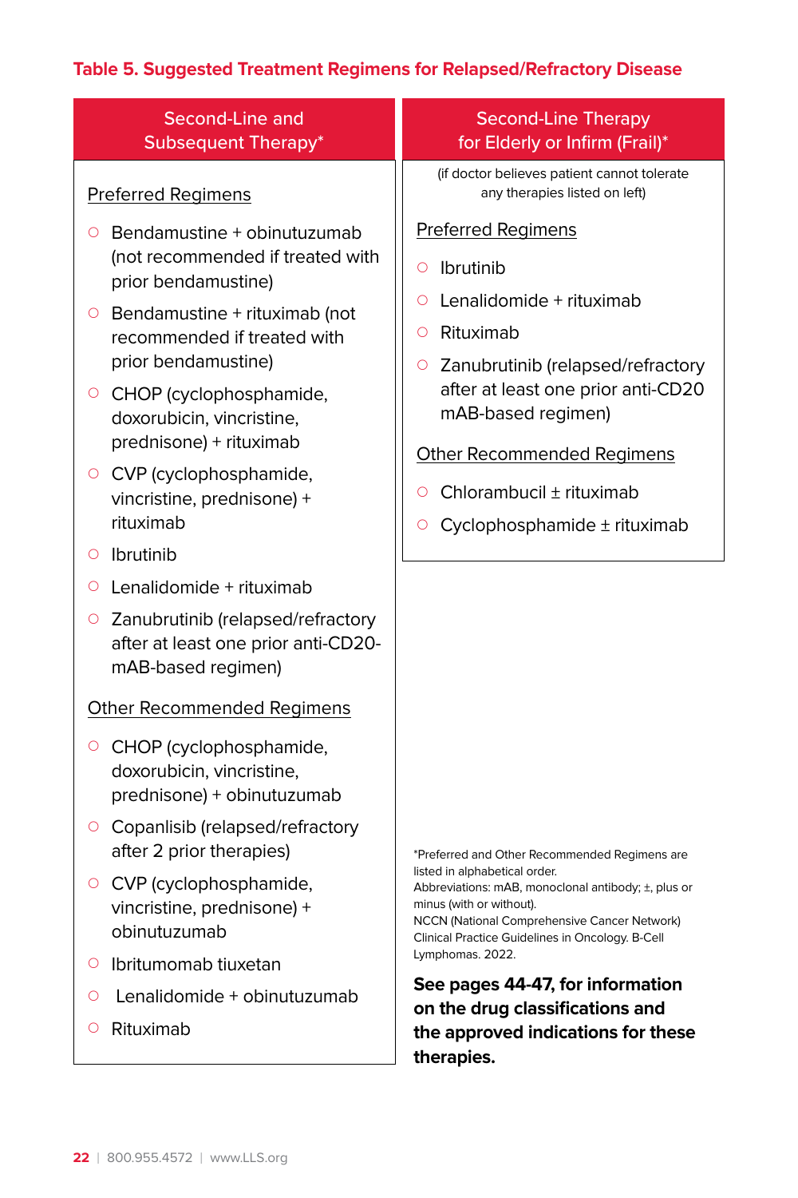**Table 5. Suggested Treatment Regimens for Relapsed/Refractory Disease**

| Second-Line and Subsequent Therapy* | Second-Line Therapy for Elderly or Infirm (Frail)* |
|---|---|
| | (if doctor believes patient cannot tolerate any therapies listed on left) |
| **Preferred Regimens** | **Preferred Regimens** |
| ○ Bendamustine + obinutuzumab (not recommended if treated with prior bendamustine) | ○ Ibrutinib |
| ○ Bendamustine + rituximab (not recommended if treated with prior bendamustine) | ○ Lenalidomide + rituximab |
| ○ CHOP (cyclophosphamide, doxorubicin, vincristine, prednisone) + rituximab | ○ Rituximab |
| ○ CVP (cyclophosphamide, vincristine, prednisone) + rituximab | ○ Zanubrutinib (relapsed/refractory after at least one prior anti-CD20 mAB-based regimen) |
| ○ Ibrutinib | **Other Recommended Regimens** |
| ○ Lenalidomide + rituximab | ○ Chlorambucil ± rituximab |
| ○ Zanubrutinib (relapsed/refractory after at least one prior anti-CD20-mAB-based regimen) | ○ Cyclophosphamide ± rituximab |
| **Other Recommended Regimens** | |
| ○ CHOP (cyclophosphamide, doxorubicin, vincristine, prednisone) + obinutuzumab | |
| ○ Copanlisib (relapsed/refractory after 2 prior therapies) | |
| ○ CVP (cyclophosphamide, vincristine, prednisone) + obinutuzumab | |
| ○ Ibritumomab tiuxetan | |
| ○ Lenalidomide + obinutuzumab | |
| ○ Rituximab | |

*Preferred and Other Recommended Regimens are listed in alphabetical order.
Abbreviations: mAB, monoclonal antibody; ±, plus or minus (with or without).
NCCN (National Comprehensive Cancer Network) Clinical Practice Guidelines in Oncology. B-Cell Lymphomas. 2022.

**See pages 44-47, for information on the drug classifications and the approved indications for these therapies.**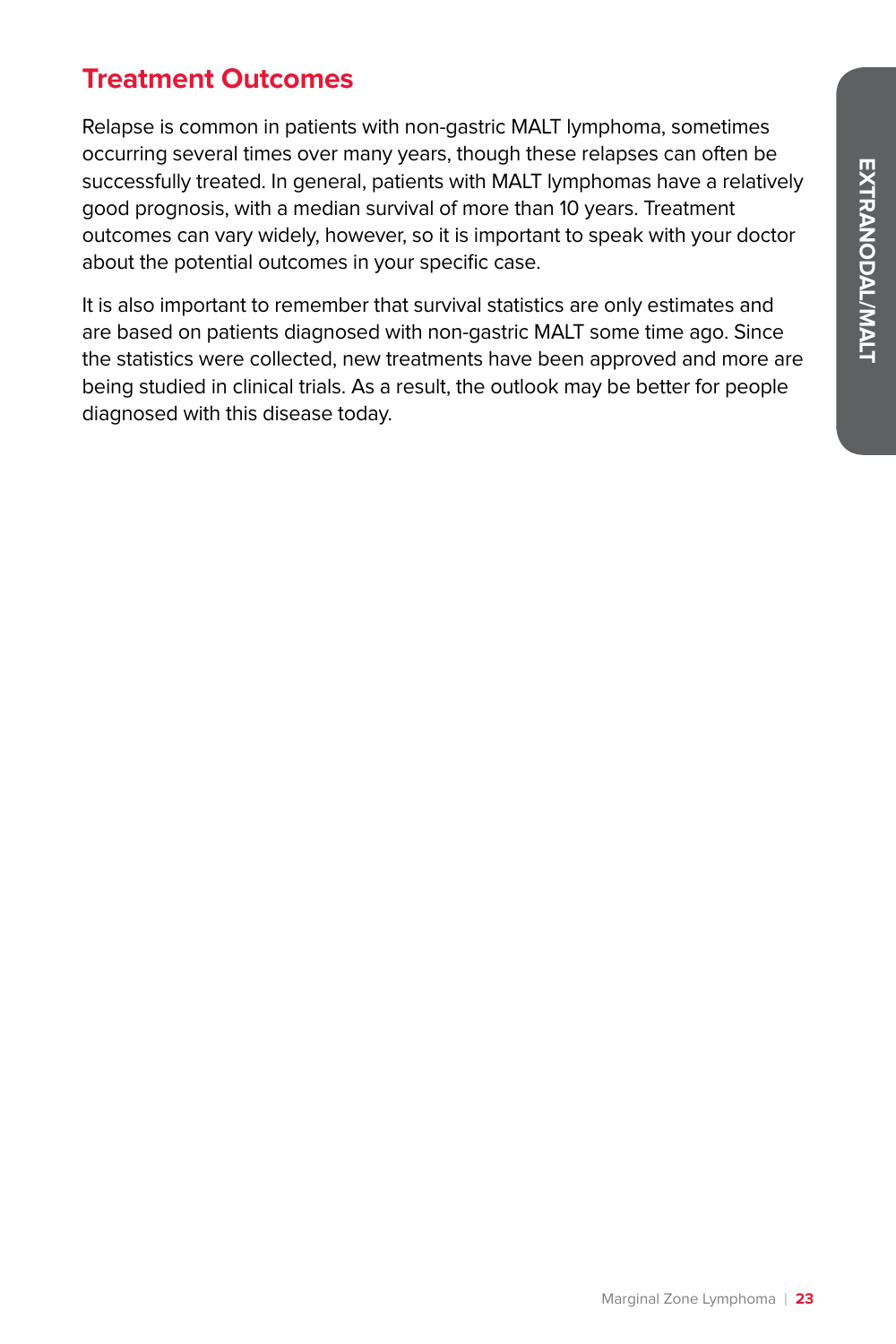## Treatment Outcomes

Relapse is common in patients with non-gastric MALT lymphoma, sometimes occurring several times over many years, though these relapses can often be successfully treated. In general, patients with MALT lymphomas have a relatively good prognosis, with a median survival of more than 10 years. Treatment outcomes can vary widely, however, so it is important to speak with your doctor about the potential outcomes in your specific case.

It is also important to remember that survival statistics are only estimates and are based on patients diagnosed with non-gastric MALT some time ago. Since the statistics were collected, new treatments have been approved and more are being studied in clinical trials. As a result, the outlook may be better for people diagnosed with this disease today.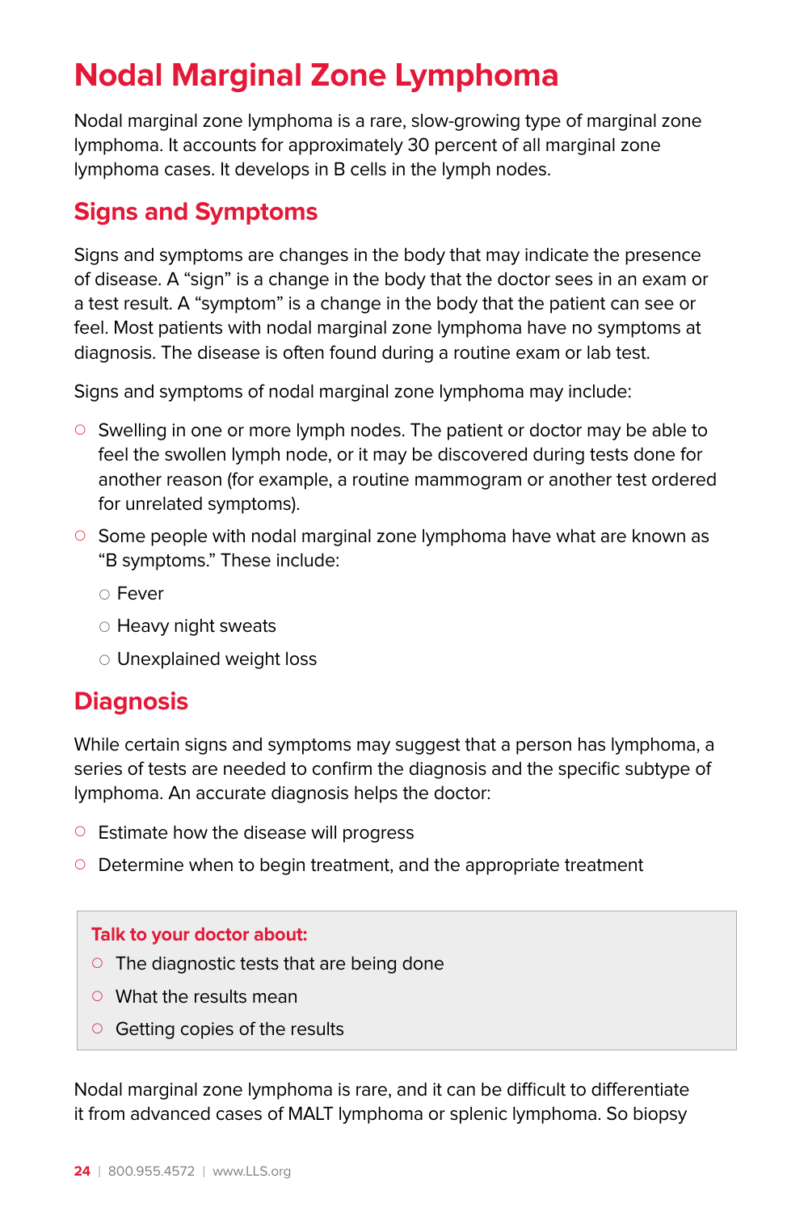# Nodal Marginal Zone Lymphoma

Nodal marginal zone lymphoma is a rare, slow-growing type of marginal zone lymphoma. It accounts for approximately 30 percent of all marginal zone lymphoma cases. It develops in B cells in the lymph nodes.

## Signs and Symptoms

Signs and symptoms are changes in the body that may indicate the presence of disease. A "sign" is a change in the body that the doctor sees in an exam or a test result. A "symptom" is a change in the body that the patient can see or feel. Most patients with nodal marginal zone lymphoma have no symptoms at diagnosis. The disease is often found during a routine exam or lab test.

Signs and symptoms of nodal marginal zone lymphoma may include:

- Swelling in one or more lymph nodes. The patient or doctor may be able to feel the swollen lymph node, or it may be discovered during tests done for another reason (for example, a routine mammogram or another test ordered for unrelated symptoms).
- Some people with nodal marginal zone lymphoma have what are known as "B symptoms." These include:
  - Fever
  - Heavy night sweats
  - Unexplained weight loss

## Diagnosis

While certain signs and symptoms may suggest that a person has lymphoma, a series of tests are needed to confirm the diagnosis and the specific subtype of lymphoma. An accurate diagnosis helps the doctor:

- Estimate how the disease will progress
- Determine when to begin treatment, and the appropriate treatment

**Talk to your doctor about:**

- The diagnostic tests that are being done
- What the results mean
- Getting copies of the results

Nodal marginal zone lymphoma is rare, and it can be difficult to differentiate it from advanced cases of MALT lymphoma or splenic lymphoma. So biopsy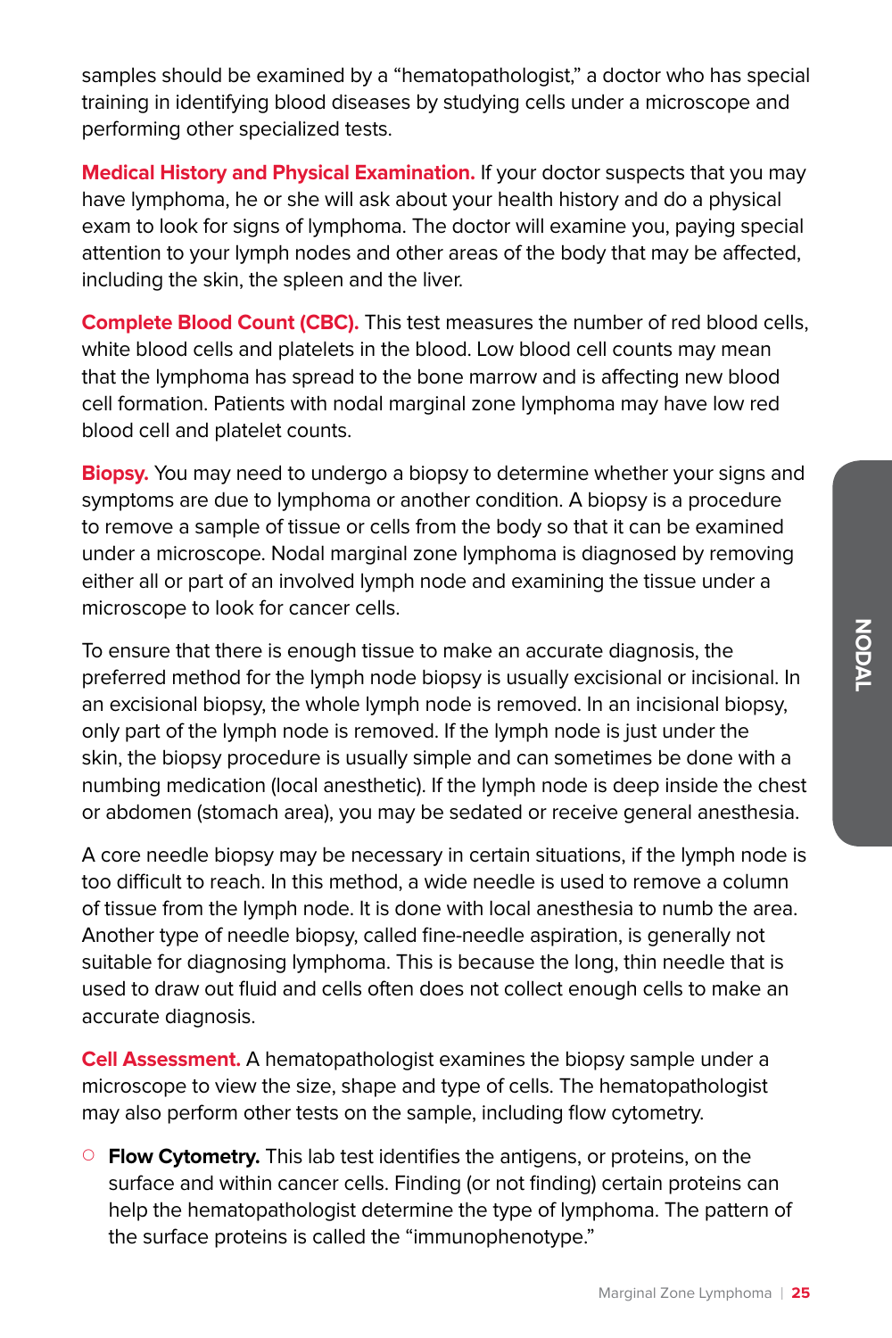samples should be examined by a "hematopathologist," a doctor who has special training in identifying blood diseases by studying cells under a microscope and performing other specialized tests.

**Medical History and Physical Examination.** If your doctor suspects that you may have lymphoma, he or she will ask about your health history and do a physical exam to look for signs of lymphoma. The doctor will examine you, paying special attention to your lymph nodes and other areas of the body that may be affected, including the skin, the spleen and the liver.

**Complete Blood Count (CBC).** This test measures the number of red blood cells, white blood cells and platelets in the blood. Low blood cell counts may mean that the lymphoma has spread to the bone marrow and is affecting new blood cell formation. Patients with nodal marginal zone lymphoma may have low red blood cell and platelet counts.

**Biopsy.** You may need to undergo a biopsy to determine whether your signs and symptoms are due to lymphoma or another condition. A biopsy is a procedure to remove a sample of tissue or cells from the body so that it can be examined under a microscope. Nodal marginal zone lymphoma is diagnosed by removing either all or part of an involved lymph node and examining the tissue under a microscope to look for cancer cells.

To ensure that there is enough tissue to make an accurate diagnosis, the preferred method for the lymph node biopsy is usually excisional or incisional. In an excisional biopsy, the whole lymph node is removed. In an incisional biopsy, only part of the lymph node is removed. If the lymph node is just under the skin, the biopsy procedure is usually simple and can sometimes be done with a numbing medication (local anesthetic). If the lymph node is deep inside the chest or abdomen (stomach area), you may be sedated or receive general anesthesia.

A core needle biopsy may be necessary in certain situations, if the lymph node is too difficult to reach. In this method, a wide needle is used to remove a column of tissue from the lymph node. It is done with local anesthesia to numb the area. Another type of needle biopsy, called fine-needle aspiration, is generally not suitable for diagnosing lymphoma. This is because the long, thin needle that is used to draw out fluid and cells often does not collect enough cells to make an accurate diagnosis.

**Cell Assessment.** A hematopathologist examines the biopsy sample under a microscope to view the size, shape and type of cells. The hematopathologist may also perform other tests on the sample, including flow cytometry.

- **Flow Cytometry.** This lab test identifies the antigens, or proteins, on the surface and within cancer cells. Finding (or not finding) certain proteins can help the hematopathologist determine the type of lymphoma. The pattern of the surface proteins is called the "immunophenotype."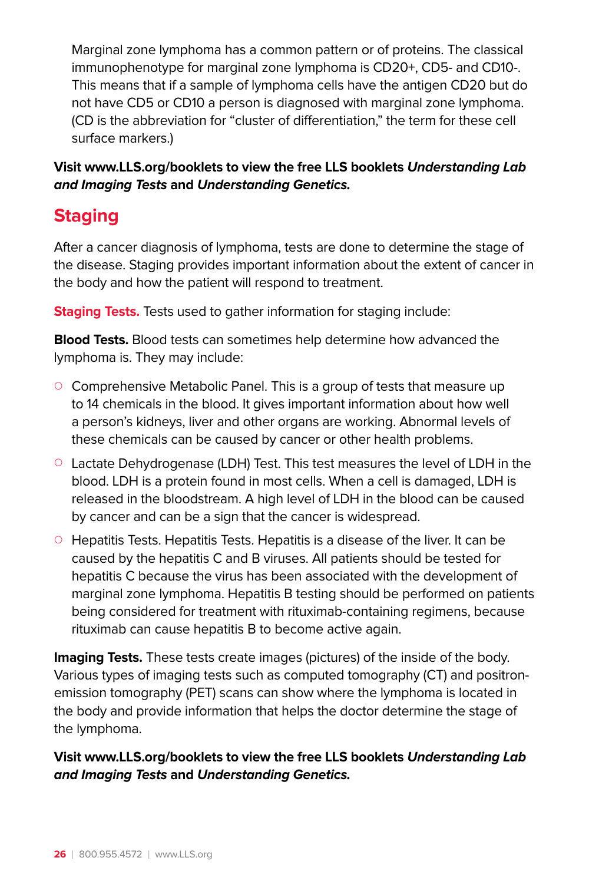Marginal zone lymphoma has a common pattern or of proteins. The classical immunophenotype for marginal zone lymphoma is CD20+, CD5- and CD10-. This means that if a sample of lymphoma cells have the antigen CD20 but do not have CD5 or CD10 a person is diagnosed with marginal zone lymphoma. (CD is the abbreviation for "cluster of differentiation," the term for these cell surface markers.)

**Visit www.LLS.org/booklets to view the free LLS booklets *Understanding Lab and Imaging Tests* and *Understanding Genetics.***

## Staging

After a cancer diagnosis of lymphoma, tests are done to determine the stage of the disease. Staging provides important information about the extent of cancer in the body and how the patient will respond to treatment.

**Staging Tests.** Tests used to gather information for staging include:

**Blood Tests.** Blood tests can sometimes help determine how advanced the lymphoma is. They may include:

- Comprehensive Metabolic Panel. This is a group of tests that measure up to 14 chemicals in the blood. It gives important information about how well a person's kidneys, liver and other organs are working. Abnormal levels of these chemicals can be caused by cancer or other health problems.
- Lactate Dehydrogenase (LDH) Test. This test measures the level of LDH in the blood. LDH is a protein found in most cells. When a cell is damaged, LDH is released in the bloodstream. A high level of LDH in the blood can be caused by cancer and can be a sign that the cancer is widespread.
- Hepatitis Tests. Hepatitis Tests. Hepatitis is a disease of the liver. It can be caused by the hepatitis C and B viruses. All patients should be tested for hepatitis C because the virus has been associated with the development of marginal zone lymphoma. Hepatitis B testing should be performed on patients being considered for treatment with rituximab-containing regimens, because rituximab can cause hepatitis B to become active again.

**Imaging Tests.** These tests create images (pictures) of the inside of the body. Various types of imaging tests such as computed tomography (CT) and positron-emission tomography (PET) scans can show where the lymphoma is located in the body and provide information that helps the doctor determine the stage of the lymphoma.

**Visit www.LLS.org/booklets to view the free LLS booklets *Understanding Lab and Imaging Tests* and *Understanding Genetics.***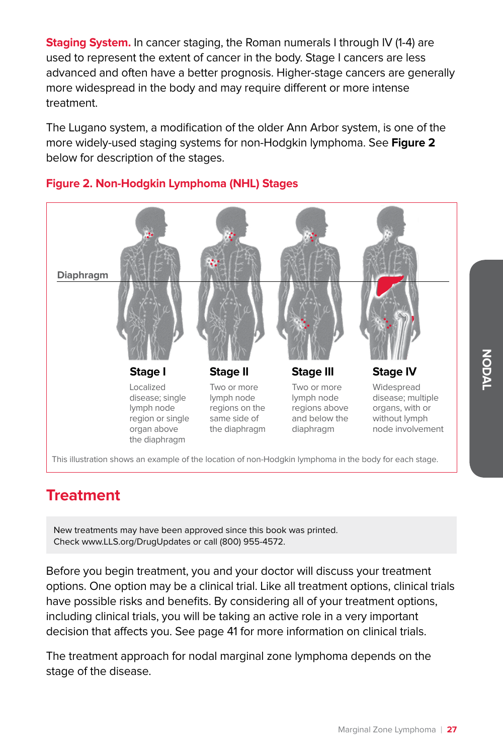**Staging System.** In cancer staging, the Roman numerals I through IV (1-4) are used to represent the extent of cancer in the body. Stage I cancers are less advanced and often have a better prognosis. Higher-stage cancers are generally more widespread in the body and may require different or more intense treatment.

The Lugano system, a modification of the older Ann Arbor system, is one of the more widely-used staging systems for non-Hodgkin lymphoma. See **Figure 2** below for description of the stages.

**Figure 2. Non-Hodgkin Lymphoma (NHL) Stages**

Diaphragm

**Stage I**
Localized disease; single lymph node region or single organ above the diaphragm

**Stage II**
Two or more lymph node regions on the same side of the diaphragm

**Stage III**
Two or more lymph node regions above and below the diaphragm

**Stage IV**
Widespread disease; multiple organs, with or without lymph node involvement

This illustration shows an example of the location of non-Hodgkin lymphoma in the body for each stage.

## Treatment

New treatments may have been approved since this book was printed.
Check www.LLS.org/DrugUpdates or call (800) 955-4572.

Before you begin treatment, you and your doctor will discuss your treatment options. One option may be a clinical trial. Like all treatment options, clinical trials have possible risks and benefits. By considering all of your treatment options, including clinical trials, you will be taking an active role in a very important decision that affects you. See page 41 for more information on clinical trials.

The treatment approach for nodal marginal zone lymphoma depends on the stage of the disease.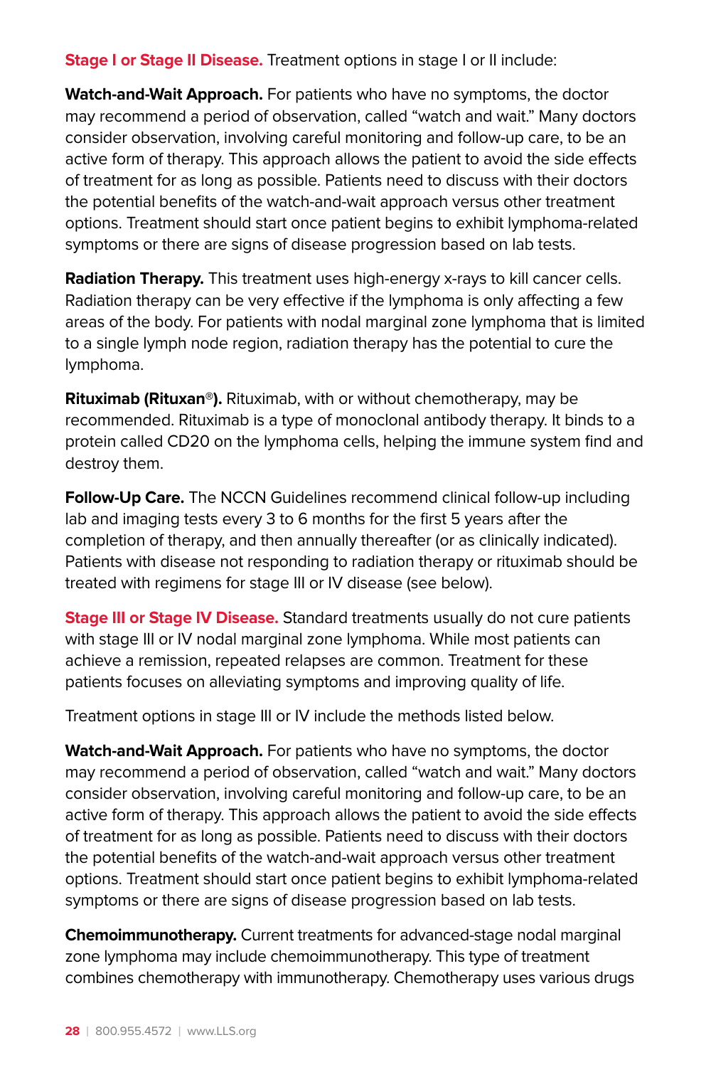**Stage I or Stage II Disease.** Treatment options in stage I or II include:

**Watch-and-Wait Approach.** For patients who have no symptoms, the doctor may recommend a period of observation, called "watch and wait." Many doctors consider observation, involving careful monitoring and follow-up care, to be an active form of therapy. This approach allows the patient to avoid the side effects of treatment for as long as possible. Patients need to discuss with their doctors the potential benefits of the watch-and-wait approach versus other treatment options. Treatment should start once patient begins to exhibit lymphoma-related symptoms or there are signs of disease progression based on lab tests.

**Radiation Therapy.** This treatment uses high-energy x-rays to kill cancer cells. Radiation therapy can be very effective if the lymphoma is only affecting a few areas of the body. For patients with nodal marginal zone lymphoma that is limited to a single lymph node region, radiation therapy has the potential to cure the lymphoma.

**Rituximab (Rituxan®).** Rituximab, with or without chemotherapy, may be recommended. Rituximab is a type of monoclonal antibody therapy. It binds to a protein called CD20 on the lymphoma cells, helping the immune system find and destroy them.

**Follow-Up Care.** The NCCN Guidelines recommend clinical follow-up including lab and imaging tests every 3 to 6 months for the first 5 years after the completion of therapy, and then annually thereafter (or as clinically indicated). Patients with disease not responding to radiation therapy or rituximab should be treated with regimens for stage III or IV disease (see below).

**Stage III or Stage IV Disease.** Standard treatments usually do not cure patients with stage III or IV nodal marginal zone lymphoma. While most patients can achieve a remission, repeated relapses are common. Treatment for these patients focuses on alleviating symptoms and improving quality of life.

Treatment options in stage III or IV include the methods listed below.

**Watch-and-Wait Approach.** For patients who have no symptoms, the doctor may recommend a period of observation, called "watch and wait." Many doctors consider observation, involving careful monitoring and follow-up care, to be an active form of therapy. This approach allows the patient to avoid the side effects of treatment for as long as possible. Patients need to discuss with their doctors the potential benefits of the watch-and-wait approach versus other treatment options. Treatment should start once patient begins to exhibit lymphoma-related symptoms or there are signs of disease progression based on lab tests.

**Chemoimmunotherapy.** Current treatments for advanced-stage nodal marginal zone lymphoma may include chemoimmunotherapy. This type of treatment combines chemotherapy with immunotherapy. Chemotherapy uses various drugs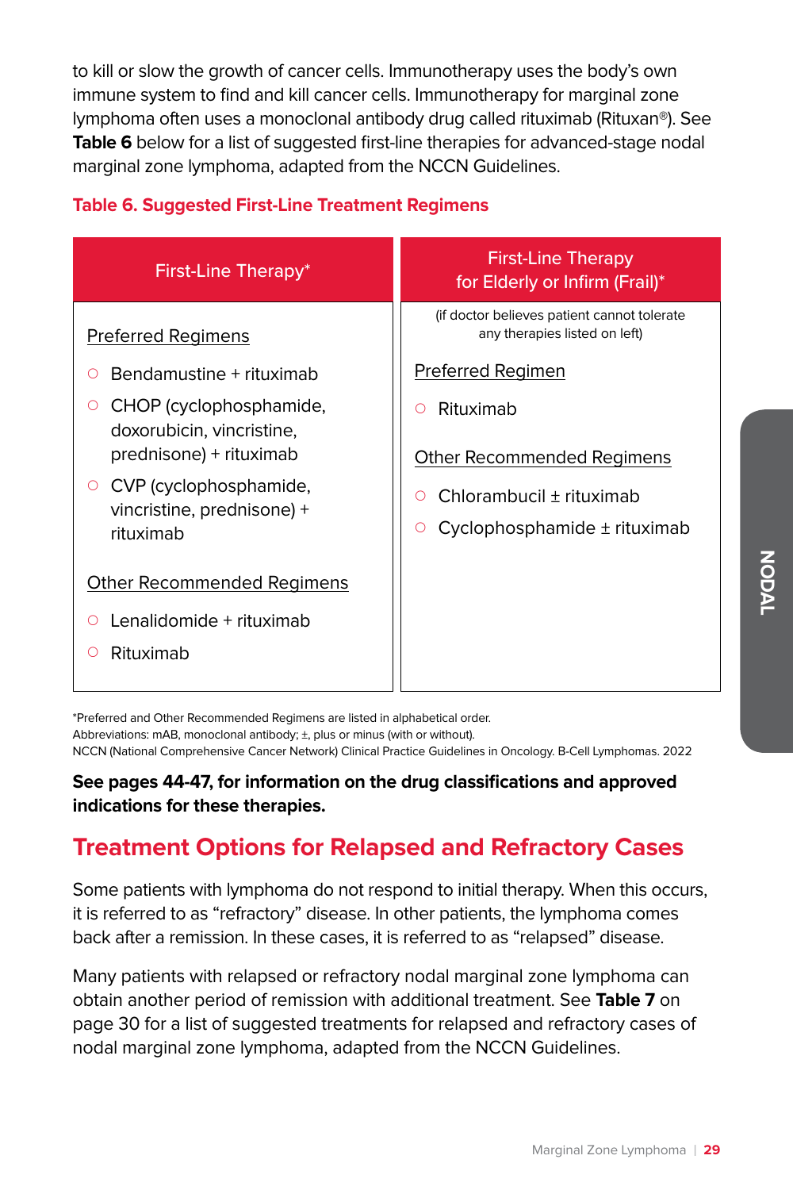to kill or slow the growth of cancer cells. Immunotherapy uses the body's own immune system to find and kill cancer cells. Immunotherapy for marginal zone lymphoma often uses a monoclonal antibody drug called rituximab (Rituxan®). See **Table 6** below for a list of suggested first-line therapies for advanced-stage nodal marginal zone lymphoma, adapted from the NCCN Guidelines.

**Table 6. Suggested First-Line Treatment Regimens**

| First-Line Therapy* | First-Line Therapy for Elderly or Infirm (Frail)* |
|---|---|
| | (if doctor believes patient cannot tolerate any therapies listed on left) |
| Preferred Regimens | Preferred Regimen |
| ○ Bendamustine + rituximab | ○ Rituximab |
| ○ CHOP (cyclophosphamide, doxorubicin, vincristine, prednisone) + rituximab | |
| ○ CVP (cyclophosphamide, vincristine, prednisone) + rituximab | |
| Other Recommended Regimens | Other Recommended Regimens |
| ○ Lenalidomide + rituximab | ○ Chlorambucil ± rituximab |
| ○ Rituximab | ○ Cyclophosphamide ± rituximab |

*Preferred and Other Recommended Regimens are listed in alphabetical order.
Abbreviations: mAB, monoclonal antibody; ±, plus or minus (with or without).
NCCN (National Comprehensive Cancer Network) Clinical Practice Guidelines in Oncology. B-Cell Lymphomas. 2022

**See pages 44-47, for information on the drug classifications and approved indications for these therapies.**

## Treatment Options for Relapsed and Refractory Cases

Some patients with lymphoma do not respond to initial therapy. When this occurs, it is referred to as "refractory" disease. In other patients, the lymphoma comes back after a remission. In these cases, it is referred to as "relapsed" disease.

Many patients with relapsed or refractory nodal marginal zone lymphoma can obtain another period of remission with additional treatment. See **Table 7** on page 30 for a list of suggested treatments for relapsed and refractory cases of nodal marginal zone lymphoma, adapted from the NCCN Guidelines.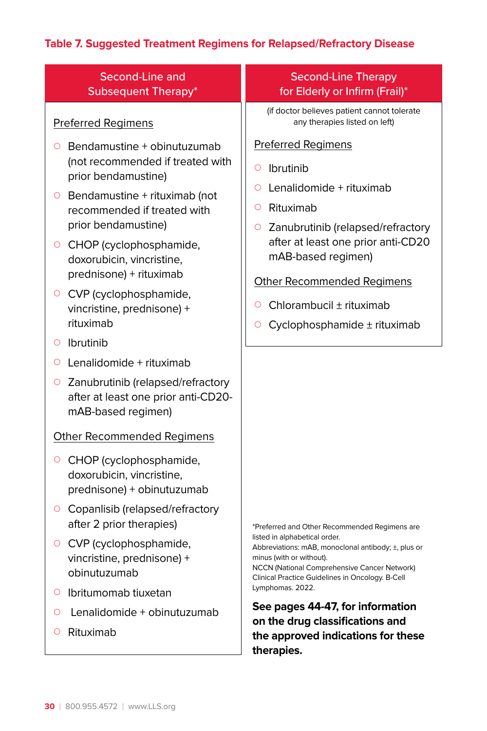**Table 7. Suggested Treatment Regimens for Relapsed/Refractory Disease**

| Second-Line and Subsequent Therapy* | Second-Line Therapy for Elderly or Infirm (Frail)* |
|---|---|
| | (if doctor believes patient cannot tolerate any therapies listed on left) |
| <u>Preferred Regimens</u> | <u>Preferred Regimens</u> |
| ○ Bendamustine + obinutuzumab (not recommended if treated with prior bendamustine) | ○ Ibrutinib |
| ○ Bendamustine + rituximab (not recommended if treated with prior bendamustine) | ○ Lenalidomide + rituximab |
| ○ CHOP (cyclophosphamide, doxorubicin, vincristine, prednisone) + rituximab | ○ Rituximab |
| ○ CVP (cyclophosphamide, vincristine, prednisone) + rituximab | ○ Zanubrutinib (relapsed/refractory after at least one prior anti-CD20 mAB-based regimen) |
| ○ Ibrutinib | <u>Other Recommended Regimens</u> |
| ○ Lenalidomide + rituximab | ○ Chlorambucil ± rituximab |
| ○ Zanubrutinib (relapsed/refractory after at least one prior anti-CD20-mAB-based regimen) | ○ Cyclophosphamide ± rituximab |
| <u>Other Recommended Regimens</u> | |
| ○ CHOP (cyclophosphamide, doxorubicin, vincristine, prednisone) + obinutuzumab | |
| ○ Copanlisib (relapsed/refractory after 2 prior therapies) | |
| ○ CVP (cyclophosphamide, vincristine, prednisone) + obinutuzumab | |
| ○ Ibritumomab tiuxetan | |
| ○ Lenalidomide + obinutuzumab | |
| ○ Rituximab | |

*Preferred and Other Recommended Regimens are listed in alphabetical order.
Abbreviations: mAB, monoclonal antibody; ±, plus or minus (with or without).
NCCN (National Comprehensive Cancer Network) Clinical Practice Guidelines in Oncology. B-Cell Lymphomas. 2022.

**See pages 44-47, for information on the drug classifications and the approved indications for these therapies.**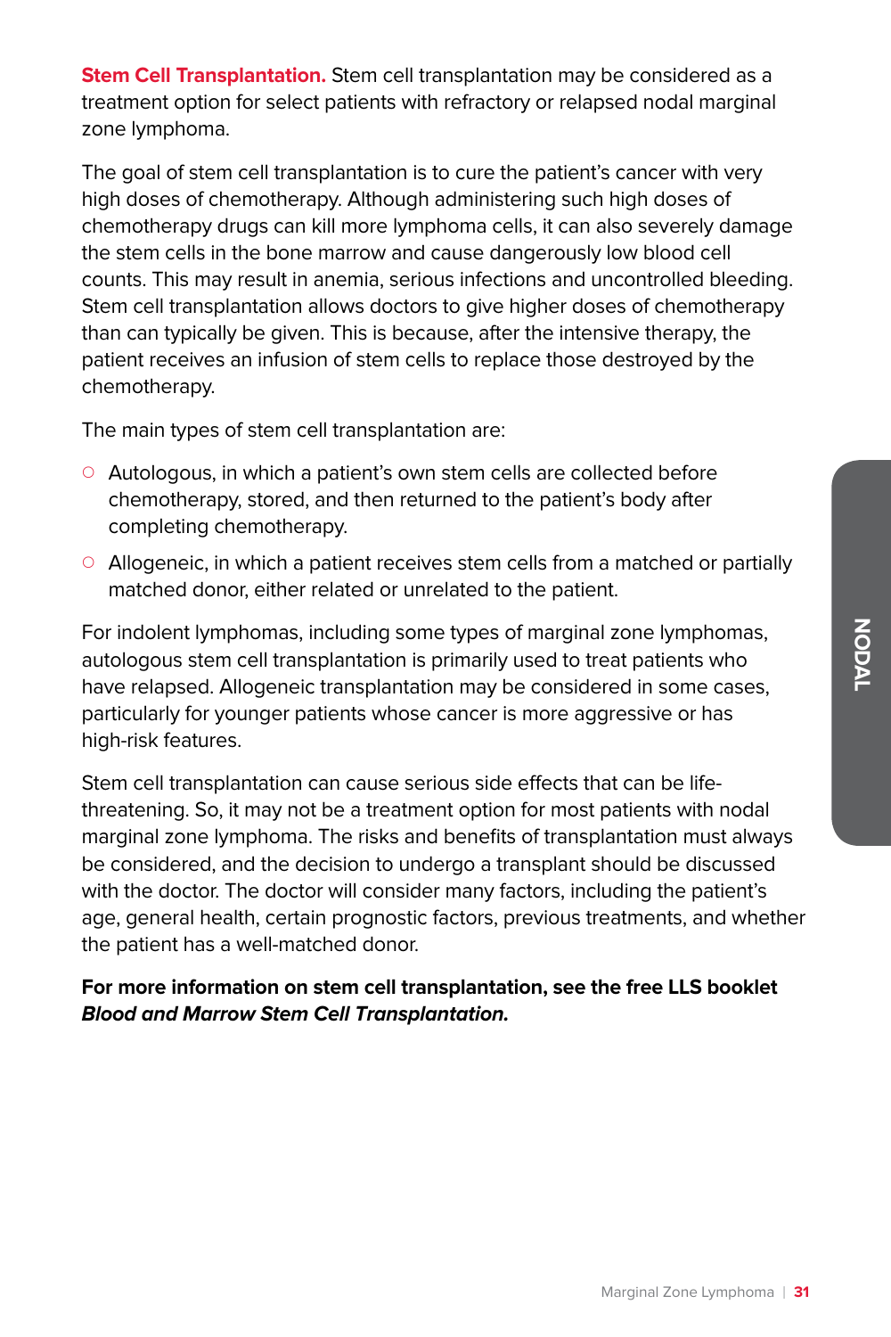**Stem Cell Transplantation.** Stem cell transplantation may be considered as a treatment option for select patients with refractory or relapsed nodal marginal zone lymphoma.

The goal of stem cell transplantation is to cure the patient's cancer with very high doses of chemotherapy. Although administering such high doses of chemotherapy drugs can kill more lymphoma cells, it can also severely damage the stem cells in the bone marrow and cause dangerously low blood cell counts. This may result in anemia, serious infections and uncontrolled bleeding. Stem cell transplantation allows doctors to give higher doses of chemotherapy than can typically be given. This is because, after the intensive therapy, the patient receives an infusion of stem cells to replace those destroyed by the chemotherapy.

The main types of stem cell transplantation are:

- Autologous, in which a patient's own stem cells are collected before chemotherapy, stored, and then returned to the patient's body after completing chemotherapy.
- Allogeneic, in which a patient receives stem cells from a matched or partially matched donor, either related or unrelated to the patient.

For indolent lymphomas, including some types of marginal zone lymphomas, autologous stem cell transplantation is primarily used to treat patients who have relapsed. Allogeneic transplantation may be considered in some cases, particularly for younger patients whose cancer is more aggressive or has high-risk features.

Stem cell transplantation can cause serious side effects that can be life-threatening. So, it may not be a treatment option for most patients with nodal marginal zone lymphoma. The risks and benefits of transplantation must always be considered, and the decision to undergo a transplant should be discussed with the doctor. The doctor will consider many factors, including the patient's age, general health, certain prognostic factors, previous treatments, and whether the patient has a well-matched donor.

**For more information on stem cell transplantation, see the free LLS booklet *Blood and Marrow Stem Cell Transplantation.***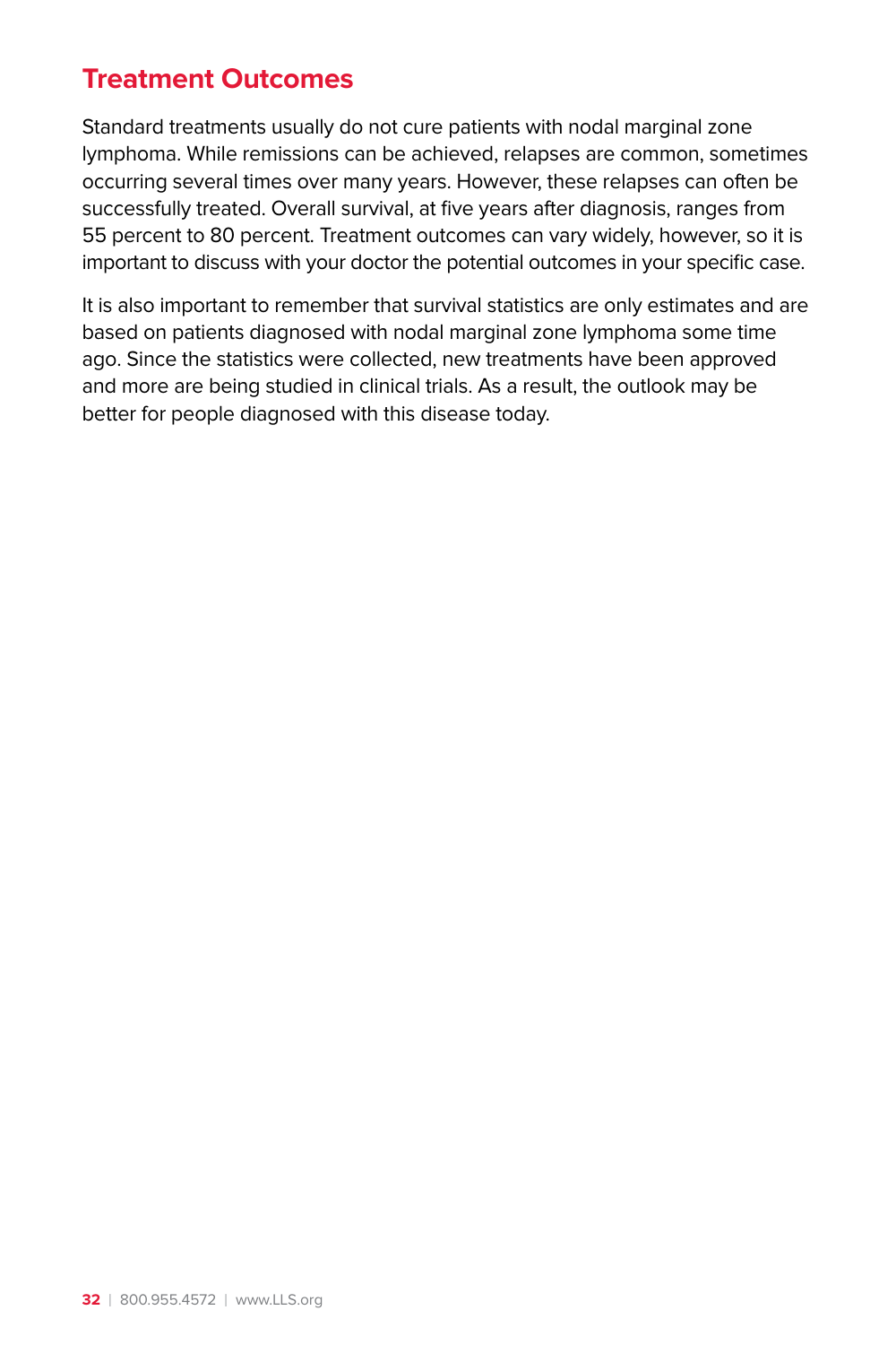## Treatment Outcomes

Standard treatments usually do not cure patients with nodal marginal zone lymphoma. While remissions can be achieved, relapses are common, sometimes occurring several times over many years. However, these relapses can often be successfully treated. Overall survival, at five years after diagnosis, ranges from 55 percent to 80 percent. Treatment outcomes can vary widely, however, so it is important to discuss with your doctor the potential outcomes in your specific case.

It is also important to remember that survival statistics are only estimates and are based on patients diagnosed with nodal marginal zone lymphoma some time ago. Since the statistics were collected, new treatments have been approved and more are being studied in clinical trials. As a result, the outlook may be better for people diagnosed with this disease today.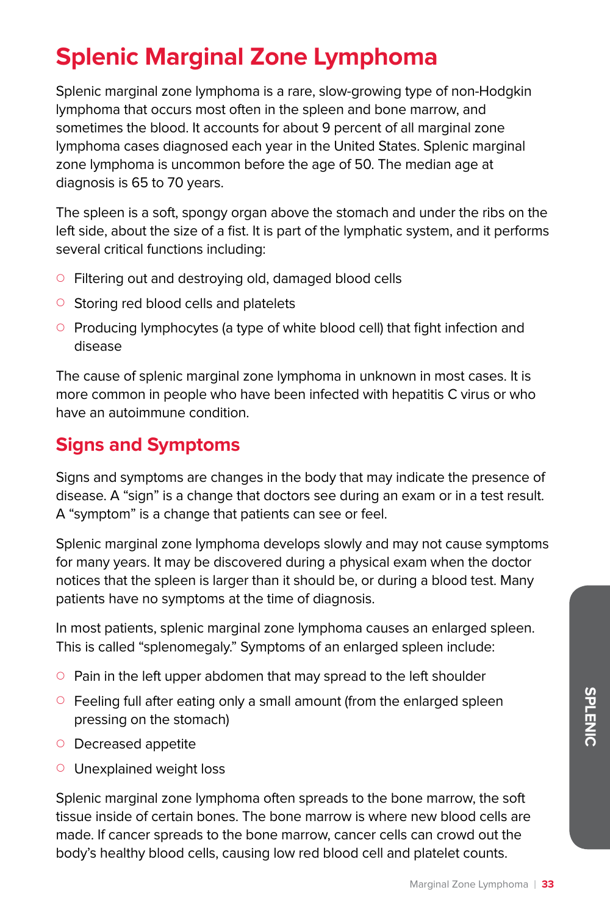# Splenic Marginal Zone Lymphoma

Splenic marginal zone lymphoma is a rare, slow-growing type of non-Hodgkin lymphoma that occurs most often in the spleen and bone marrow, and sometimes the blood. It accounts for about 9 percent of all marginal zone lymphoma cases diagnosed each year in the United States. Splenic marginal zone lymphoma is uncommon before the age of 50. The median age at diagnosis is 65 to 70 years.

The spleen is a soft, spongy organ above the stomach and under the ribs on the left side, about the size of a fist. It is part of the lymphatic system, and it performs several critical functions including:

- Filtering out and destroying old, damaged blood cells
- Storing red blood cells and platelets
- Producing lymphocytes (a type of white blood cell) that fight infection and disease

The cause of splenic marginal zone lymphoma in unknown in most cases. It is more common in people who have been infected with hepatitis C virus or who have an autoimmune condition.

## Signs and Symptoms

Signs and symptoms are changes in the body that may indicate the presence of disease. A "sign" is a change that doctors see during an exam or in a test result. A "symptom" is a change that patients can see or feel.

Splenic marginal zone lymphoma develops slowly and may not cause symptoms for many years. It may be discovered during a physical exam when the doctor notices that the spleen is larger than it should be, or during a blood test. Many patients have no symptoms at the time of diagnosis.

In most patients, splenic marginal zone lymphoma causes an enlarged spleen. This is called "splenomegaly." Symptoms of an enlarged spleen include:

- Pain in the left upper abdomen that may spread to the left shoulder
- Feeling full after eating only a small amount (from the enlarged spleen pressing on the stomach)
- Decreased appetite
- Unexplained weight loss

Splenic marginal zone lymphoma often spreads to the bone marrow, the soft tissue inside of certain bones. The bone marrow is where new blood cells are made. If cancer spreads to the bone marrow, cancer cells can crowd out the body's healthy blood cells, causing low red blood cell and platelet counts.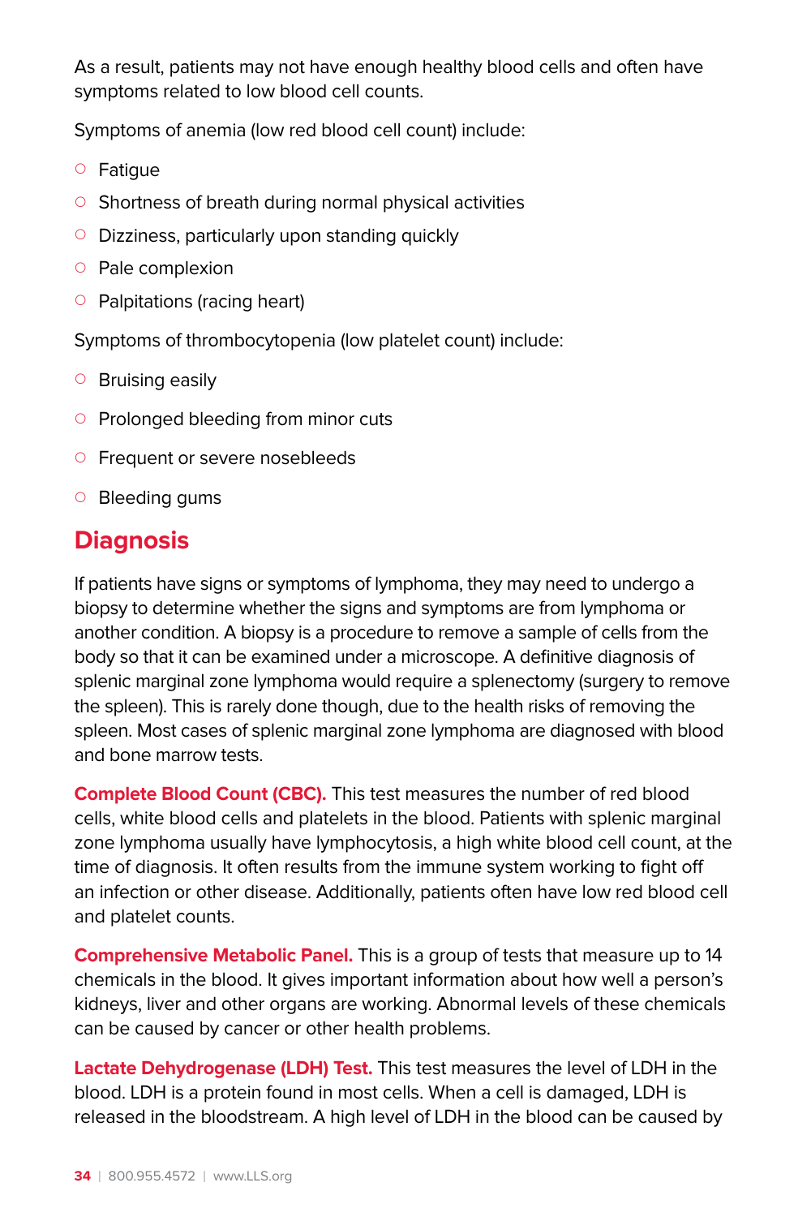As a result, patients may not have enough healthy blood cells and often have symptoms related to low blood cell counts.

Symptoms of anemia (low red blood cell count) include:

- Fatigue
- Shortness of breath during normal physical activities
- Dizziness, particularly upon standing quickly
- Pale complexion
- Palpitations (racing heart)

Symptoms of thrombocytopenia (low platelet count) include:

- Bruising easily
- Prolonged bleeding from minor cuts
- Frequent or severe nosebleeds
- Bleeding gums

## Diagnosis

If patients have signs or symptoms of lymphoma, they may need to undergo a biopsy to determine whether the signs and symptoms are from lymphoma or another condition. A biopsy is a procedure to remove a sample of cells from the body so that it can be examined under a microscope. A definitive diagnosis of splenic marginal zone lymphoma would require a splenectomy (surgery to remove the spleen). This is rarely done though, due to the health risks of removing the spleen. Most cases of splenic marginal zone lymphoma are diagnosed with blood and bone marrow tests.

**Complete Blood Count (CBC).** This test measures the number of red blood cells, white blood cells and platelets in the blood. Patients with splenic marginal zone lymphoma usually have lymphocytosis, a high white blood cell count, at the time of diagnosis. It often results from the immune system working to fight off an infection or other disease. Additionally, patients often have low red blood cell and platelet counts.

**Comprehensive Metabolic Panel.** This is a group of tests that measure up to 14 chemicals in the blood. It gives important information about how well a person's kidneys, liver and other organs are working. Abnormal levels of these chemicals can be caused by cancer or other health problems.

**Lactate Dehydrogenase (LDH) Test.** This test measures the level of LDH in the blood. LDH is a protein found in most cells. When a cell is damaged, LDH is released in the bloodstream. A high level of LDH in the blood can be caused by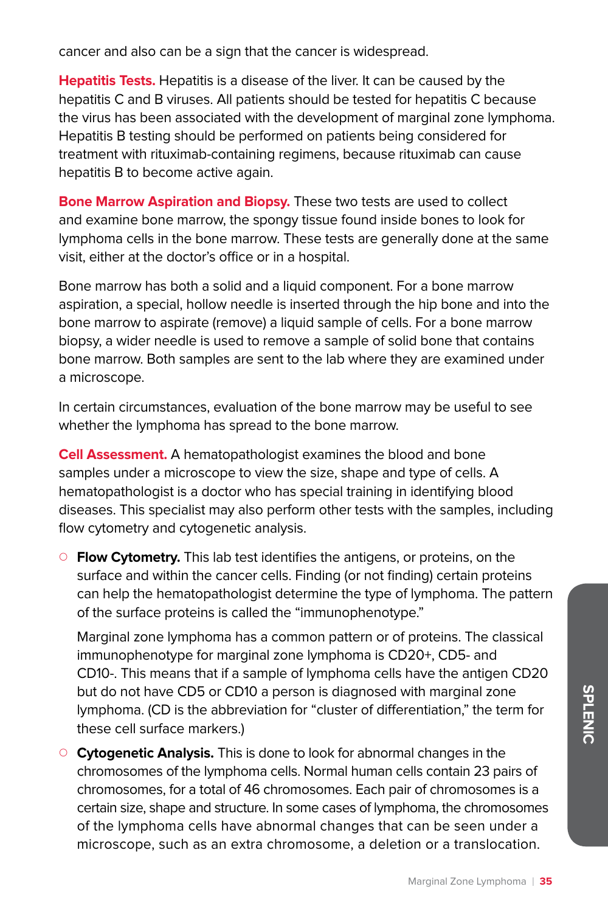cancer and also can be a sign that the cancer is widespread.

**Hepatitis Tests.** Hepatitis is a disease of the liver. It can be caused by the hepatitis C and B viruses. All patients should be tested for hepatitis C because the virus has been associated with the development of marginal zone lymphoma. Hepatitis B testing should be performed on patients being considered for treatment with rituximab-containing regimens, because rituximab can cause hepatitis B to become active again.

**Bone Marrow Aspiration and Biopsy.** These two tests are used to collect and examine bone marrow, the spongy tissue found inside bones to look for lymphoma cells in the bone marrow. These tests are generally done at the same visit, either at the doctor's office or in a hospital.

Bone marrow has both a solid and a liquid component. For a bone marrow aspiration, a special, hollow needle is inserted through the hip bone and into the bone marrow to aspirate (remove) a liquid sample of cells. For a bone marrow biopsy, a wider needle is used to remove a sample of solid bone that contains bone marrow. Both samples are sent to the lab where they are examined under a microscope.

In certain circumstances, evaluation of the bone marrow may be useful to see whether the lymphoma has spread to the bone marrow.

**Cell Assessment.** A hematopathologist examines the blood and bone samples under a microscope to view the size, shape and type of cells. A hematopathologist is a doctor who has special training in identifying blood diseases. This specialist may also perform other tests with the samples, including flow cytometry and cytogenetic analysis.

- **Flow Cytometry.** This lab test identifies the antigens, or proteins, on the surface and within the cancer cells. Finding (or not finding) certain proteins can help the hematopathologist determine the type of lymphoma. The pattern of the surface proteins is called the "immunophenotype."

  Marginal zone lymphoma has a common pattern or of proteins. The classical immunophenotype for marginal zone lymphoma is CD20+, CD5- and CD10-. This means that if a sample of lymphoma cells have the antigen CD20 but do not have CD5 or CD10 a person is diagnosed with marginal zone lymphoma. (CD is the abbreviation for "cluster of differentiation," the term for these cell surface markers.)

- **Cytogenetic Analysis.** This is done to look for abnormal changes in the chromosomes of the lymphoma cells. Normal human cells contain 23 pairs of chromosomes, for a total of 46 chromosomes. Each pair of chromosomes is a certain size, shape and structure. In some cases of lymphoma, the chromosomes of the lymphoma cells have abnormal changes that can be seen under a microscope, such as an extra chromosome, a deletion or a translocation.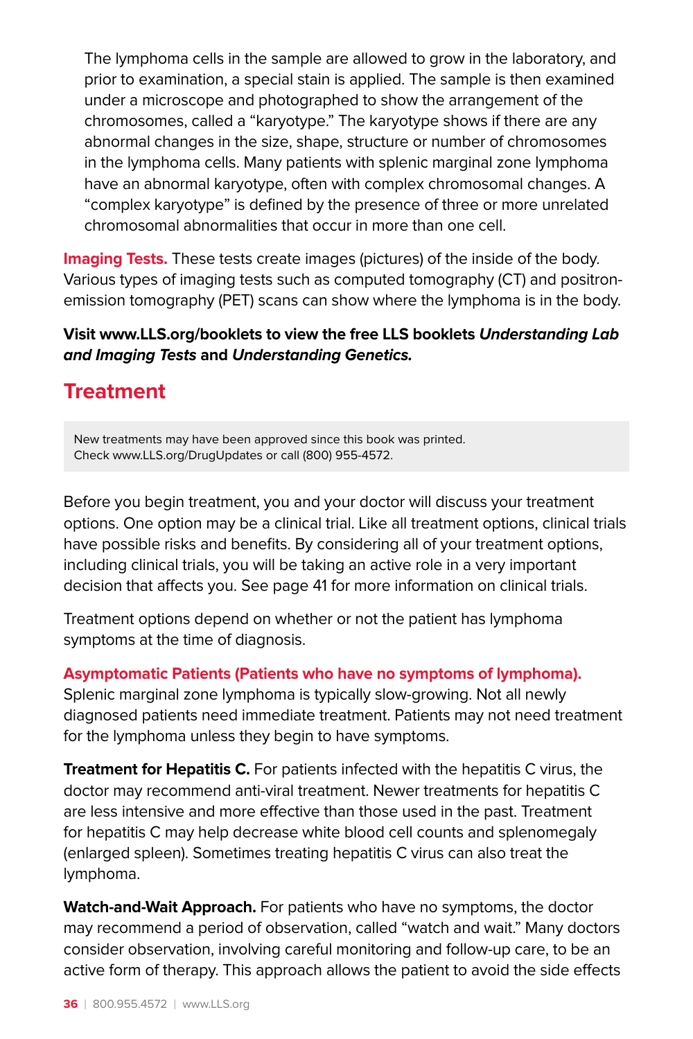The lymphoma cells in the sample are allowed to grow in the laboratory, and prior to examination, a special stain is applied. The sample is then examined under a microscope and photographed to show the arrangement of the chromosomes, called a "karyotype." The karyotype shows if there are any abnormal changes in the size, shape, structure or number of chromosomes in the lymphoma cells. Many patients with splenic marginal zone lymphoma have an abnormal karyotype, often with complex chromosomal changes. A "complex karyotype" is defined by the presence of three or more unrelated chromosomal abnormalities that occur in more than one cell.

**Imaging Tests.** These tests create images (pictures) of the inside of the body. Various types of imaging tests such as computed tomography (CT) and positron-emission tomography (PET) scans can show where the lymphoma is in the body.

**Visit www.LLS.org/booklets to view the free LLS booklets *Understanding Lab and Imaging Tests* and *Understanding Genetics.***

## Treatment

New treatments may have been approved since this book was printed. Check www.LLS.org/DrugUpdates or call (800) 955-4572.

Before you begin treatment, you and your doctor will discuss your treatment options. One option may be a clinical trial. Like all treatment options, clinical trials have possible risks and benefits. By considering all of your treatment options, including clinical trials, you will be taking an active role in a very important decision that affects you. See page 41 for more information on clinical trials.

Treatment options depend on whether or not the patient has lymphoma symptoms at the time of diagnosis.

**Asymptomatic Patients (Patients who have no symptoms of lymphoma).** Splenic marginal zone lymphoma is typically slow-growing. Not all newly diagnosed patients need immediate treatment. Patients may not need treatment for the lymphoma unless they begin to have symptoms.

**Treatment for Hepatitis C.** For patients infected with the hepatitis C virus, the doctor may recommend anti-viral treatment. Newer treatments for hepatitis C are less intensive and more effective than those used in the past. Treatment for hepatitis C may help decrease white blood cell counts and splenomegaly (enlarged spleen). Sometimes treating hepatitis C virus can also treat the lymphoma.

**Watch-and-Wait Approach.** For patients who have no symptoms, the doctor may recommend a period of observation, called "watch and wait." Many doctors consider observation, involving careful monitoring and follow-up care, to be an active form of therapy. This approach allows the patient to avoid the side effects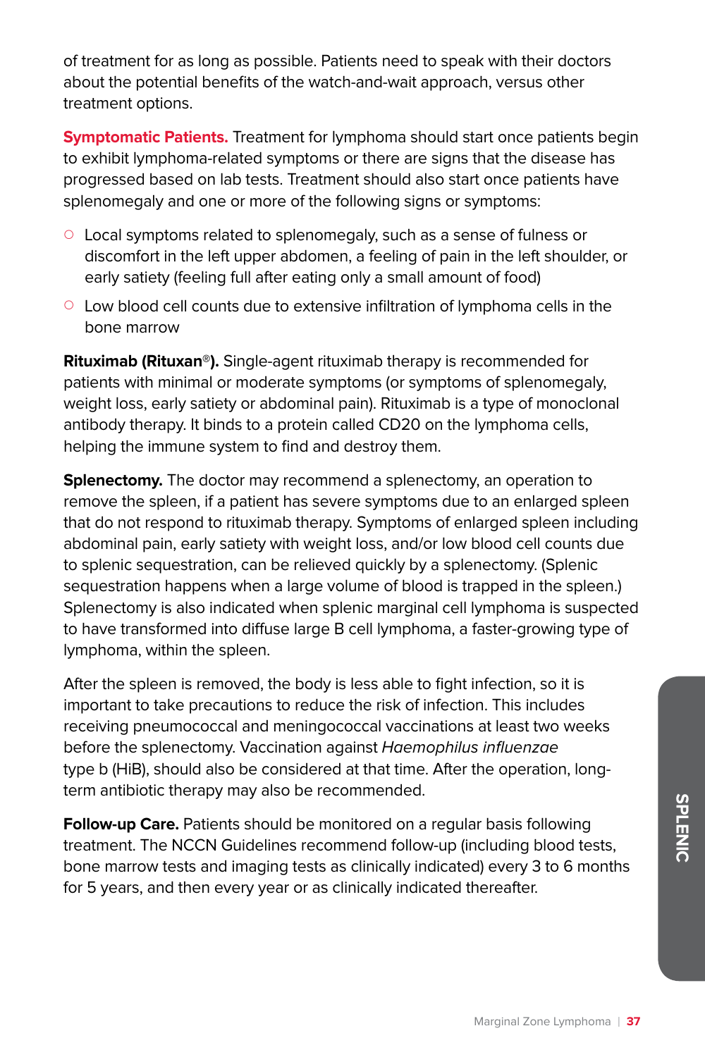of treatment for as long as possible. Patients need to speak with their doctors about the potential benefits of the watch-and-wait approach, versus other treatment options.

**Symptomatic Patients.** Treatment for lymphoma should start once patients begin to exhibit lymphoma-related symptoms or there are signs that the disease has progressed based on lab tests. Treatment should also start once patients have splenomegaly and one or more of the following signs or symptoms:

- Local symptoms related to splenomegaly, such as a sense of fulness or discomfort in the left upper abdomen, a feeling of pain in the left shoulder, or early satiety (feeling full after eating only a small amount of food)
- Low blood cell counts due to extensive infiltration of lymphoma cells in the bone marrow

**Rituximab (Rituxan®).** Single-agent rituximab therapy is recommended for patients with minimal or moderate symptoms (or symptoms of splenomegaly, weight loss, early satiety or abdominal pain). Rituximab is a type of monoclonal antibody therapy. It binds to a protein called CD20 on the lymphoma cells, helping the immune system to find and destroy them.

**Splenectomy.** The doctor may recommend a splenectomy, an operation to remove the spleen, if a patient has severe symptoms due to an enlarged spleen that do not respond to rituximab therapy. Symptoms of enlarged spleen including abdominal pain, early satiety with weight loss, and/or low blood cell counts due to splenic sequestration, can be relieved quickly by a splenectomy. (Splenic sequestration happens when a large volume of blood is trapped in the spleen.) Splenectomy is also indicated when splenic marginal cell lymphoma is suspected to have transformed into diffuse large B cell lymphoma, a faster-growing type of lymphoma, within the spleen.

After the spleen is removed, the body is less able to fight infection, so it is important to take precautions to reduce the risk of infection. This includes receiving pneumococcal and meningococcal vaccinations at least two weeks before the splenectomy. Vaccination against *Haemophilus influenzae* type b (HiB), should also be considered at that time. After the operation, long-term antibiotic therapy may also be recommended.

**Follow-up Care.** Patients should be monitored on a regular basis following treatment. The NCCN Guidelines recommend follow-up (including blood tests, bone marrow tests and imaging tests as clinically indicated) every 3 to 6 months for 5 years, and then every year or as clinically indicated thereafter.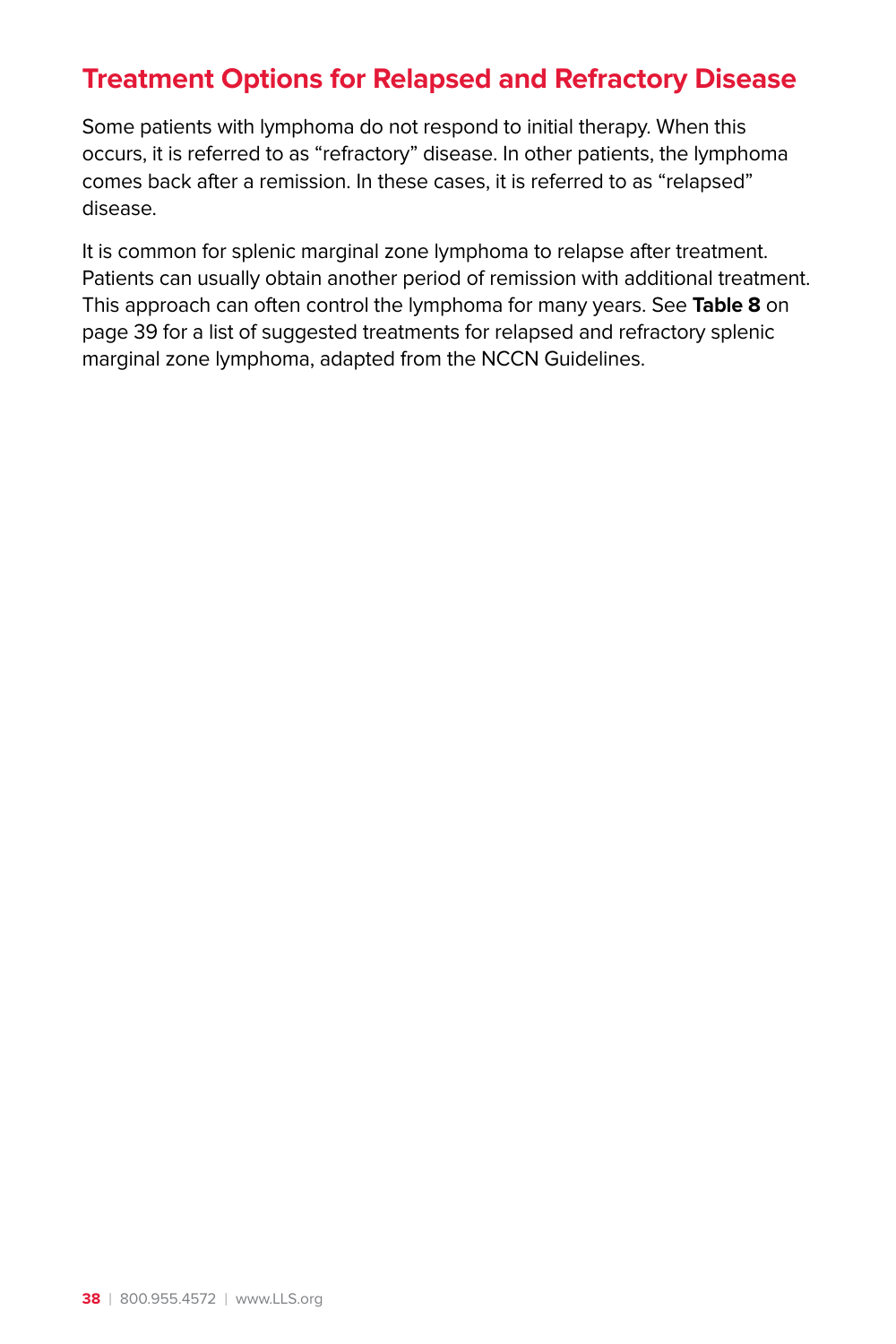## Treatment Options for Relapsed and Refractory Disease

Some patients with lymphoma do not respond to initial therapy. When this occurs, it is referred to as "refractory" disease. In other patients, the lymphoma comes back after a remission. In these cases, it is referred to as "relapsed" disease.

It is common for splenic marginal zone lymphoma to relapse after treatment. Patients can usually obtain another period of remission with additional treatment. This approach can often control the lymphoma for many years. See **Table 8** on page 39 for a list of suggested treatments for relapsed and refractory splenic marginal zone lymphoma, adapted from the NCCN Guidelines.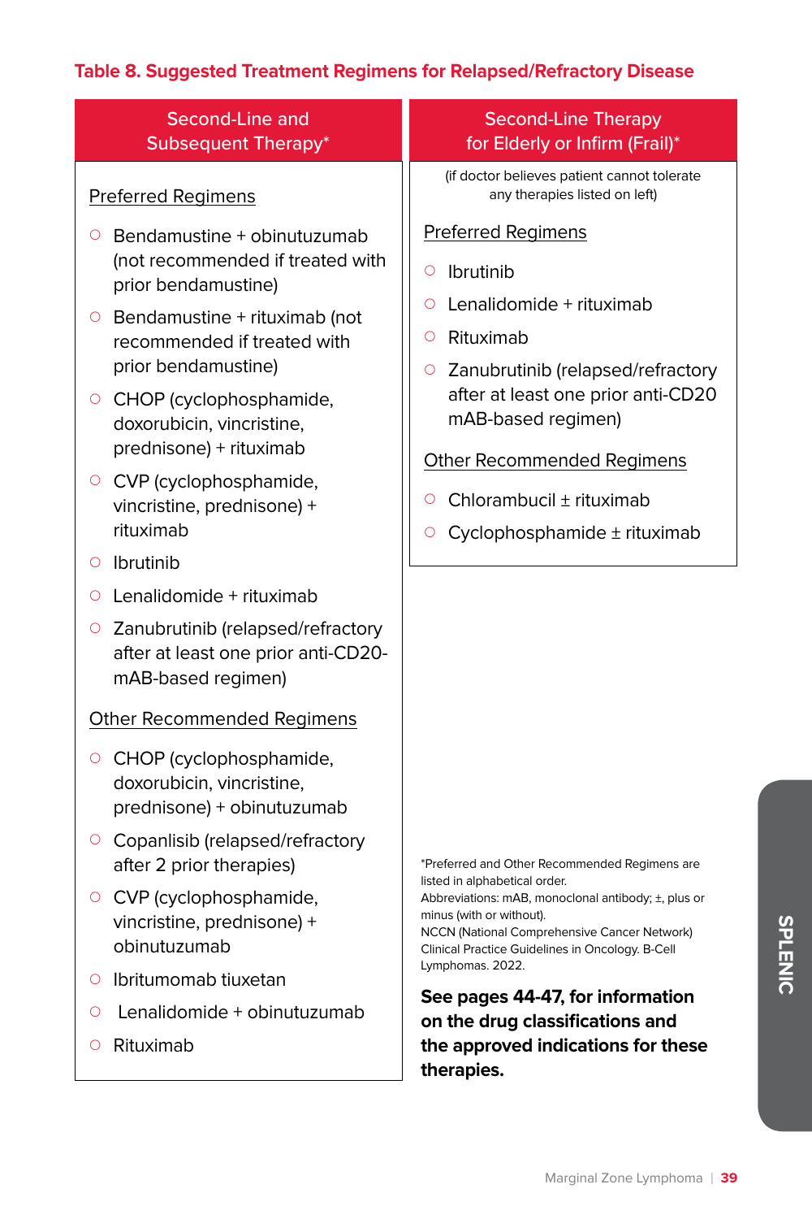**Table 8. Suggested Treatment Regimens for Relapsed/Refractory Disease**

| Second-Line and Subsequent Therapy* | Second-Line Therapy for Elderly or Infirm (Frail)* |
| --- | --- |
| **Preferred Regimens**<br>○ Bendamustine + obinutuzumab (not recommended if treated with prior bendamustine)<br>○ Bendamustine + rituximab (not recommended if treated with prior bendamustine)<br>○ CHOP (cyclophosphamide, doxorubicin, vincristine, prednisone) + rituximab<br>○ CVP (cyclophosphamide, vincristine, prednisone) + rituximab<br>○ Ibrutinib<br>○ Lenalidomide + rituximab<br>○ Zanubrutinib (relapsed/refractory after at least one prior anti-CD20-mAB-based regimen)<br><br>**Other Recommended Regimens**<br>○ CHOP (cyclophosphamide, doxorubicin, vincristine, prednisone) + obinutuzumab<br>○ Copanlisib (relapsed/refractory after 2 prior therapies)<br>○ CVP (cyclophosphamide, vincristine, prednisone) + obinutuzumab<br>○ Ibritumomab tiuxetan<br>○ Lenalidomide + obinutuzumab<br>○ Rituximab | (if doctor believes patient cannot tolerate any therapies listed on left)<br><br>**Preferred Regimens**<br>○ Ibrutinib<br>○ Lenalidomide + rituximab<br>○ Rituximab<br>○ Zanubrutinib (relapsed/refractory after at least one prior anti-CD20 mAB-based regimen)<br><br>**Other Recommended Regimens**<br>○ Chlorambucil ± rituximab<br>○ Cyclophosphamide ± rituximab |

*Preferred and Other Recommended Regimens are listed in alphabetical order.
Abbreviations: mAB, monoclonal antibody; ±, plus or minus (with or without).
NCCN (National Comprehensive Cancer Network) Clinical Practice Guidelines in Oncology. B-Cell Lymphomas. 2022.

**See pages 44-47, for information on the drug classifications and the approved indications for these therapies.**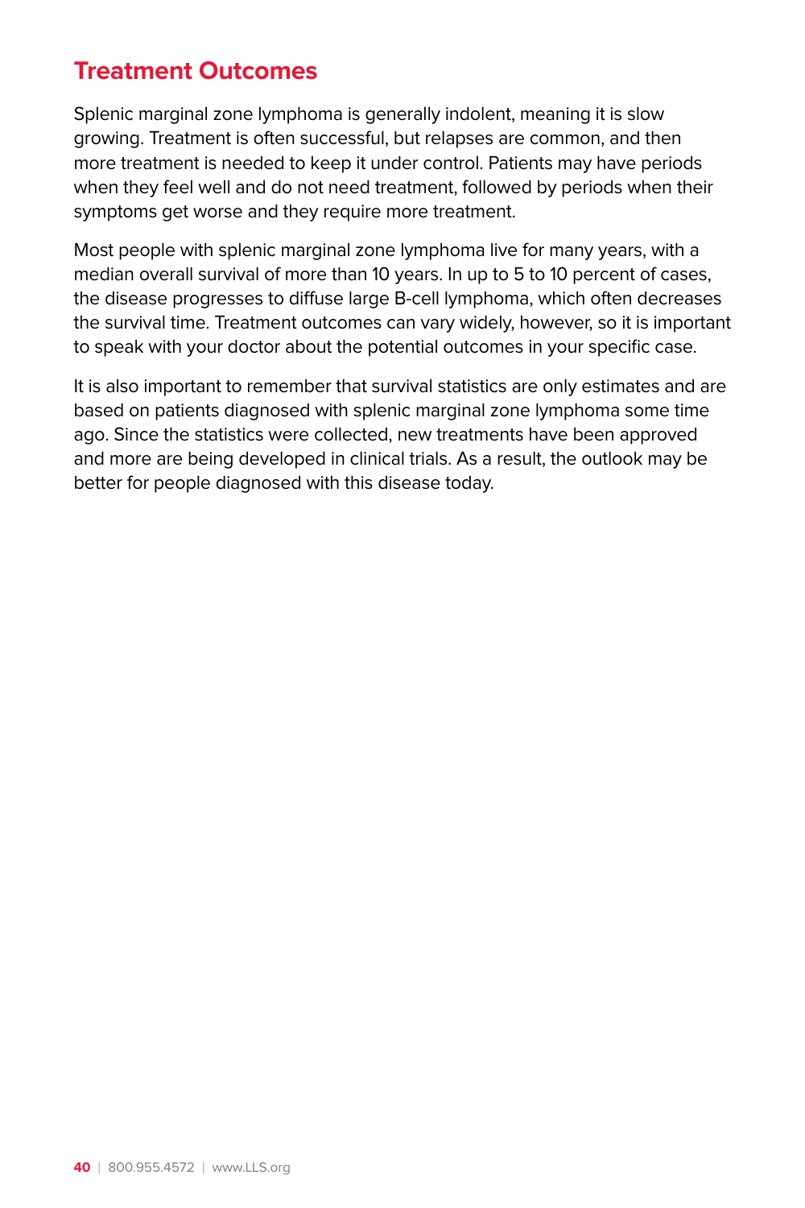## Treatment Outcomes

Splenic marginal zone lymphoma is generally indolent, meaning it is slow growing. Treatment is often successful, but relapses are common, and then more treatment is needed to keep it under control. Patients may have periods when they feel well and do not need treatment, followed by periods when their symptoms get worse and they require more treatment.

Most people with splenic marginal zone lymphoma live for many years, with a median overall survival of more than 10 years. In up to 5 to 10 percent of cases, the disease progresses to diffuse large B-cell lymphoma, which often decreases the survival time. Treatment outcomes can vary widely, however, so it is important to speak with your doctor about the potential outcomes in your specific case.

It is also important to remember that survival statistics are only estimates and are based on patients diagnosed with splenic marginal zone lymphoma some time ago. Since the statistics were collected, new treatments have been approved and more are being developed in clinical trials. As a result, the outlook may be better for people diagnosed with this disease today.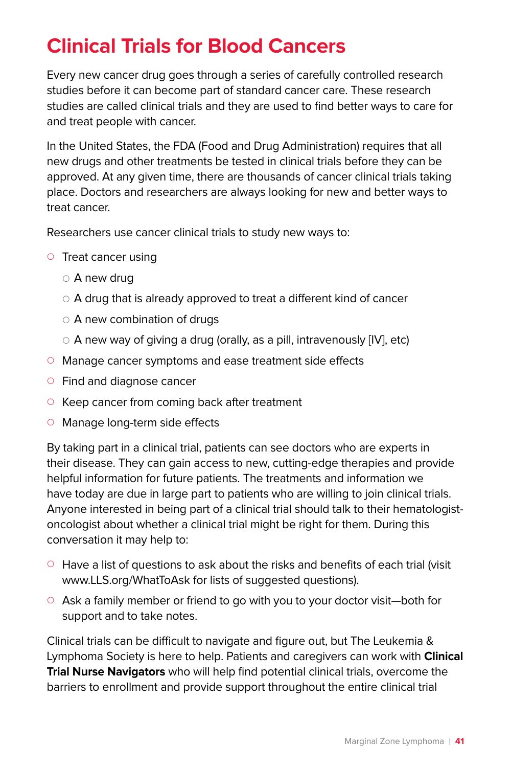# Clinical Trials for Blood Cancers

Every new cancer drug goes through a series of carefully controlled research studies before it can become part of standard cancer care. These research studies are called clinical trials and they are used to find better ways to care for and treat people with cancer.

In the United States, the FDA (Food and Drug Administration) requires that all new drugs and other treatments be tested in clinical trials before they can be approved. At any given time, there are thousands of cancer clinical trials taking place. Doctors and researchers are always looking for new and better ways to treat cancer.

Researchers use cancer clinical trials to study new ways to:

- Treat cancer using
  - A new drug
  - A drug that is already approved to treat a different kind of cancer
  - A new combination of drugs
  - A new way of giving a drug (orally, as a pill, intravenously [IV], etc)
- Manage cancer symptoms and ease treatment side effects
- Find and diagnose cancer
- Keep cancer from coming back after treatment
- Manage long-term side effects

By taking part in a clinical trial, patients can see doctors who are experts in their disease. They can gain access to new, cutting-edge therapies and provide helpful information for future patients. The treatments and information we have today are due in large part to patients who are willing to join clinical trials. Anyone interested in being part of a clinical trial should talk to their hematologist-oncologist about whether a clinical trial might be right for them. During this conversation it may help to:

- Have a list of questions to ask about the risks and benefits of each trial (visit www.LLS.org/WhatToAsk for lists of suggested questions).
- Ask a family member or friend to go with you to your doctor visit—both for support and to take notes.

Clinical trials can be difficult to navigate and figure out, but The Leukemia & Lymphoma Society is here to help. Patients and caregivers can work with **Clinical Trial Nurse Navigators** who will help find potential clinical trials, overcome the barriers to enrollment and provide support throughout the entire clinical trial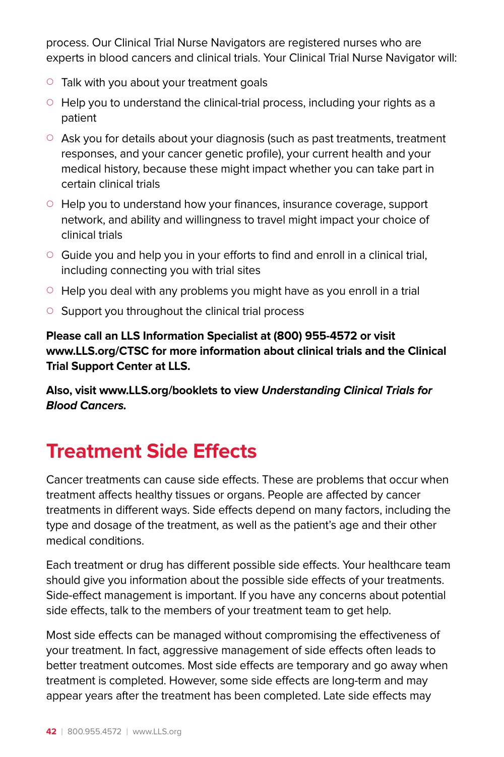process. Our Clinical Trial Nurse Navigators are registered nurses who are experts in blood cancers and clinical trials. Your Clinical Trial Nurse Navigator will:

- Talk with you about your treatment goals
- Help you to understand the clinical-trial process, including your rights as a patient
- Ask you for details about your diagnosis (such as past treatments, treatment responses, and your cancer genetic profile), your current health and your medical history, because these might impact whether you can take part in certain clinical trials
- Help you to understand how your finances, insurance coverage, support network, and ability and willingness to travel might impact your choice of clinical trials
- Guide you and help you in your efforts to find and enroll in a clinical trial, including connecting you with trial sites
- Help you deal with any problems you might have as you enroll in a trial
- Support you throughout the clinical trial process

**Please call an LLS Information Specialist at (800) 955-4572 or visit www.LLS.org/CTSC for more information about clinical trials and the Clinical Trial Support Center at LLS.**

**Also, visit www.LLS.org/booklets to view *Understanding Clinical Trials for Blood Cancers.***

# Treatment Side Effects

Cancer treatments can cause side effects. These are problems that occur when treatment affects healthy tissues or organs. People are affected by cancer treatments in different ways. Side effects depend on many factors, including the type and dosage of the treatment, as well as the patient's age and their other medical conditions.

Each treatment or drug has different possible side effects. Your healthcare team should give you information about the possible side effects of your treatments. Side-effect management is important. If you have any concerns about potential side effects, talk to the members of your treatment team to get help.

Most side effects can be managed without compromising the effectiveness of your treatment. In fact, aggressive management of side effects often leads to better treatment outcomes. Most side effects are temporary and go away when treatment is completed. However, some side effects are long-term and may appear years after the treatment has been completed. Late side effects may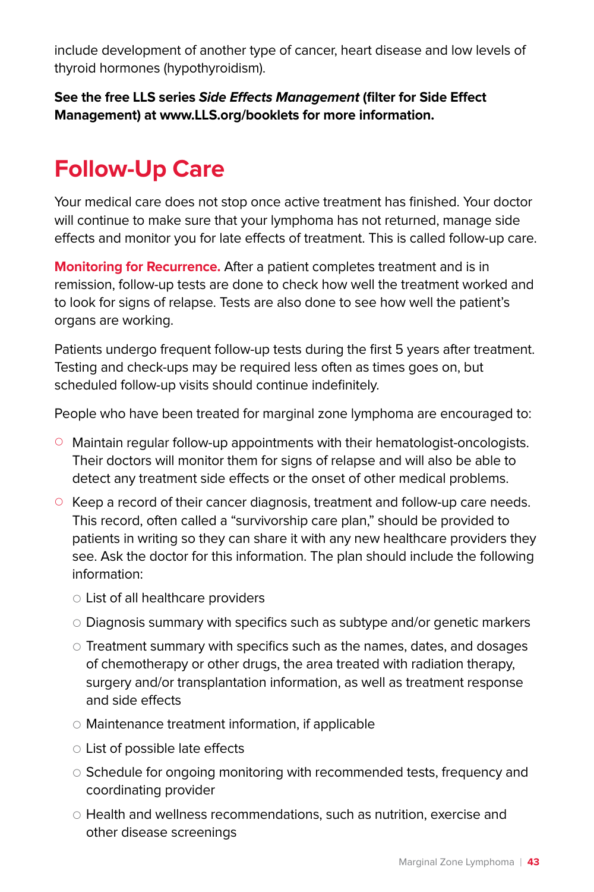include development of another type of cancer, heart disease and low levels of thyroid hormones (hypothyroidism).

**See the free LLS series *Side Effects Management* (filter for Side Effect Management) at www.LLS.org/booklets for more information.**

# Follow-Up Care

Your medical care does not stop once active treatment has finished. Your doctor will continue to make sure that your lymphoma has not returned, manage side effects and monitor you for late effects of treatment. This is called follow-up care.

**Monitoring for Recurrence.** After a patient completes treatment and is in remission, follow-up tests are done to check how well the treatment worked and to look for signs of relapse. Tests are also done to see how well the patient's organs are working.

Patients undergo frequent follow-up tests during the first 5 years after treatment. Testing and check-ups may be required less often as times goes on, but scheduled follow-up visits should continue indefinitely.

People who have been treated for marginal zone lymphoma are encouraged to:

- Maintain regular follow-up appointments with their hematologist-oncologists. Their doctors will monitor them for signs of relapse and will also be able to detect any treatment side effects or the onset of other medical problems.
- Keep a record of their cancer diagnosis, treatment and follow-up care needs. This record, often called a "survivorship care plan," should be provided to patients in writing so they can share it with any new healthcare providers they see. Ask the doctor for this information. The plan should include the following information:
    - List of all healthcare providers
    - Diagnosis summary with specifics such as subtype and/or genetic markers
    - Treatment summary with specifics such as the names, dates, and dosages of chemotherapy or other drugs, the area treated with radiation therapy, surgery and/or transplantation information, as well as treatment response and side effects
    - Maintenance treatment information, if applicable
    - List of possible late effects
    - Schedule for ongoing monitoring with recommended tests, frequency and coordinating provider
    - Health and wellness recommendations, such as nutrition, exercise and other disease screenings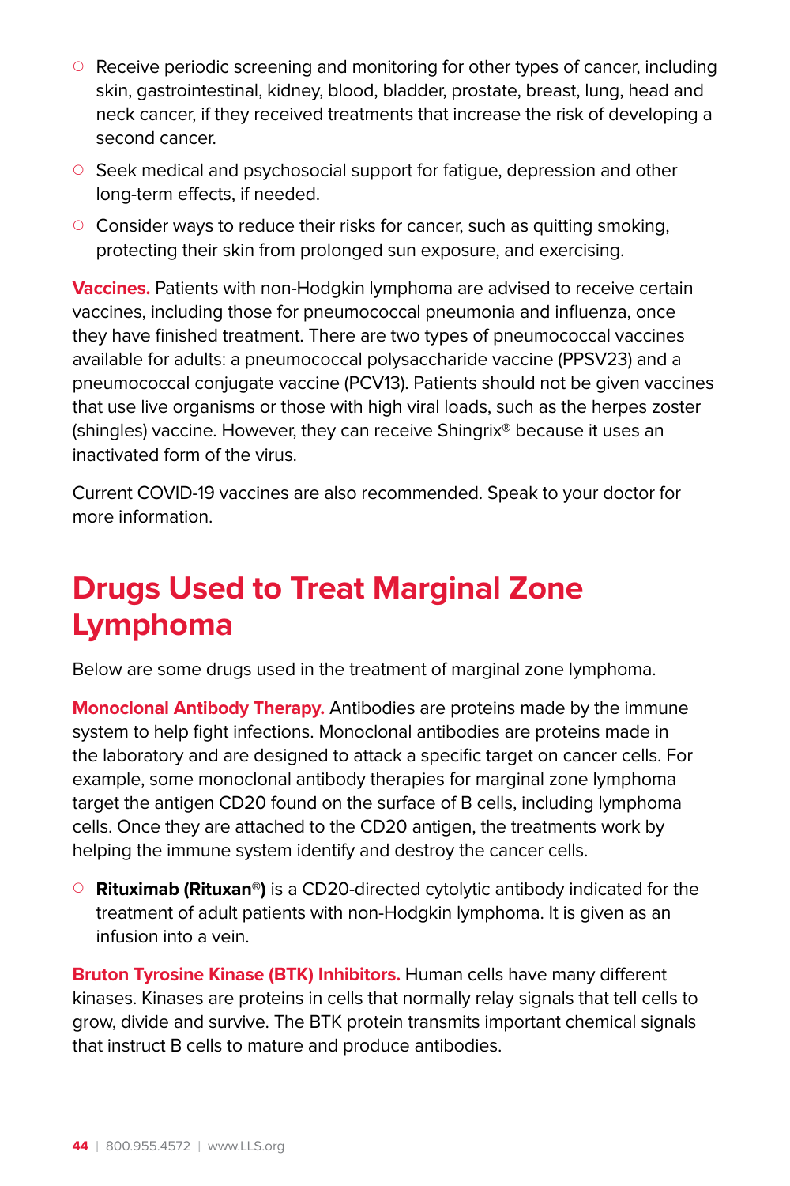- Receive periodic screening and monitoring for other types of cancer, including skin, gastrointestinal, kidney, blood, bladder, prostate, breast, lung, head and neck cancer, if they received treatments that increase the risk of developing a second cancer.
- Seek medical and psychosocial support for fatigue, depression and other long-term effects, if needed.
- Consider ways to reduce their risks for cancer, such as quitting smoking, protecting their skin from prolonged sun exposure, and exercising.

**Vaccines.** Patients with non-Hodgkin lymphoma are advised to receive certain vaccines, including those for pneumococcal pneumonia and influenza, once they have finished treatment. There are two types of pneumococcal vaccines available for adults: a pneumococcal polysaccharide vaccine (PPSV23) and a pneumococcal conjugate vaccine (PCV13). Patients should not be given vaccines that use live organisms or those with high viral loads, such as the herpes zoster (shingles) vaccine. However, they can receive Shingrix® because it uses an inactivated form of the virus.

Current COVID-19 vaccines are also recommended. Speak to your doctor for more information.

# Drugs Used to Treat Marginal Zone Lymphoma

Below are some drugs used in the treatment of marginal zone lymphoma.

**Monoclonal Antibody Therapy.** Antibodies are proteins made by the immune system to help fight infections. Monoclonal antibodies are proteins made in the laboratory and are designed to attack a specific target on cancer cells. For example, some monoclonal antibody therapies for marginal zone lymphoma target the antigen CD20 found on the surface of B cells, including lymphoma cells. Once they are attached to the CD20 antigen, the treatments work by helping the immune system identify and destroy the cancer cells.

- **Rituximab (Rituxan®)** is a CD20-directed cytolytic antibody indicated for the treatment of adult patients with non-Hodgkin lymphoma. It is given as an infusion into a vein.

**Bruton Tyrosine Kinase (BTK) Inhibitors.** Human cells have many different kinases. Kinases are proteins in cells that normally relay signals that tell cells to grow, divide and survive. The BTK protein transmits important chemical signals that instruct B cells to mature and produce antibodies.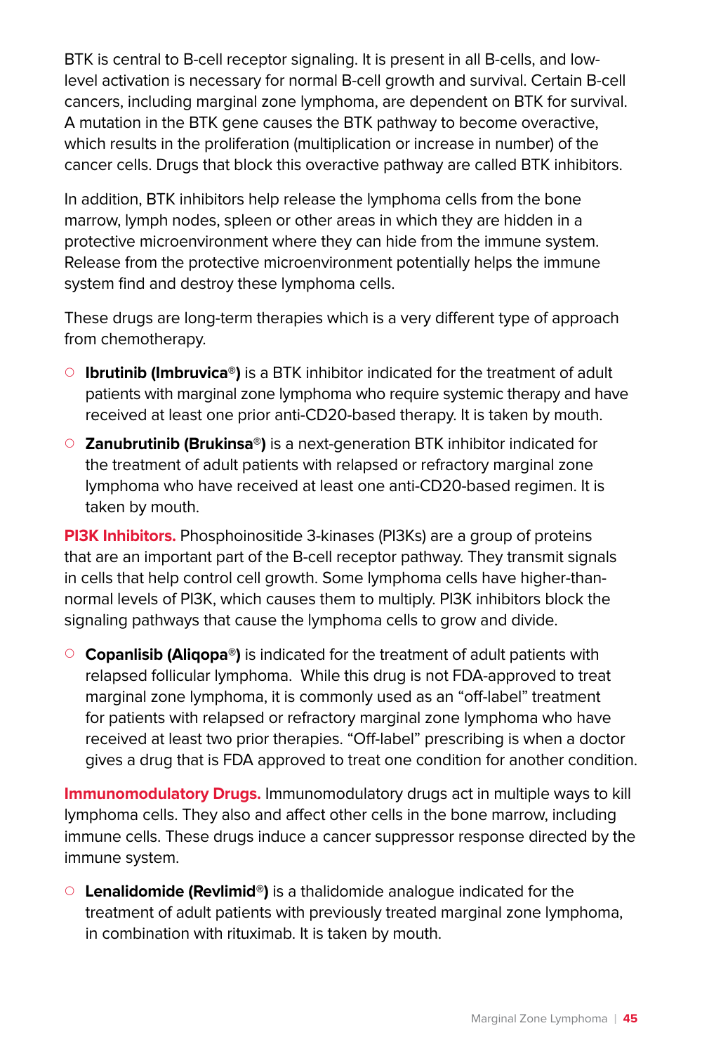BTK is central to B-cell receptor signaling. It is present in all B-cells, and low-level activation is necessary for normal B-cell growth and survival. Certain B-cell cancers, including marginal zone lymphoma, are dependent on BTK for survival. A mutation in the BTK gene causes the BTK pathway to become overactive, which results in the proliferation (multiplication or increase in number) of the cancer cells. Drugs that block this overactive pathway are called BTK inhibitors.

In addition, BTK inhibitors help release the lymphoma cells from the bone marrow, lymph nodes, spleen or other areas in which they are hidden in a protective microenvironment where they can hide from the immune system. Release from the protective microenvironment potentially helps the immune system find and destroy these lymphoma cells.

These drugs are long-term therapies which is a very different type of approach from chemotherapy.

- **Ibrutinib (Imbruvica®)** is a BTK inhibitor indicated for the treatment of adult patients with marginal zone lymphoma who require systemic therapy and have received at least one prior anti-CD20-based therapy. It is taken by mouth.
- **Zanubrutinib (Brukinsa®)** is a next-generation BTK inhibitor indicated for the treatment of adult patients with relapsed or refractory marginal zone lymphoma who have received at least one anti-CD20-based regimen. It is taken by mouth.

**PI3K Inhibitors.** Phosphoinositide 3-kinases (PI3Ks) are a group of proteins that are an important part of the B-cell receptor pathway. They transmit signals in cells that help control cell growth. Some lymphoma cells have higher-than-normal levels of PI3K, which causes them to multiply. PI3K inhibitors block the signaling pathways that cause the lymphoma cells to grow and divide.

- **Copanlisib (Aliqopa®)** is indicated for the treatment of adult patients with relapsed follicular lymphoma. While this drug is not FDA-approved to treat marginal zone lymphoma, it is commonly used as an “off-label” treatment for patients with relapsed or refractory marginal zone lymphoma who have received at least two prior therapies. “Off-label” prescribing is when a doctor gives a drug that is FDA approved to treat one condition for another condition.

**Immunomodulatory Drugs.** Immunomodulatory drugs act in multiple ways to kill lymphoma cells. They also and affect other cells in the bone marrow, including immune cells. These drugs induce a cancer suppressor response directed by the immune system.

- **Lenalidomide (Revlimid®)** is a thalidomide analogue indicated for the treatment of adult patients with previously treated marginal zone lymphoma, in combination with rituximab. It is taken by mouth.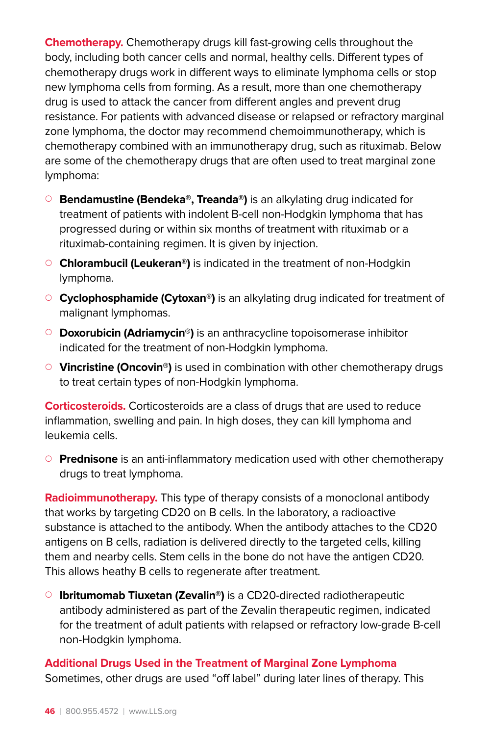**Chemotherapy.** Chemotherapy drugs kill fast-growing cells throughout the body, including both cancer cells and normal, healthy cells. Different types of chemotherapy drugs work in different ways to eliminate lymphoma cells or stop new lymphoma cells from forming. As a result, more than one chemotherapy drug is used to attack the cancer from different angles and prevent drug resistance. For patients with advanced disease or relapsed or refractory marginal zone lymphoma, the doctor may recommend chemoimmunotherapy, which is chemotherapy combined with an immunotherapy drug, such as rituximab. Below are some of the chemotherapy drugs that are often used to treat marginal zone lymphoma:

- **Bendamustine (Bendeka®, Treanda®)** is an alkylating drug indicated for treatment of patients with indolent B-cell non-Hodgkin lymphoma that has progressed during or within six months of treatment with rituximab or a rituximab-containing regimen. It is given by injection.
- **Chlorambucil (Leukeran®)** is indicated in the treatment of non-Hodgkin lymphoma.
- **Cyclophosphamide (Cytoxan®)** is an alkylating drug indicated for treatment of malignant lymphomas.
- **Doxorubicin (Adriamycin®)** is an anthracycline topoisomerase inhibitor indicated for the treatment of non-Hodgkin lymphoma.
- **Vincristine (Oncovin®)** is used in combination with other chemotherapy drugs to treat certain types of non-Hodgkin lymphoma.

**Corticosteroids.** Corticosteroids are a class of drugs that are used to reduce inflammation, swelling and pain. In high doses, they can kill lymphoma and leukemia cells.

- **Prednisone** is an anti-inflammatory medication used with other chemotherapy drugs to treat lymphoma.

**Radioimmunotherapy.** This type of therapy consists of a monoclonal antibody that works by targeting CD20 on B cells. In the laboratory, a radioactive substance is attached to the antibody. When the antibody attaches to the CD20 antigens on B cells, radiation is delivered directly to the targeted cells, killing them and nearby cells. Stem cells in the bone do not have the antigen CD20. This allows heathy B cells to regenerate after treatment.

- **Ibritumomab Tiuxetan (Zevalin®)** is a CD20-directed radiotherapeutic antibody administered as part of the Zevalin therapeutic regimen, indicated for the treatment of adult patients with relapsed or refractory low-grade B-cell non-Hodgkin lymphoma.

## Additional Drugs Used in the Treatment of Marginal Zone Lymphoma

Sometimes, other drugs are used "off label" during later lines of therapy. This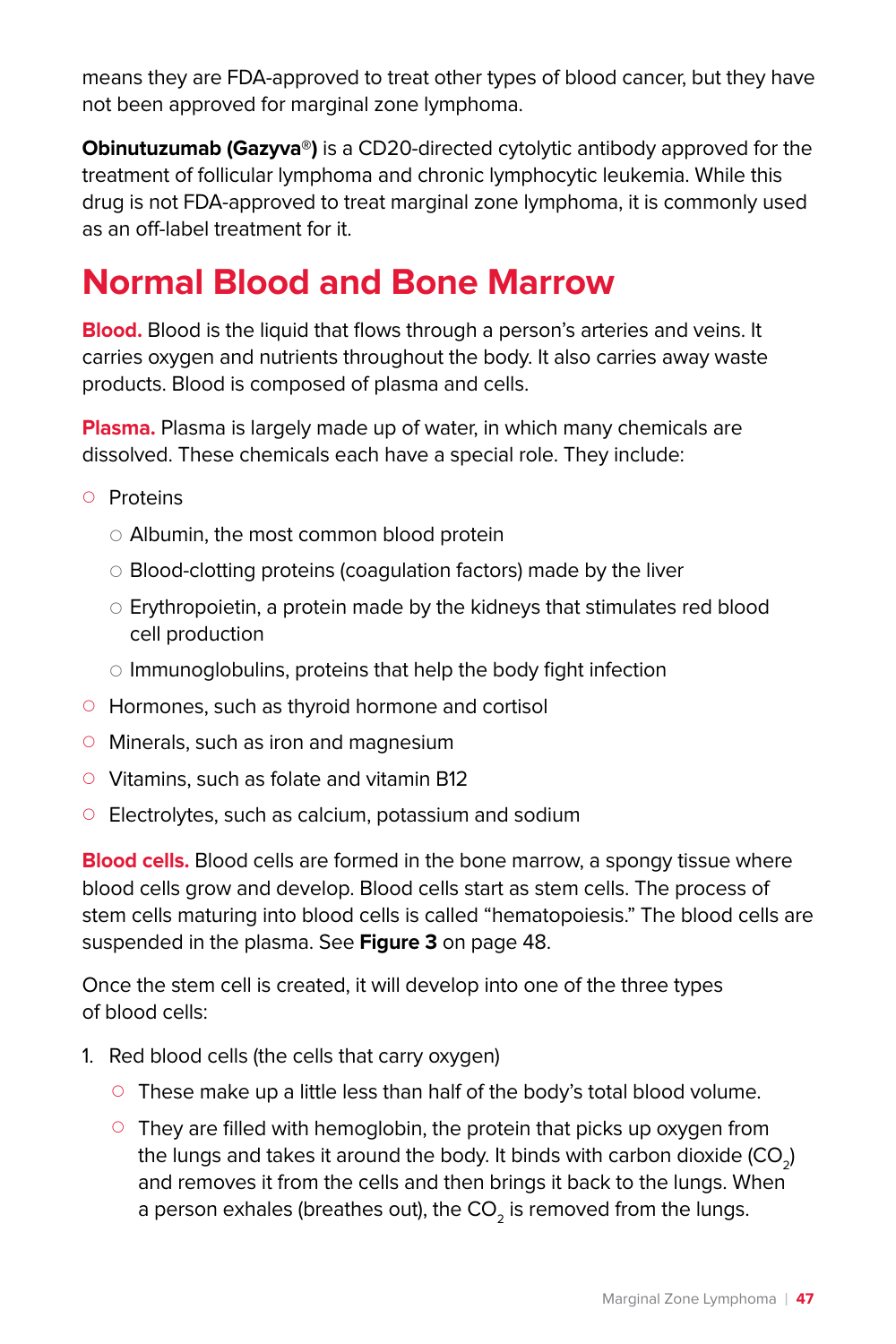means they are FDA-approved to treat other types of blood cancer, but they have not been approved for marginal zone lymphoma.

**Obinutuzumab (Gazyva®)** is a CD20-directed cytolytic antibody approved for the treatment of follicular lymphoma and chronic lymphocytic leukemia. While this drug is not FDA-approved to treat marginal zone lymphoma, it is commonly used as an off-label treatment for it.

## Normal Blood and Bone Marrow

**Blood.** Blood is the liquid that flows through a person's arteries and veins. It carries oxygen and nutrients throughout the body. It also carries away waste products. Blood is composed of plasma and cells.

**Plasma.** Plasma is largely made up of water, in which many chemicals are dissolved. These chemicals each have a special role. They include:

- Proteins
  - Albumin, the most common blood protein
  - Blood-clotting proteins (coagulation factors) made by the liver
  - Erythropoietin, a protein made by the kidneys that stimulates red blood cell production
  - Immunoglobulins, proteins that help the body fight infection
- Hormones, such as thyroid hormone and cortisol
- Minerals, such as iron and magnesium
- Vitamins, such as folate and vitamin B12
- Electrolytes, such as calcium, potassium and sodium

**Blood cells.** Blood cells are formed in the bone marrow, a spongy tissue where blood cells grow and develop. Blood cells start as stem cells. The process of stem cells maturing into blood cells is called "hematopoiesis." The blood cells are suspended in the plasma. See **Figure 3** on page 48.

Once the stem cell is created, it will develop into one of the three types of blood cells:

1. Red blood cells (the cells that carry oxygen)
   - These make up a little less than half of the body's total blood volume.
   - They are filled with hemoglobin, the protein that picks up oxygen from the lungs and takes it around the body. It binds with carbon dioxide ($CO_2$) and removes it from the cells and then brings it back to the lungs. When a person exhales (breathes out), the $CO_2$ is removed from the lungs.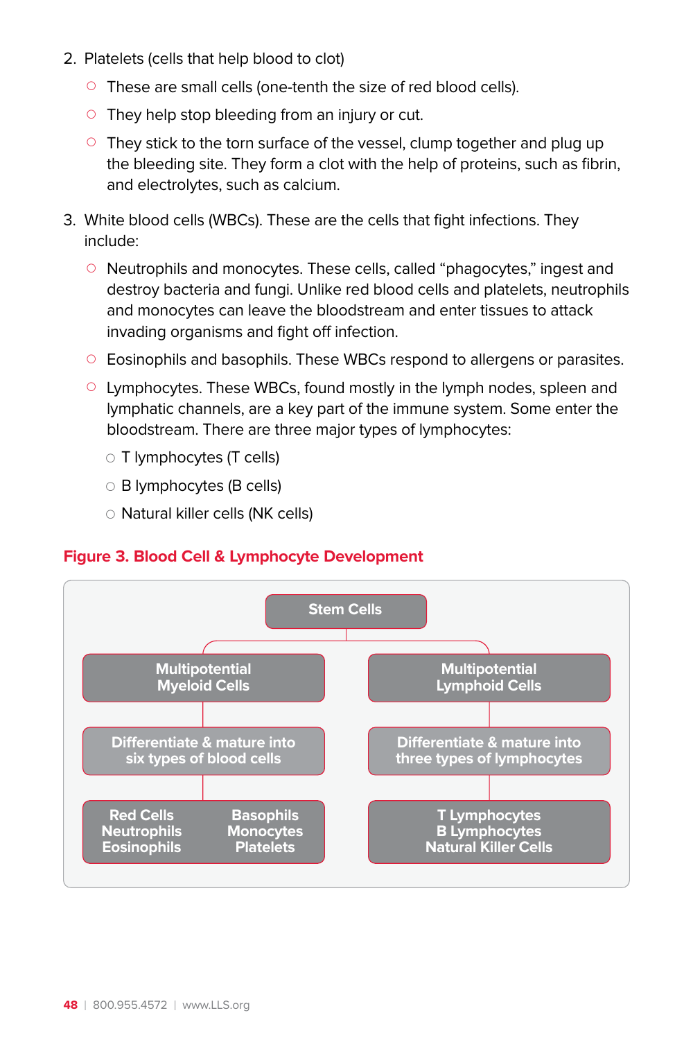2. Platelets (cells that help blood to clot)
   - These are small cells (one-tenth the size of red blood cells).
   - They help stop bleeding from an injury or cut.
   - They stick to the torn surface of the vessel, clump together and plug up the bleeding site. They form a clot with the help of proteins, such as fibrin, and electrolytes, such as calcium.

3. White blood cells (WBCs). These are the cells that fight infections. They include:
   - Neutrophils and monocytes. These cells, called “phagocytes,” ingest and destroy bacteria and fungi. Unlike red blood cells and platelets, neutrophils and monocytes can leave the bloodstream and enter tissues to attack invading organisms and fight off infection.
   - Eosinophils and basophils. These WBCs respond to allergens or parasites.
   - Lymphocytes. These WBCs, found mostly in the lymph nodes, spleen and lymphatic channels, are a key part of the immune system. Some enter the bloodstream. There are three major types of lymphocytes:
     - T lymphocytes (T cells)
     - B lymphocytes (B cells)
     - Natural killer cells (NK cells)

**Figure 3. Blood Cell & Lymphocyte Development**

Stem Cells

| Multipotential Myeloid Cells | Multipotential Lymphoid Cells |
|---|---|
| Differentiate & mature into six types of blood cells | Differentiate & mature into three types of lymphocytes |
| Red Cells, Neutrophils, Eosinophils, Basophils, Monocytes, Platelets | T Lymphocytes, B Lymphocytes, Natural Killer Cells |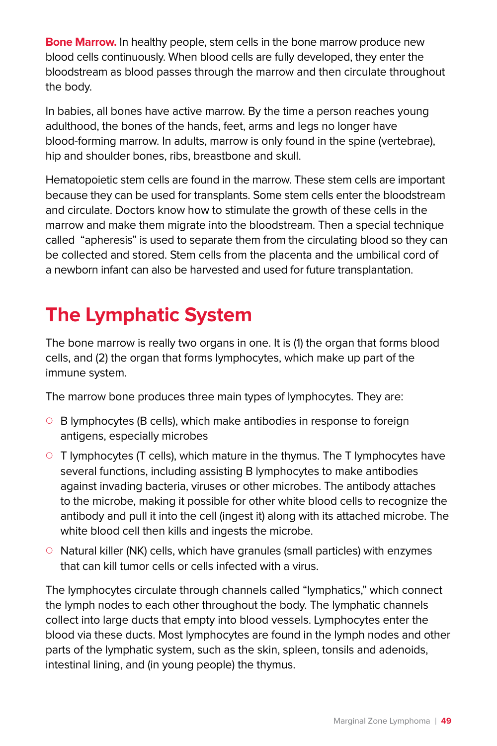**Bone Marrow.** In healthy people, stem cells in the bone marrow produce new blood cells continuously. When blood cells are fully developed, they enter the bloodstream as blood passes through the marrow and then circulate throughout the body.

In babies, all bones have active marrow. By the time a person reaches young adulthood, the bones of the hands, feet, arms and legs no longer have blood-forming marrow. In adults, marrow is only found in the spine (vertebrae), hip and shoulder bones, ribs, breastbone and skull.

Hematopoietic stem cells are found in the marrow. These stem cells are important because they can be used for transplants. Some stem cells enter the bloodstream and circulate. Doctors know how to stimulate the growth of these cells in the marrow and make them migrate into the bloodstream. Then a special technique called "apheresis" is used to separate them from the circulating blood so they can be collected and stored. Stem cells from the placenta and the umbilical cord of a newborn infant can also be harvested and used for future transplantation.

# The Lymphatic System

The bone marrow is really two organs in one. It is (1) the organ that forms blood cells, and (2) the organ that forms lymphocytes, which make up part of the immune system.

The marrow bone produces three main types of lymphocytes. They are:

- B lymphocytes (B cells), which make antibodies in response to foreign antigens, especially microbes
- T lymphocytes (T cells), which mature in the thymus. The T lymphocytes have several functions, including assisting B lymphocytes to make antibodies against invading bacteria, viruses or other microbes. The antibody attaches to the microbe, making it possible for other white blood cells to recognize the antibody and pull it into the cell (ingest it) along with its attached microbe. The white blood cell then kills and ingests the microbe.
- Natural killer (NK) cells, which have granules (small particles) with enzymes that can kill tumor cells or cells infected with a virus.

The lymphocytes circulate through channels called "lymphatics," which connect the lymph nodes to each other throughout the body. The lymphatic channels collect into large ducts that empty into blood vessels. Lymphocytes enter the blood via these ducts. Most lymphocytes are found in the lymph nodes and other parts of the lymphatic system, such as the skin, spleen, tonsils and adenoids, intestinal lining, and (in young people) the thymus.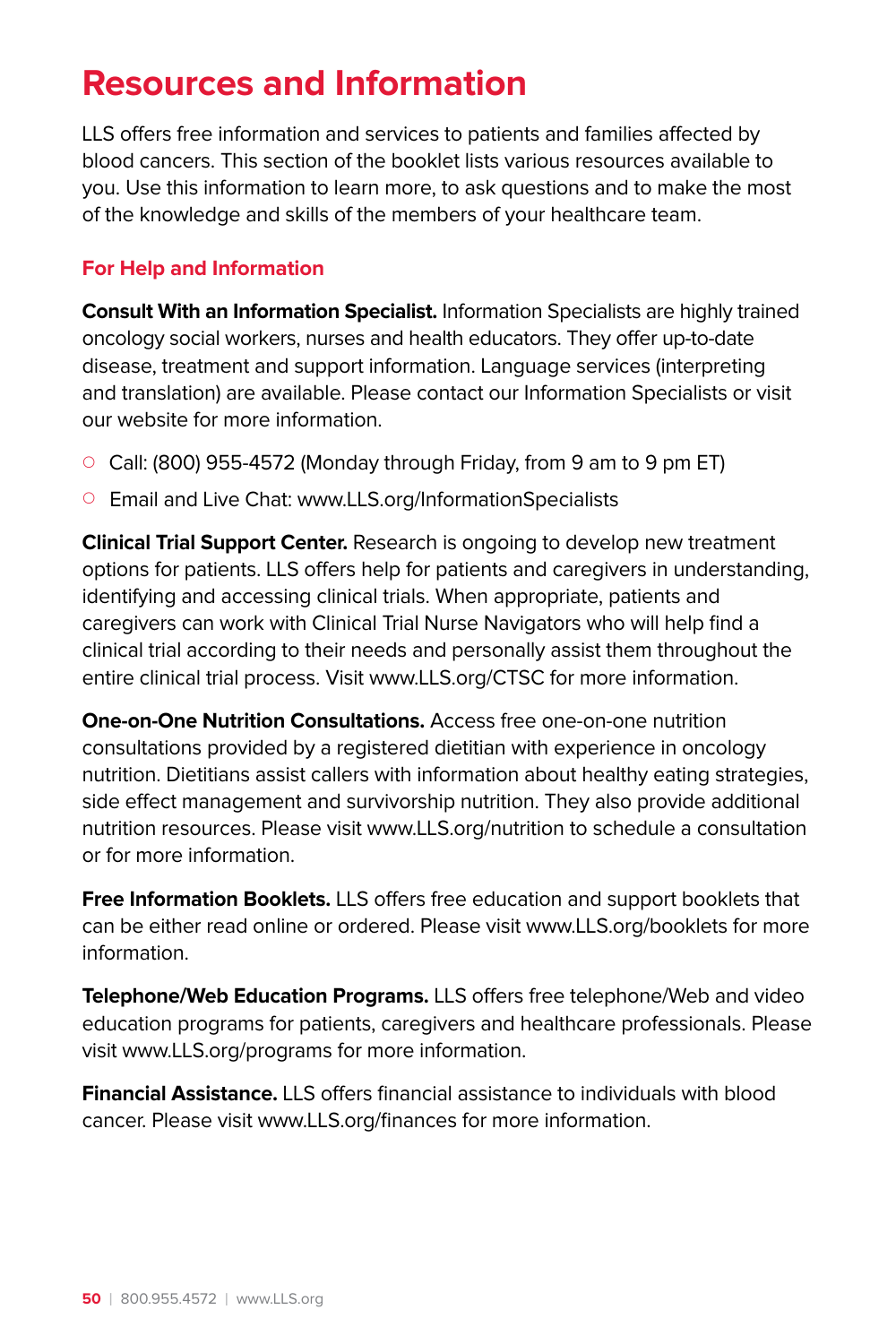# Resources and Information

LLS offers free information and services to patients and families affected by blood cancers. This section of the booklet lists various resources available to you. Use this information to learn more, to ask questions and to make the most of the knowledge and skills of the members of your healthcare team.

## For Help and Information

**Consult With an Information Specialist.** Information Specialists are highly trained oncology social workers, nurses and health educators. They offer up-to-date disease, treatment and support information. Language services (interpreting and translation) are available. Please contact our Information Specialists or visit our website for more information.

- Call: (800) 955-4572 (Monday through Friday, from 9 am to 9 pm ET)
- Email and Live Chat: www.LLS.org/InformationSpecialists

**Clinical Trial Support Center.** Research is ongoing to develop new treatment options for patients. LLS offers help for patients and caregivers in understanding, identifying and accessing clinical trials. When appropriate, patients and caregivers can work with Clinical Trial Nurse Navigators who will help find a clinical trial according to their needs and personally assist them throughout the entire clinical trial process. Visit www.LLS.org/CTSC for more information.

**One-on-One Nutrition Consultations.** Access free one-on-one nutrition consultations provided by a registered dietitian with experience in oncology nutrition. Dietitians assist callers with information about healthy eating strategies, side effect management and survivorship nutrition. They also provide additional nutrition resources. Please visit www.LLS.org/nutrition to schedule a consultation or for more information.

**Free Information Booklets.** LLS offers free education and support booklets that can be either read online or ordered. Please visit www.LLS.org/booklets for more information.

**Telephone/Web Education Programs.** LLS offers free telephone/Web and video education programs for patients, caregivers and healthcare professionals. Please visit www.LLS.org/programs for more information.

**Financial Assistance.** LLS offers financial assistance to individuals with blood cancer. Please visit www.LLS.org/finances for more information.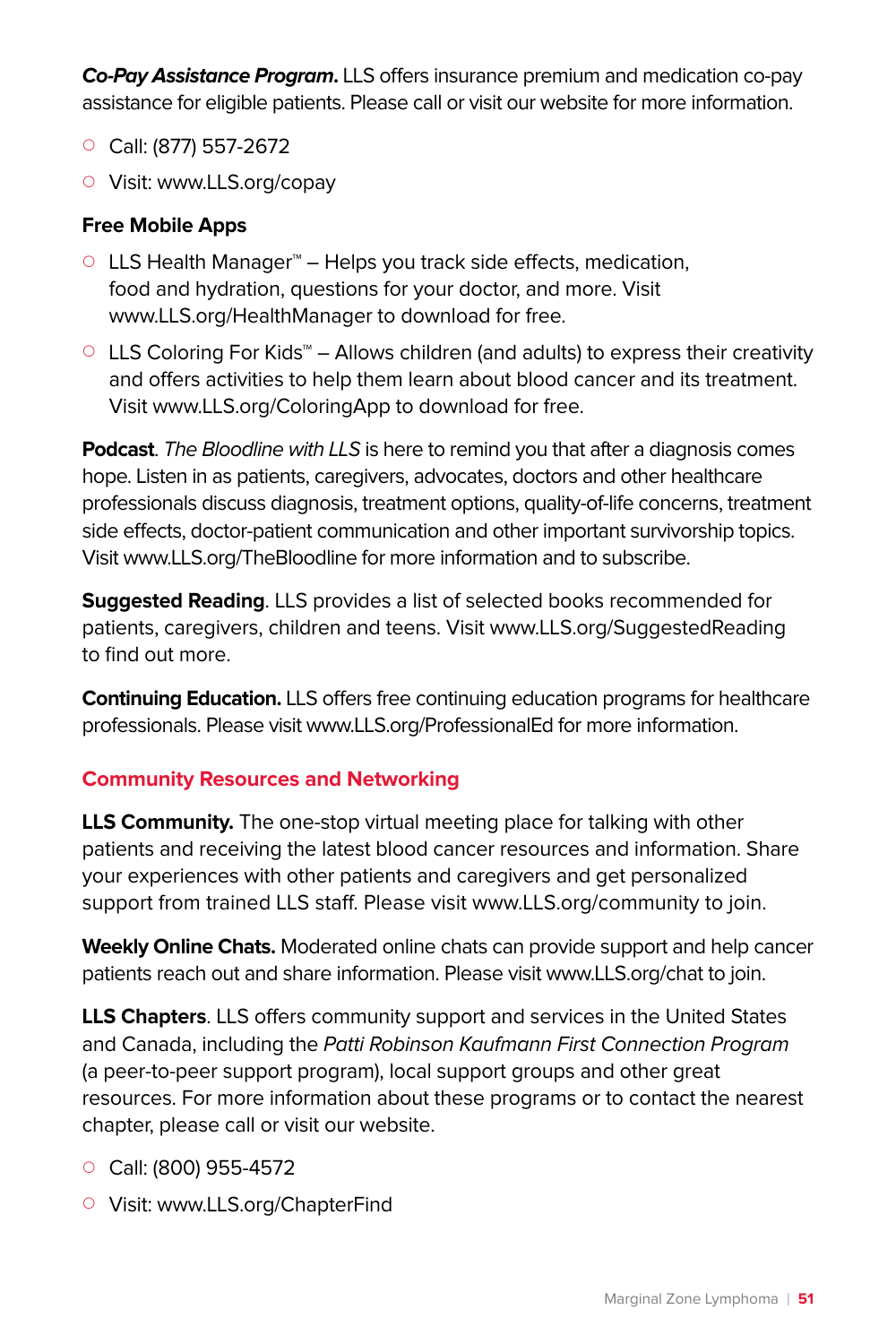***Co-Pay Assistance Program.*** LLS offers insurance premium and medication co-pay assistance for eligible patients. Please call or visit our website for more information.

- Call: (877) 557-2672
- Visit: www.LLS.org/copay

**Free Mobile Apps**

- LLS Health Manager™ – Helps you track side effects, medication, food and hydration, questions for your doctor, and more. Visit www.LLS.org/HealthManager to download for free.
- LLS Coloring For Kids™ – Allows children (and adults) to express their creativity and offers activities to help them learn about blood cancer and its treatment. Visit www.LLS.org/ColoringApp to download for free.

**Podcast**. *The Bloodline with LLS* is here to remind you that after a diagnosis comes hope. Listen in as patients, caregivers, advocates, doctors and other healthcare professionals discuss diagnosis, treatment options, quality-of-life concerns, treatment side effects, doctor-patient communication and other important survivorship topics. Visit www.LLS.org/TheBloodline for more information and to subscribe.

**Suggested Reading**. LLS provides a list of selected books recommended for patients, caregivers, children and teens. Visit www.LLS.org/SuggestedReading to find out more.

**Continuing Education.** LLS offers free continuing education programs for healthcare professionals. Please visit www.LLS.org/ProfessionalEd for more information.

## Community Resources and Networking

**LLS Community.** The one-stop virtual meeting place for talking with other patients and receiving the latest blood cancer resources and information. Share your experiences with other patients and caregivers and get personalized support from trained LLS staff. Please visit www.LLS.org/community to join.

**Weekly Online Chats.** Moderated online chats can provide support and help cancer patients reach out and share information. Please visit www.LLS.org/chat to join.

**LLS Chapters**. LLS offers community support and services in the United States and Canada, including the *Patti Robinson Kaufmann First Connection Program* (a peer-to-peer support program), local support groups and other great resources. For more information about these programs or to contact the nearest chapter, please call or visit our website.

- Call: (800) 955-4572
- Visit: www.LLS.org/ChapterFind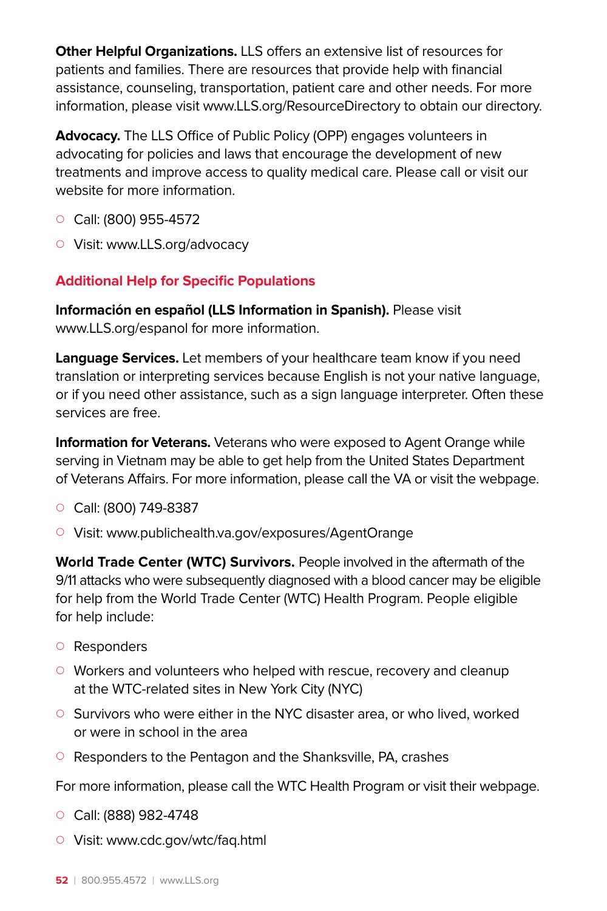**Other Helpful Organizations.** LLS offers an extensive list of resources for patients and families. There are resources that provide help with financial assistance, counseling, transportation, patient care and other needs. For more information, please visit www.LLS.org/ResourceDirectory to obtain our directory.

**Advocacy.** The LLS Office of Public Policy (OPP) engages volunteers in advocating for policies and laws that encourage the development of new treatments and improve access to quality medical care. Please call or visit our website for more information.

- Call: (800) 955-4572
- Visit: www.LLS.org/advocacy

## Additional Help for Specific Populations

**Información en español (LLS Information in Spanish).** Please visit www.LLS.org/espanol for more information.

**Language Services.** Let members of your healthcare team know if you need translation or interpreting services because English is not your native language, or if you need other assistance, such as a sign language interpreter. Often these services are free.

**Information for Veterans.** Veterans who were exposed to Agent Orange while serving in Vietnam may be able to get help from the United States Department of Veterans Affairs. For more information, please call the VA or visit the webpage.

- Call: (800) 749-8387
- Visit: www.publichealth.va.gov/exposures/AgentOrange

**World Trade Center (WTC) Survivors.** People involved in the aftermath of the 9/11 attacks who were subsequently diagnosed with a blood cancer may be eligible for help from the World Trade Center (WTC) Health Program. People eligible for help include:

- Responders
- Workers and volunteers who helped with rescue, recovery and cleanup at the WTC-related sites in New York City (NYC)
- Survivors who were either in the NYC disaster area, or who lived, worked or were in school in the area
- Responders to the Pentagon and the Shanksville, PA, crashes

For more information, please call the WTC Health Program or visit their webpage.

- Call: (888) 982-4748
- Visit: www.cdc.gov/wtc/faq.html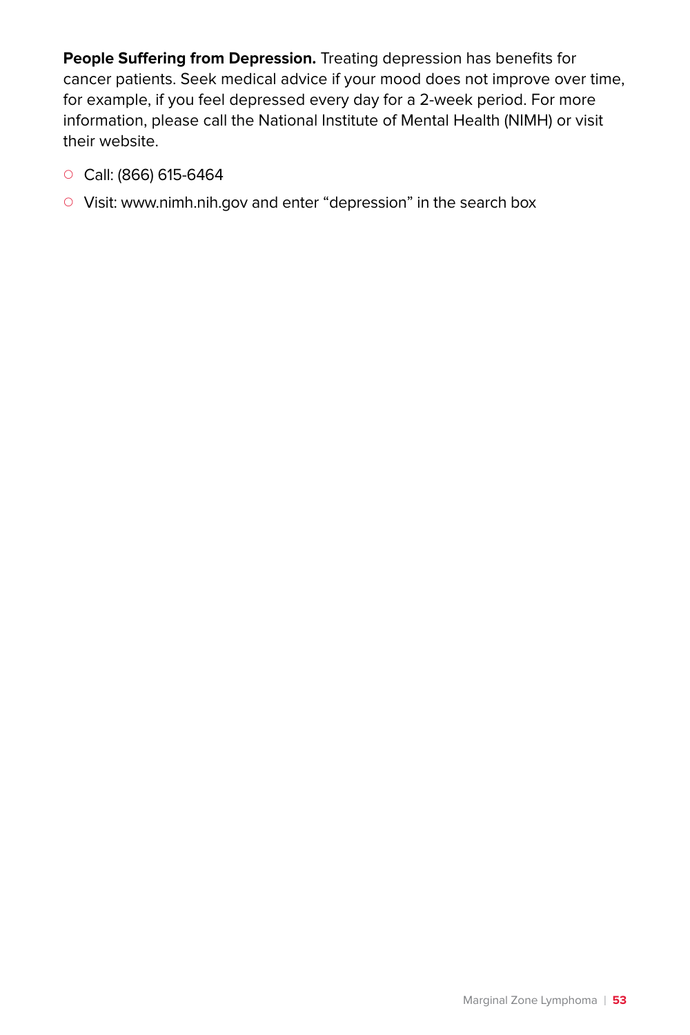**People Suffering from Depression.** Treating depression has benefits for cancer patients. Seek medical advice if your mood does not improve over time, for example, if you feel depressed every day for a 2-week period. For more information, please call the National Institute of Mental Health (NIMH) or visit their website.

- Call: (866) 615-6464
- Visit: www.nimh.nih.gov and enter "depression" in the search box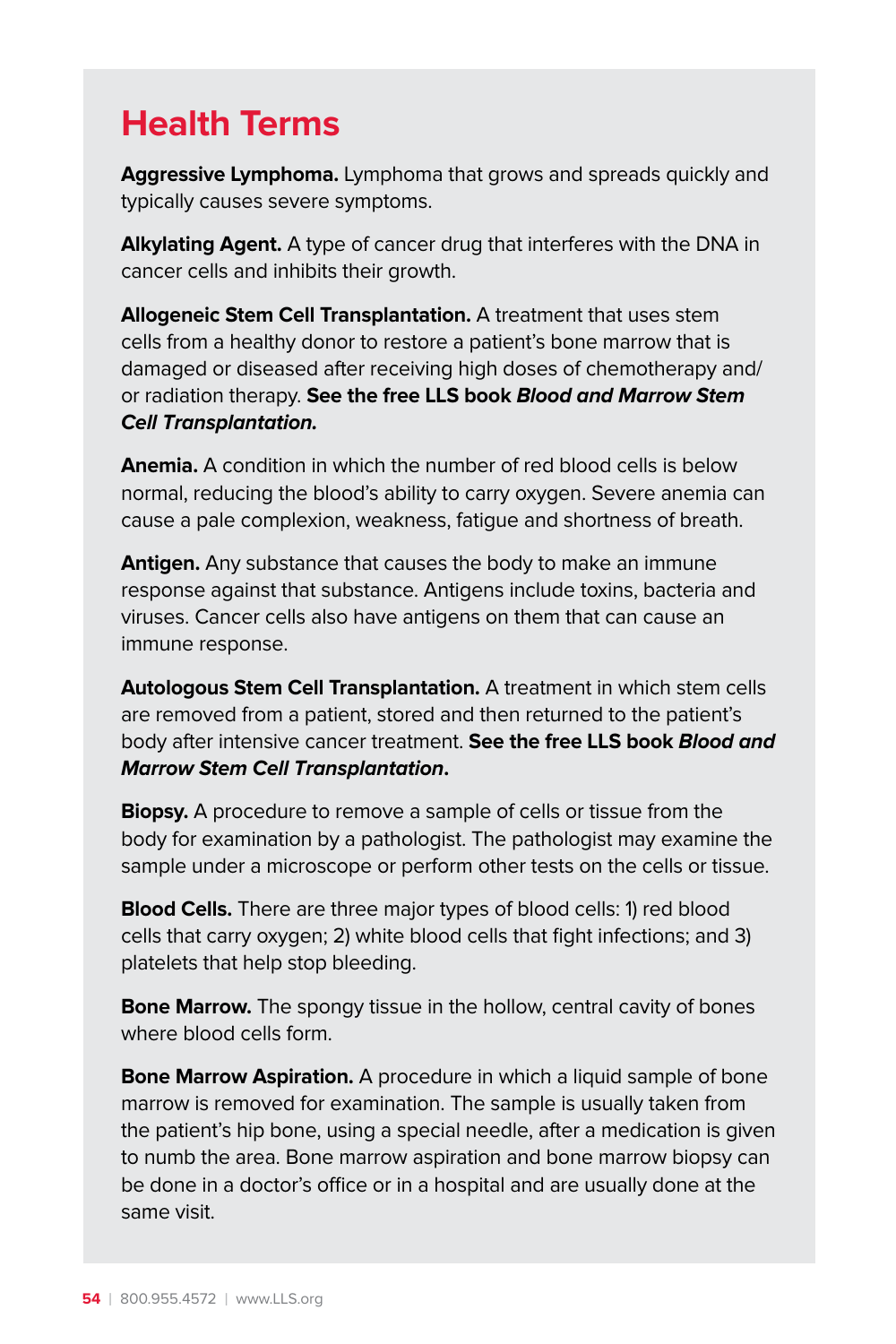## Health Terms

**Aggressive Lymphoma.** Lymphoma that grows and spreads quickly and typically causes severe symptoms.

**Alkylating Agent.** A type of cancer drug that interferes with the DNA in cancer cells and inhibits their growth.

**Allogeneic Stem Cell Transplantation.** A treatment that uses stem cells from a healthy donor to restore a patient's bone marrow that is damaged or diseased after receiving high doses of chemotherapy and/or radiation therapy. **See the free LLS book *Blood and Marrow Stem Cell Transplantation.***

**Anemia.** A condition in which the number of red blood cells is below normal, reducing the blood's ability to carry oxygen. Severe anemia can cause a pale complexion, weakness, fatigue and shortness of breath.

**Antigen.** Any substance that causes the body to make an immune response against that substance. Antigens include toxins, bacteria and viruses. Cancer cells also have antigens on them that can cause an immune response.

**Autologous Stem Cell Transplantation.** A treatment in which stem cells are removed from a patient, stored and then returned to the patient's body after intensive cancer treatment. **See the free LLS book *Blood and Marrow Stem Cell Transplantation*.**

**Biopsy.** A procedure to remove a sample of cells or tissue from the body for examination by a pathologist. The pathologist may examine the sample under a microscope or perform other tests on the cells or tissue.

**Blood Cells.** There are three major types of blood cells: 1) red blood cells that carry oxygen; 2) white blood cells that fight infections; and 3) platelets that help stop bleeding.

**Bone Marrow.** The spongy tissue in the hollow, central cavity of bones where blood cells form.

**Bone Marrow Aspiration.** A procedure in which a liquid sample of bone marrow is removed for examination. The sample is usually taken from the patient's hip bone, using a special needle, after a medication is given to numb the area. Bone marrow aspiration and bone marrow biopsy can be done in a doctor's office or in a hospital and are usually done at the same visit.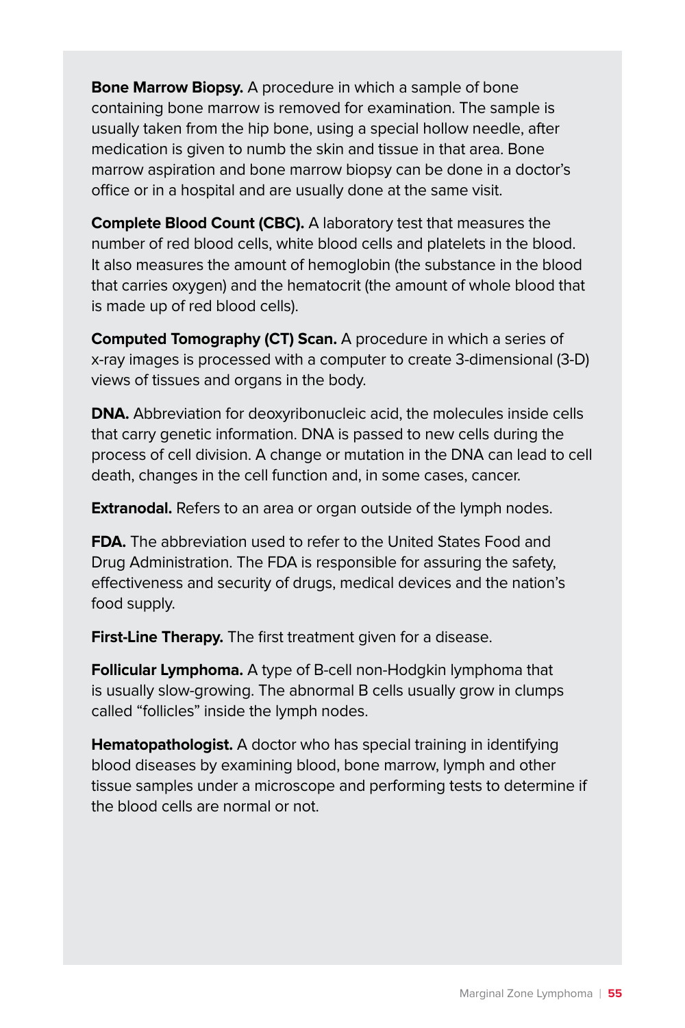**Bone Marrow Biopsy.** A procedure in which a sample of bone containing bone marrow is removed for examination. The sample is usually taken from the hip bone, using a special hollow needle, after medication is given to numb the skin and tissue in that area. Bone marrow aspiration and bone marrow biopsy can be done in a doctor's office or in a hospital and are usually done at the same visit.

**Complete Blood Count (CBC).** A laboratory test that measures the number of red blood cells, white blood cells and platelets in the blood. It also measures the amount of hemoglobin (the substance in the blood that carries oxygen) and the hematocrit (the amount of whole blood that is made up of red blood cells).

**Computed Tomography (CT) Scan.** A procedure in which a series of x-ray images is processed with a computer to create 3-dimensional (3-D) views of tissues and organs in the body.

**DNA.** Abbreviation for deoxyribonucleic acid, the molecules inside cells that carry genetic information. DNA is passed to new cells during the process of cell division. A change or mutation in the DNA can lead to cell death, changes in the cell function and, in some cases, cancer.

**Extranodal.** Refers to an area or organ outside of the lymph nodes.

**FDA.** The abbreviation used to refer to the United States Food and Drug Administration. The FDA is responsible for assuring the safety, effectiveness and security of drugs, medical devices and the nation's food supply.

**First-Line Therapy.** The first treatment given for a disease.

**Follicular Lymphoma.** A type of B-cell non-Hodgkin lymphoma that is usually slow-growing. The abnormal B cells usually grow in clumps called "follicles" inside the lymph nodes.

**Hematopathologist.** A doctor who has special training in identifying blood diseases by examining blood, bone marrow, lymph and other tissue samples under a microscope and performing tests to determine if the blood cells are normal or not.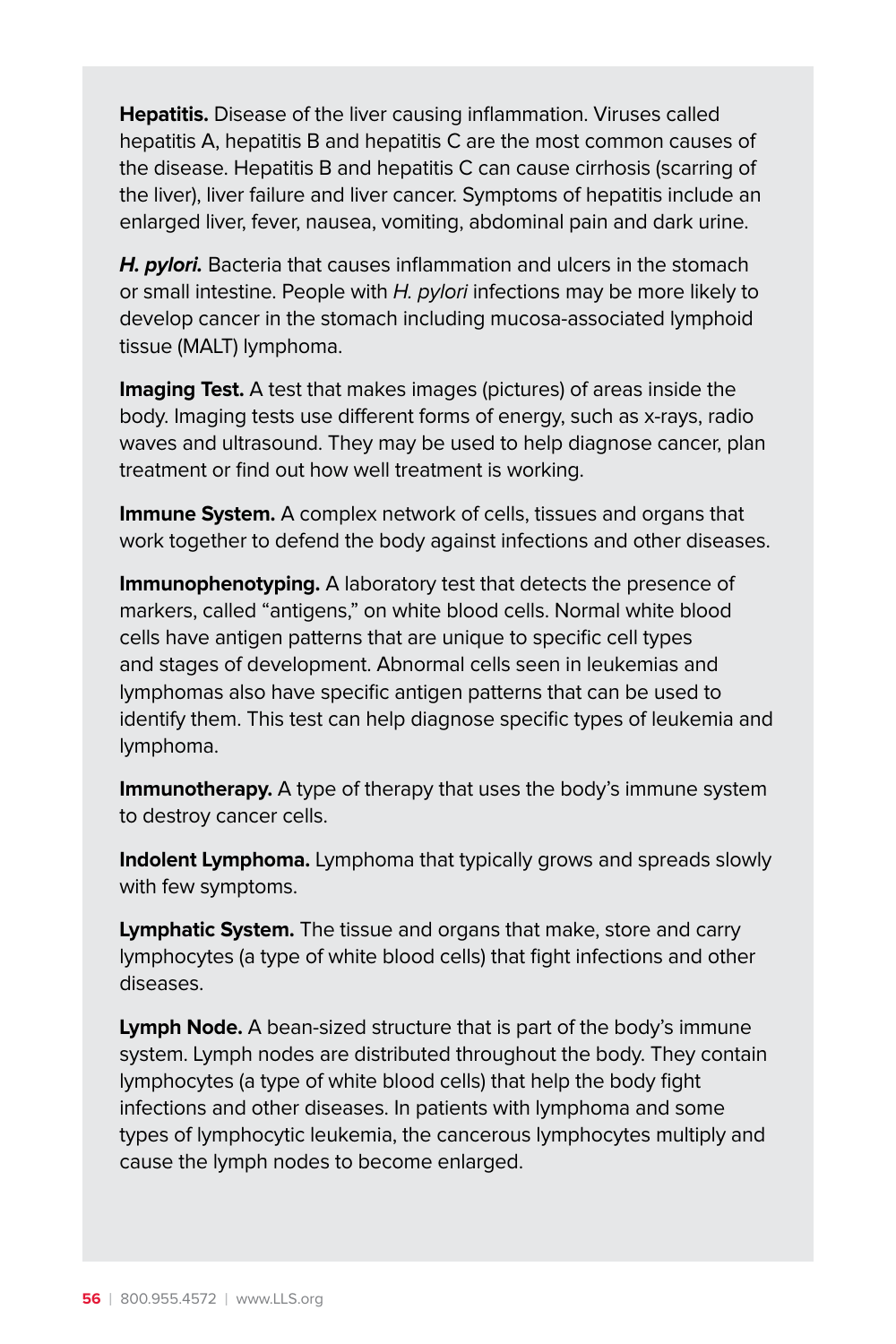**Hepatitis.** Disease of the liver causing inflammation. Viruses called hepatitis A, hepatitis B and hepatitis C are the most common causes of the disease. Hepatitis B and hepatitis C can cause cirrhosis (scarring of the liver), liver failure and liver cancer. Symptoms of hepatitis include an enlarged liver, fever, nausea, vomiting, abdominal pain and dark urine.

***H. pylori.*** Bacteria that causes inflammation and ulcers in the stomach or small intestine. People with *H. pylori* infections may be more likely to develop cancer in the stomach including mucosa-associated lymphoid tissue (MALT) lymphoma.

**Imaging Test.** A test that makes images (pictures) of areas inside the body. Imaging tests use different forms of energy, such as x-rays, radio waves and ultrasound. They may be used to help diagnose cancer, plan treatment or find out how well treatment is working.

**Immune System.** A complex network of cells, tissues and organs that work together to defend the body against infections and other diseases.

**Immunophenotyping.** A laboratory test that detects the presence of markers, called "antigens," on white blood cells. Normal white blood cells have antigen patterns that are unique to specific cell types and stages of development. Abnormal cells seen in leukemias and lymphomas also have specific antigen patterns that can be used to identify them. This test can help diagnose specific types of leukemia and lymphoma.

**Immunotherapy.** A type of therapy that uses the body's immune system to destroy cancer cells.

**Indolent Lymphoma.** Lymphoma that typically grows and spreads slowly with few symptoms.

**Lymphatic System.** The tissue and organs that make, store and carry lymphocytes (a type of white blood cells) that fight infections and other diseases.

**Lymph Node.** A bean-sized structure that is part of the body's immune system. Lymph nodes are distributed throughout the body. They contain lymphocytes (a type of white blood cells) that help the body fight infections and other diseases. In patients with lymphoma and some types of lymphocytic leukemia, the cancerous lymphocytes multiply and cause the lymph nodes to become enlarged.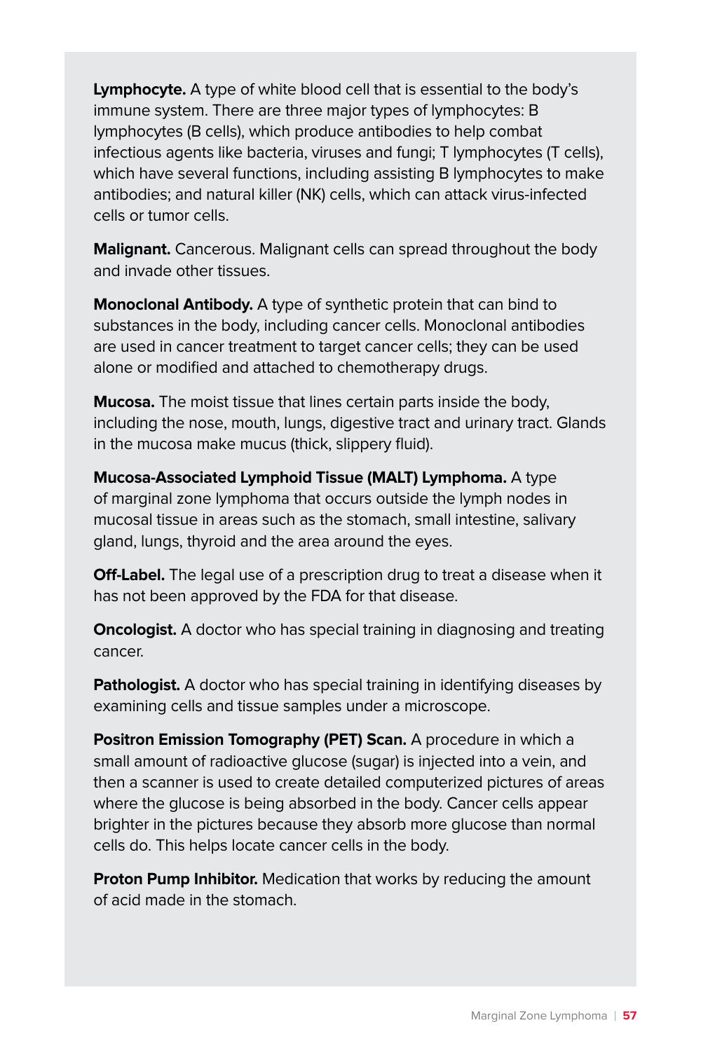**Lymphocyte.** A type of white blood cell that is essential to the body's immune system. There are three major types of lymphocytes: B lymphocytes (B cells), which produce antibodies to help combat infectious agents like bacteria, viruses and fungi; T lymphocytes (T cells), which have several functions, including assisting B lymphocytes to make antibodies; and natural killer (NK) cells, which can attack virus-infected cells or tumor cells.

**Malignant.** Cancerous. Malignant cells can spread throughout the body and invade other tissues.

**Monoclonal Antibody.** A type of synthetic protein that can bind to substances in the body, including cancer cells. Monoclonal antibodies are used in cancer treatment to target cancer cells; they can be used alone or modified and attached to chemotherapy drugs.

**Mucosa.** The moist tissue that lines certain parts inside the body, including the nose, mouth, lungs, digestive tract and urinary tract. Glands in the mucosa make mucus (thick, slippery fluid).

**Mucosa-Associated Lymphoid Tissue (MALT) Lymphoma.** A type of marginal zone lymphoma that occurs outside the lymph nodes in mucosal tissue in areas such as the stomach, small intestine, salivary gland, lungs, thyroid and the area around the eyes.

**Off-Label.** The legal use of a prescription drug to treat a disease when it has not been approved by the FDA for that disease.

**Oncologist.** A doctor who has special training in diagnosing and treating cancer.

**Pathologist.** A doctor who has special training in identifying diseases by examining cells and tissue samples under a microscope.

**Positron Emission Tomography (PET) Scan.** A procedure in which a small amount of radioactive glucose (sugar) is injected into a vein, and then a scanner is used to create detailed computerized pictures of areas where the glucose is being absorbed in the body. Cancer cells appear brighter in the pictures because they absorb more glucose than normal cells do. This helps locate cancer cells in the body.

**Proton Pump Inhibitor.** Medication that works by reducing the amount of acid made in the stomach.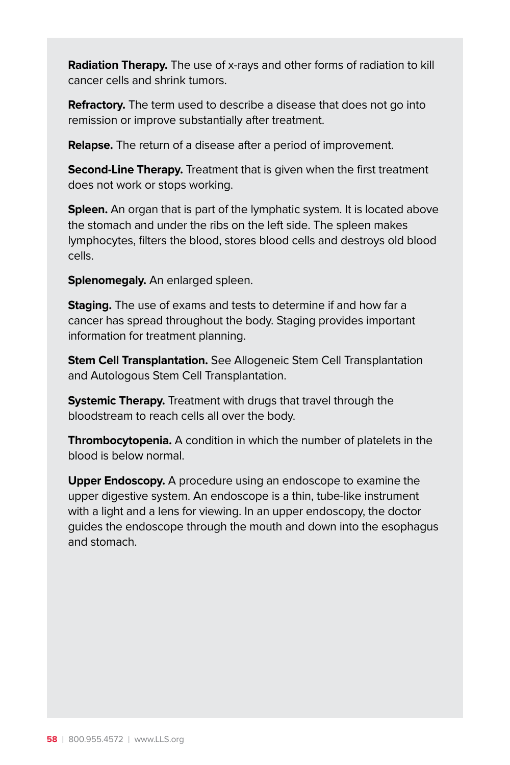**Radiation Therapy.** The use of x-rays and other forms of radiation to kill cancer cells and shrink tumors.

**Refractory.** The term used to describe a disease that does not go into remission or improve substantially after treatment.

**Relapse.** The return of a disease after a period of improvement.

**Second-Line Therapy.** Treatment that is given when the first treatment does not work or stops working.

**Spleen.** An organ that is part of the lymphatic system. It is located above the stomach and under the ribs on the left side. The spleen makes lymphocytes, filters the blood, stores blood cells and destroys old blood cells.

**Splenomegaly.** An enlarged spleen.

**Staging.** The use of exams and tests to determine if and how far a cancer has spread throughout the body. Staging provides important information for treatment planning.

**Stem Cell Transplantation.** See Allogeneic Stem Cell Transplantation and Autologous Stem Cell Transplantation.

**Systemic Therapy.** Treatment with drugs that travel through the bloodstream to reach cells all over the body.

**Thrombocytopenia.** A condition in which the number of platelets in the blood is below normal.

**Upper Endoscopy.** A procedure using an endoscope to examine the upper digestive system. An endoscope is a thin, tube-like instrument with a light and a lens for viewing. In an upper endoscopy, the doctor guides the endoscope through the mouth and down into the esophagus and stomach.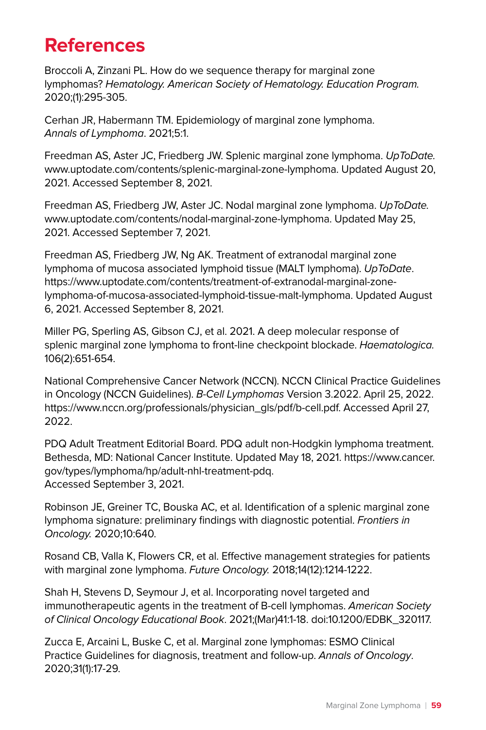# References

Broccoli A, Zinzani PL. How do we sequence therapy for marginal zone lymphomas? *Hematology. American Society of Hematology. Education Program.* 2020;(1):295-305.

Cerhan JR, Habermann TM. Epidemiology of marginal zone lymphoma. *Annals of Lymphoma*. 2021;5:1.

Freedman AS, Aster JC, Friedberg JW. Splenic marginal zone lymphoma. *UpToDate.* www.uptodate.com/contents/splenic-marginal-zone-lymphoma. Updated August 20, 2021. Accessed September 8, 2021.

Freedman AS, Friedberg JW, Aster JC. Nodal marginal zone lymphoma. *UpToDate.* www.uptodate.com/contents/nodal-marginal-zone-lymphoma. Updated May 25, 2021. Accessed September 7, 2021.

Freedman AS, Friedberg JW, Ng AK. Treatment of extranodal marginal zone lymphoma of mucosa associated lymphoid tissue (MALT lymphoma). *UpToDate*. https://www.uptodate.com/contents/treatment-of-extranodal-marginal-zone-lymphoma-of-mucosa-associated-lymphoid-tissue-malt-lymphoma. Updated August 6, 2021. Accessed September 8, 2021.

Miller PG, Sperling AS, Gibson CJ, et al. 2021. A deep molecular response of splenic marginal zone lymphoma to front-line checkpoint blockade. *Haematologica.* 106(2):651-654.

National Comprehensive Cancer Network (NCCN). NCCN Clinical Practice Guidelines in Oncology (NCCN Guidelines). *B-Cell Lymphomas* Version 3.2022. April 25, 2022. https://www.nccn.org/professionals/physician_gls/pdf/b-cell.pdf. Accessed April 27, 2022.

PDQ Adult Treatment Editorial Board. PDQ adult non-Hodgkin lymphoma treatment. Bethesda, MD: National Cancer Institute. Updated May 18, 2021. https://www.cancer.gov/types/lymphoma/hp/adult-nhl-treatment-pdq. Accessed September 3, 2021.

Robinson JE, Greiner TC, Bouska AC, et al. Identification of a splenic marginal zone lymphoma signature: preliminary findings with diagnostic potential. *Frontiers in Oncology.* 2020;10:640.

Rosand CB, Valla K, Flowers CR, et al. Effective management strategies for patients with marginal zone lymphoma. *Future Oncology.* 2018;14(12):1214-1222.

Shah H, Stevens D, Seymour J, et al. Incorporating novel targeted and immunotherapeutic agents in the treatment of B-cell lymphomas. *American Society of Clinical Oncology Educational Book*. 2021;(Mar)41:1-18. doi:10.1200/EDBK_320117.

Zucca E, Arcaini L, Buske C, et al. Marginal zone lymphomas: ESMO Clinical Practice Guidelines for diagnosis, treatment and follow-up. *Annals of Oncology*. 2020;31(1):17-29.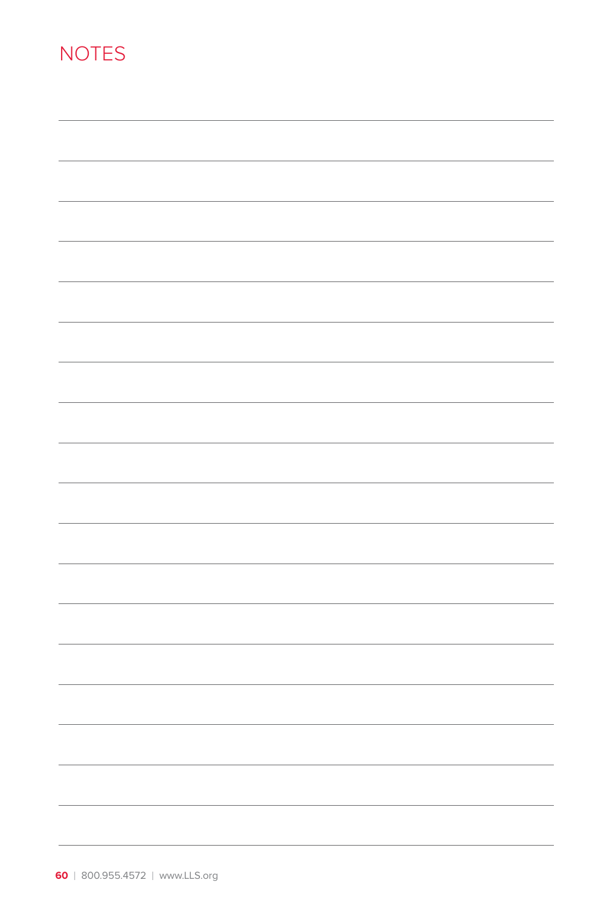# NOTES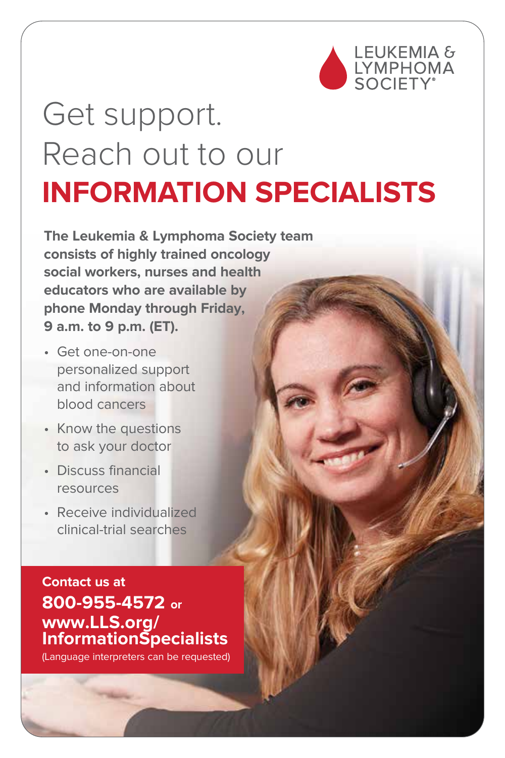LEUKEMIA & LYMPHOMA SOCIETY®

# Get support. Reach out to our INFORMATION SPECIALISTS

**The Leukemia & Lymphoma Society team consists of highly trained oncology social workers, nurses and health educators who are available by phone Monday through Friday, 9 a.m. to 9 p.m. (ET).**

- Get one-on-one personalized support and information about blood cancers
- Know the questions to ask your doctor
- Discuss financial resources
- Receive individualized clinical-trial searches

**Contact us at**
**800-955-4572** or
**www.LLS.org/InformationSpecialists**
(Language interpreters can be requested)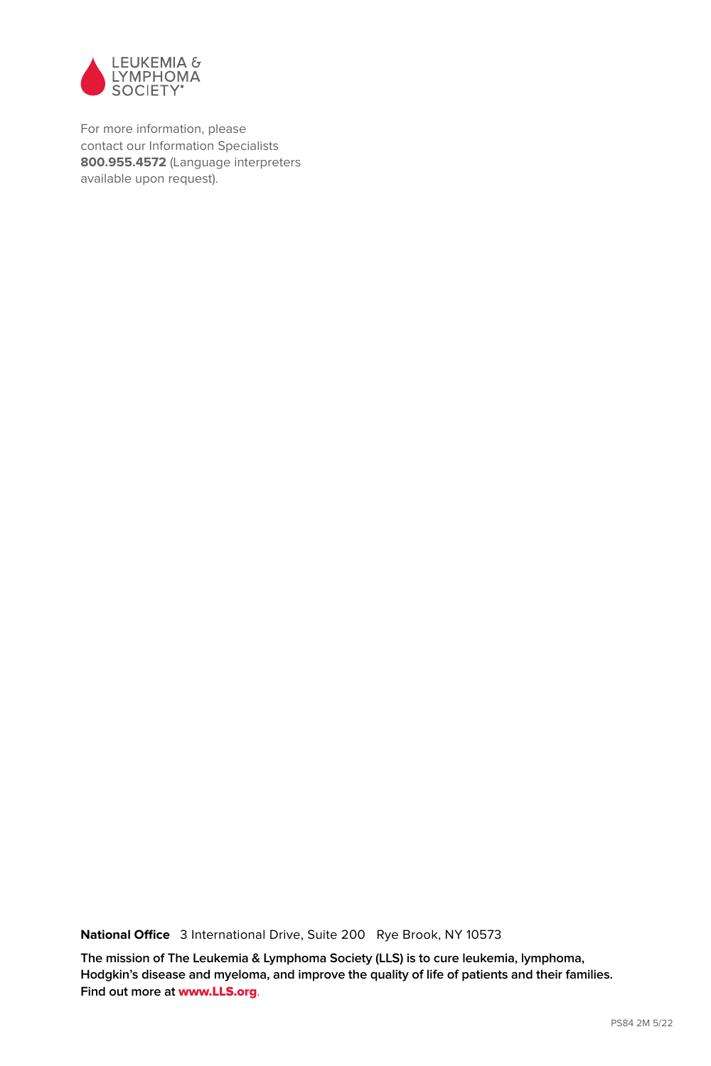LEUKEMIA & LYMPHOMA SOCIETY®

For more information, please contact our Information Specialists **800.955.4572** (Language interpreters available upon request).

**National Office** 3 International Drive, Suite 200 Rye Brook, NY 10573

**The mission of The Leukemia & Lymphoma Society (LLS) is to cure leukemia, lymphoma, Hodgkin's disease and myeloma, and improve the quality of life of patients and their families. Find out more at www.LLS.org.**

PS84 2M 5/22